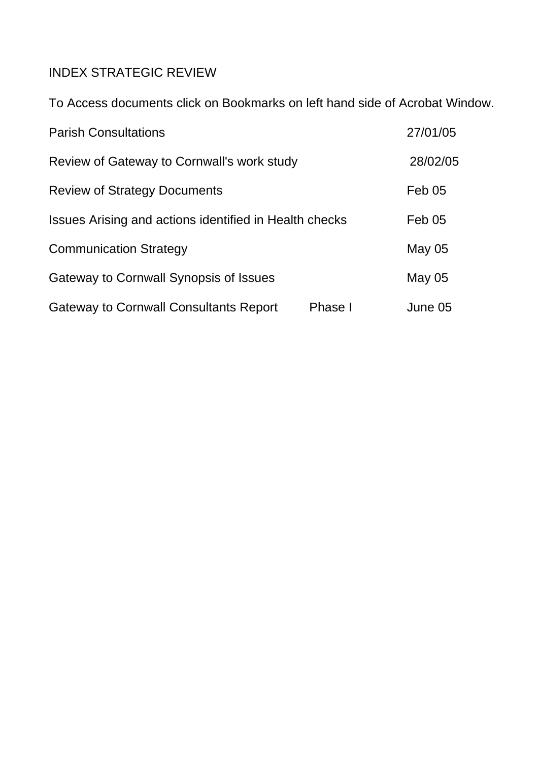# INDEX STRATEGIC REVIEW

To Access documents click on Bookmarks on left hand side of Acrobat Window.

| | | |
|---|---|---|
| Parish Consultations | | 27/01/05 |
| Review of Gateway to Cornwall's work study | | 28/02/05 |
| Review of Strategy Documents | | Feb 05 |
| Issues Arising and actions identified in Health checks | | Feb 05 |
| Communication Strategy | | May 05 |
| Gateway to Cornwall Synopsis of Issues | | May 05 |
| Gateway to Cornwall Consultants Report | Phase I | June 05 |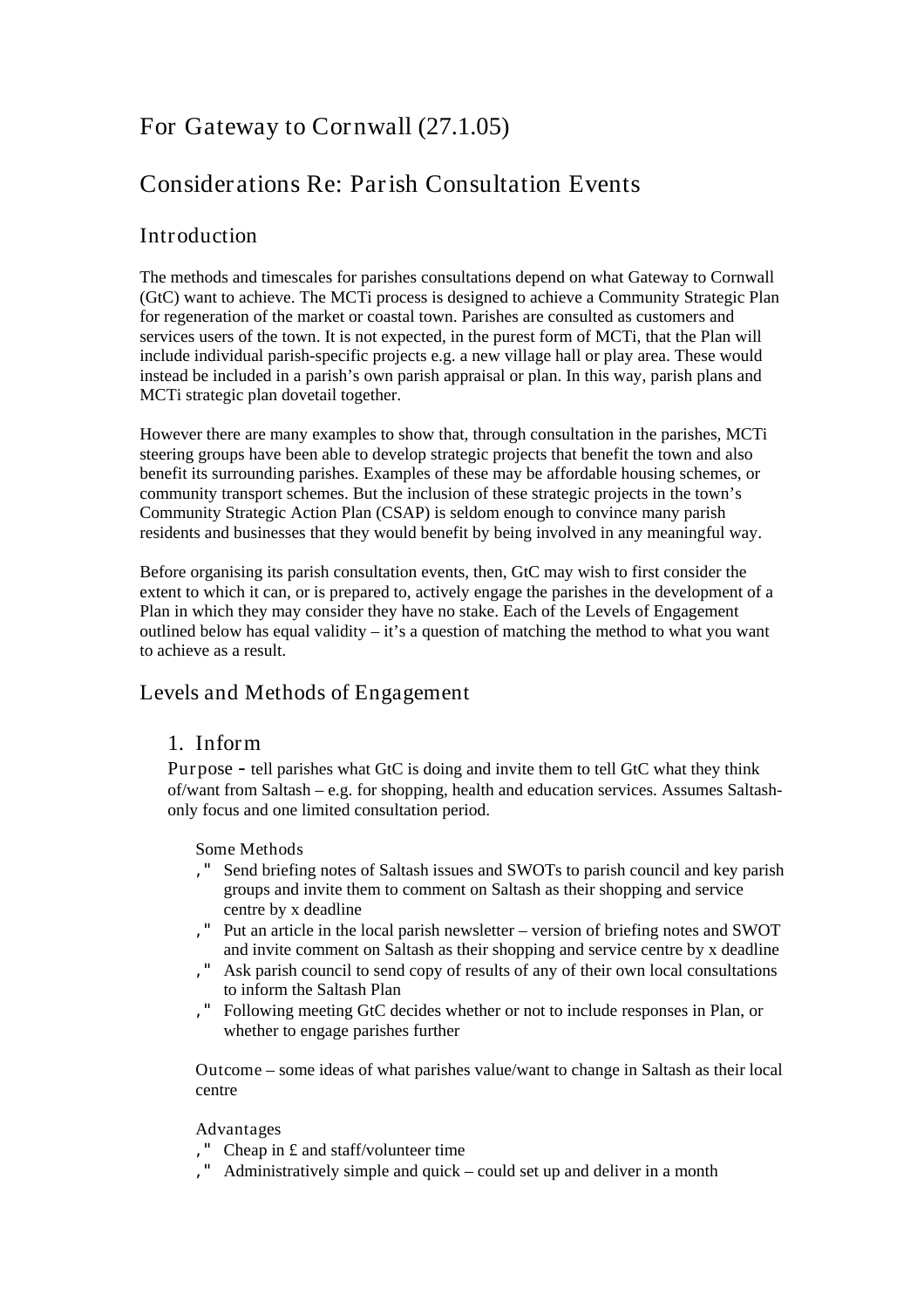# For Gateway to Cornwall (27.1.05)

# Considerations Re: Parish Consultation Events

## Introduction

The methods and timescales for parishes consultations depend on what Gateway to Cornwall (GtC) want to achieve. The MCTi process is designed to achieve a Community Strategic Plan for regeneration of the market or coastal town. Parishes are consulted as customers and services users of the town. It is not expected, in the purest form of MCTi, that the Plan will include individual parish-specific projects e.g. a new village hall or play area. These would instead be included in a parish's own parish appraisal or plan. In this way, parish plans and MCTi strategic plan dovetail together.

However there are many examples to show that, through consultation in the parishes, MCTi steering groups have been able to develop strategic projects that benefit the town and also benefit its surrounding parishes. Examples of these may be affordable housing schemes, or community transport schemes. But the inclusion of these strategic projects in the town's Community Strategic Action Plan (CSAP) is seldom enough to convince many parish residents and businesses that they would benefit by being involved in any meaningful way.

Before organising its parish consultation events, then, GtC may wish to first consider the extent to which it can, or is prepared to, actively engage the parishes in the development of a Plan in which they may consider they have no stake. Each of the Levels of Engagement outlined below has equal validity – it's a question of matching the method to what you want to achieve as a result.

## Levels and Methods of Engagement

### 1. Inform

Purpose - tell parishes what GtC is doing and invite them to tell GtC what they think of/want from Saltash – e.g. for shopping, health and education services. Assumes Saltash-only focus and one limited consultation period.

Some Methods

- Send briefing notes of Saltash issues and SWOTs to parish council and key parish groups and invite them to comment on Saltash as their shopping and service centre by x deadline
- Put an article in the local parish newsletter – version of briefing notes and SWOT and invite comment on Saltash as their shopping and service centre by x deadline
- Ask parish council to send copy of results of any of their own local consultations to inform the Saltash Plan
- Following meeting GtC decides whether or not to include responses in Plan, or whether to engage parishes further

Outcome – some ideas of what parishes value/want to change in Saltash as their local centre

Advantages

- Cheap in £ and staff/volunteer time
- Administratively simple and quick – could set up and deliver in a month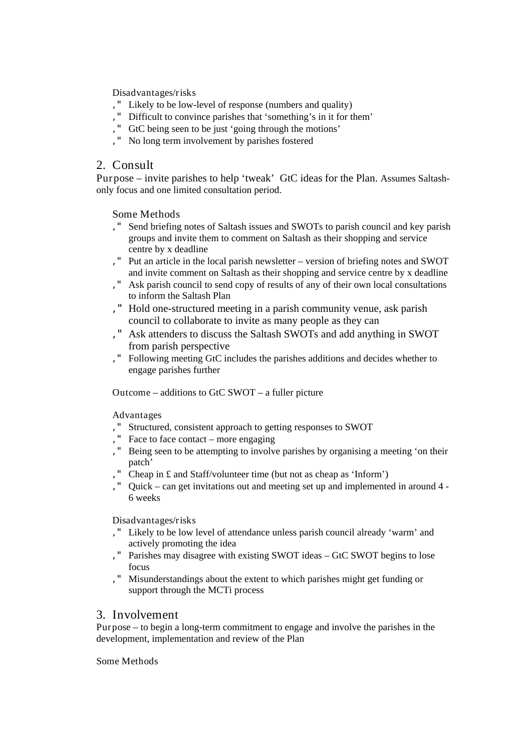Disadvantages/risks

- Likely to be low-level of response (numbers and quality)
- Difficult to convince parishes that 'something's in it for them'
- GtC being seen to be just 'going through the motions'
- No long term involvement by parishes fostered

## 2. Consult

Purpose – invite parishes to help 'tweak' GtC ideas for the Plan. Assumes Saltash-only focus and one limited consultation period.

Some Methods

- Send briefing notes of Saltash issues and SWOTs to parish council and key parish groups and invite them to comment on Saltash as their shopping and service centre by x deadline
- Put an article in the local parish newsletter – version of briefing notes and SWOT and invite comment on Saltash as their shopping and service centre by x deadline
- Ask parish council to send copy of results of any of their own local consultations to inform the Saltash Plan
- Hold one-structured meeting in a parish community venue, ask parish council to collaborate to invite as many people as they can
- Ask attenders to discuss the Saltash SWOTs and add anything in SWOT from parish perspective
- Following meeting GtC includes the parishes additions and decides whether to engage parishes further

Outcome – additions to GtC SWOT – a fuller picture

Advantages

- Structured, consistent approach to getting responses to SWOT
- Face to face contact – more engaging
- Being seen to be attempting to involve parishes by organising a meeting 'on their patch'
- Cheap in £ and Staff/volunteer time (but not as cheap as 'Inform')
- Quick – can get invitations out and meeting set up and implemented in around 4 - 6 weeks

Disadvantages/risks

- Likely to be low level of attendance unless parish council already 'warm' and actively promoting the idea
- Parishes may disagree with existing SWOT ideas – GtC SWOT begins to lose focus
- Misunderstandings about the extent to which parishes might get funding or support through the MCTi process

## 3. Involvement

Purpose – to begin a long-term commitment to engage and involve the parishes in the development, implementation and review of the Plan

Some Methods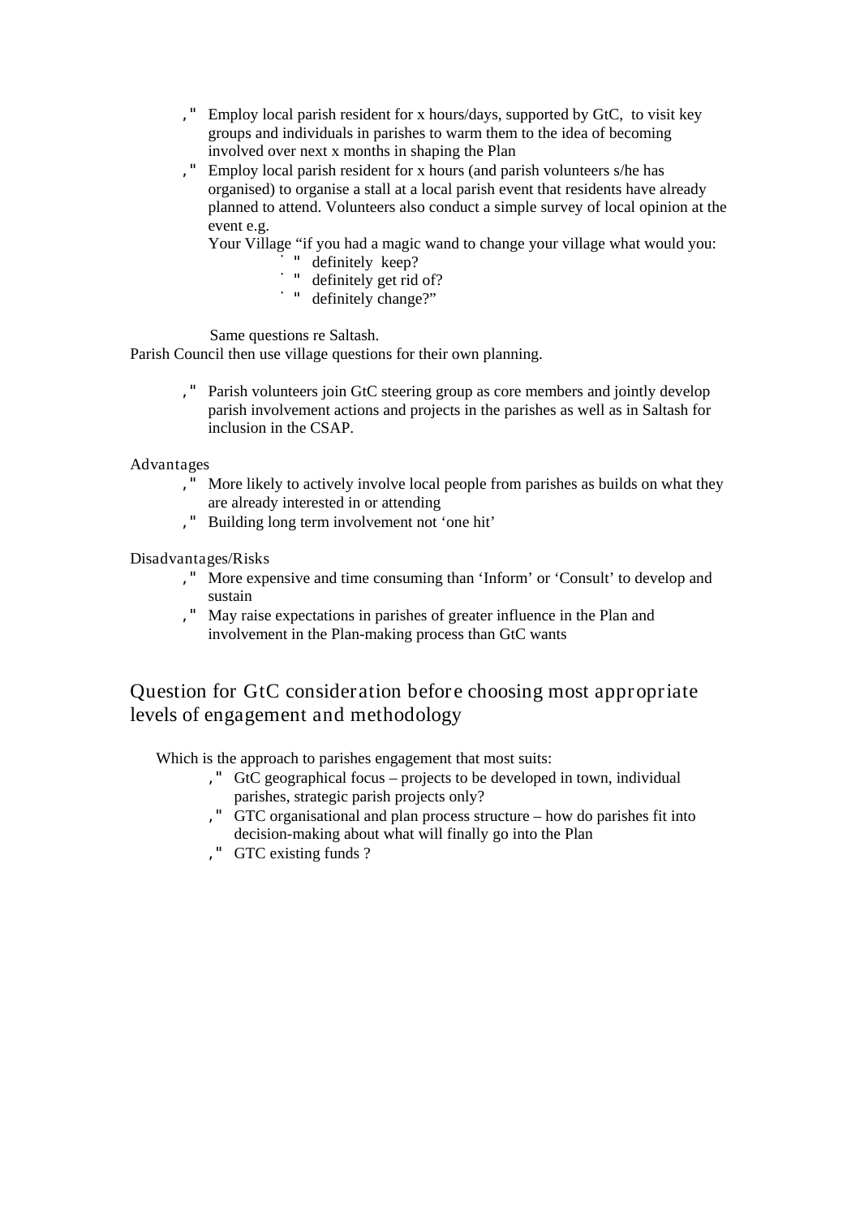- Employ local parish resident for x hours/days, supported by GtC, to visit key groups and individuals in parishes to warm them to the idea of becoming involved over next x months in shaping the Plan
- Employ local parish resident for x hours (and parish volunteers s/he has organised) to organise a stall at a local parish event that residents have already planned to attend. Volunteers also conduct a simple survey of local opinion at the event e.g.

  Your Village "if you had a magic wand to change your village what would you:
    - definitely keep?
    - definitely get rid of?
    - definitely change?"

  Same questions re Saltash.

Parish Council then use village questions for their own planning.

- Parish volunteers join GtC steering group as core members and jointly develop parish involvement actions and projects in the parishes as well as in Saltash for inclusion in the CSAP.

Advantages

- More likely to actively involve local people from parishes as builds on what they are already interested in or attending
- Building long term involvement not 'one hit'

Disadvantages/Risks

- More expensive and time consuming than 'Inform' or 'Consult' to develop and sustain
- May raise expectations in parishes of greater influence in the Plan and involvement in the Plan-making process than GtC wants

## Question for GtC consideration before choosing most appropriate levels of engagement and methodology

Which is the approach to parishes engagement that most suits:

- GtC geographical focus – projects to be developed in town, individual parishes, strategic parish projects only?
- GTC organisational and plan process structure – how do parishes fit into decision-making about what will finally go into the Plan
- GTC existing funds ?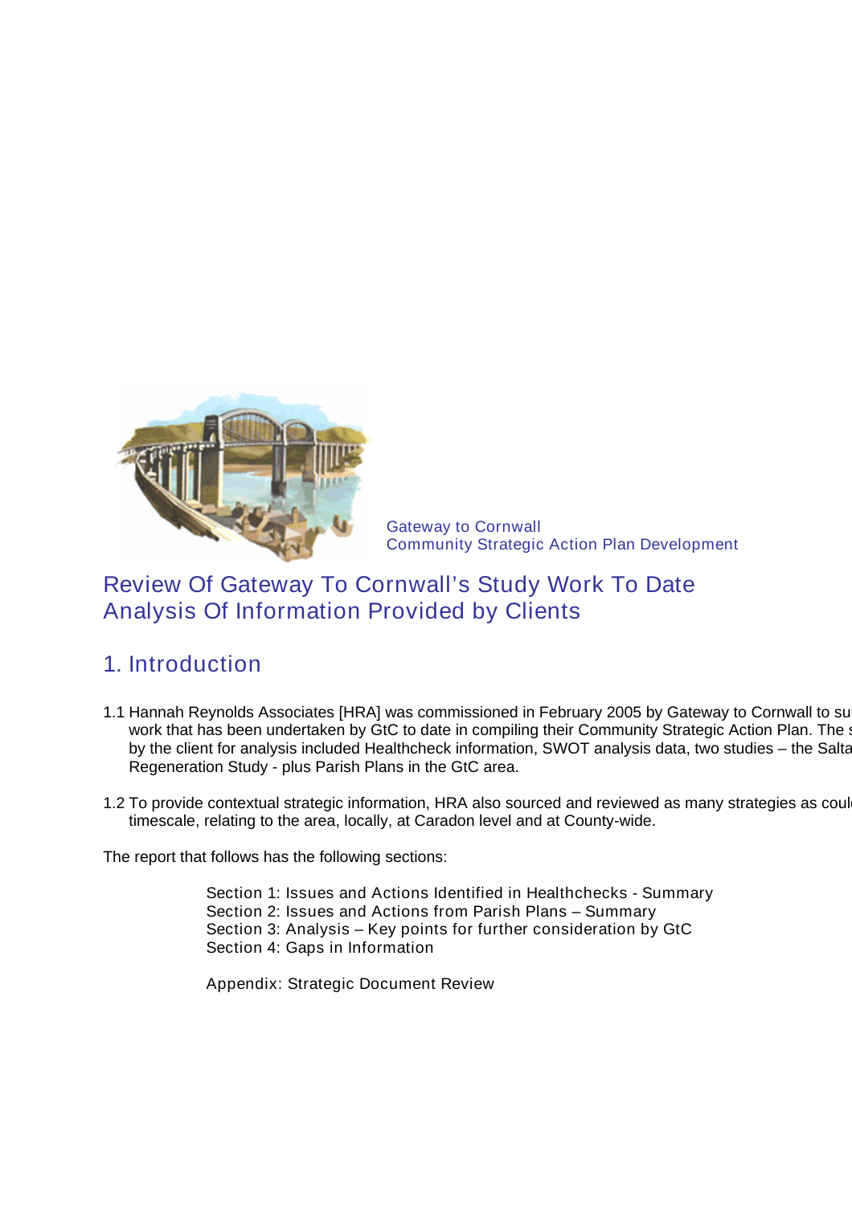Gateway to Cornwall
Community Strategic Action Plan Development

# Review Of Gateway To Cornwall's Study Work To Date
# Analysis Of Information Provided by Clients

## 1. Introduction

1.1 Hannah Reynolds Associates [HRA] was commissioned in February 2005 by Gateway to Cornwall to su work that has been undertaken by GtC to date in compiling their Community Strategic Action Plan. The s by the client for analysis included Healthcheck information, SWOT analysis data, two studies – the Salta Regeneration Study - plus Parish Plans in the GtC area.

1.2 To provide contextual strategic information, HRA also sourced and reviewed as many strategies as coul timescale, relating to the area, locally, at Caradon level and at County-wide.

The report that follows has the following sections:

Section 1: Issues and Actions Identified in Healthchecks - Summary
Section 2: Issues and Actions from Parish Plans – Summary
Section 3: Analysis – Key points for further consideration by GtC
Section 4: Gaps in Information

Appendix: Strategic Document Review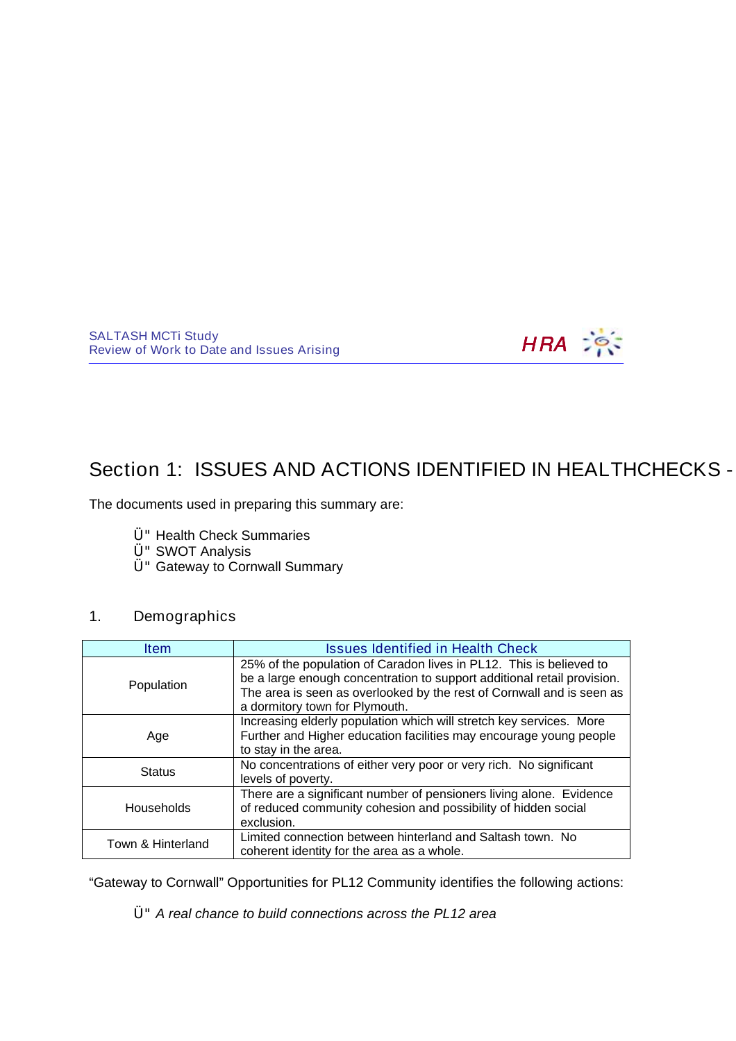# Section 1: ISSUES AND ACTIONS IDENTIFIED IN HEALTHCHECKS -

The documents used in preparing this summary are:

- Health Check Summaries
- SWOT Analysis
- Gateway to Cornwall Summary

## 1. Demographics

| Item | Issues Identified in Health Check |
|---|---|
| Population | 25% of the population of Caradon lives in PL12. This is believed to be a large enough concentration to support additional retail provision. The area is seen as overlooked by the rest of Cornwall and is seen as a dormitory town for Plymouth. |
| Age | Increasing elderly population which will stretch key services. More Further and Higher education facilities may encourage young people to stay in the area. |
| Status | No concentrations of either very poor or very rich. No significant levels of poverty. |
| Households | There are a significant number of pensioners living alone. Evidence of reduced community cohesion and possibility of hidden social exclusion. |
| Town & Hinterland | Limited connection between hinterland and Saltash town. No coherent identity for the area as a whole. |

"Gateway to Cornwall" Opportunities for PL12 Community identifies the following actions:

- *A real chance to build connections across the PL12 area*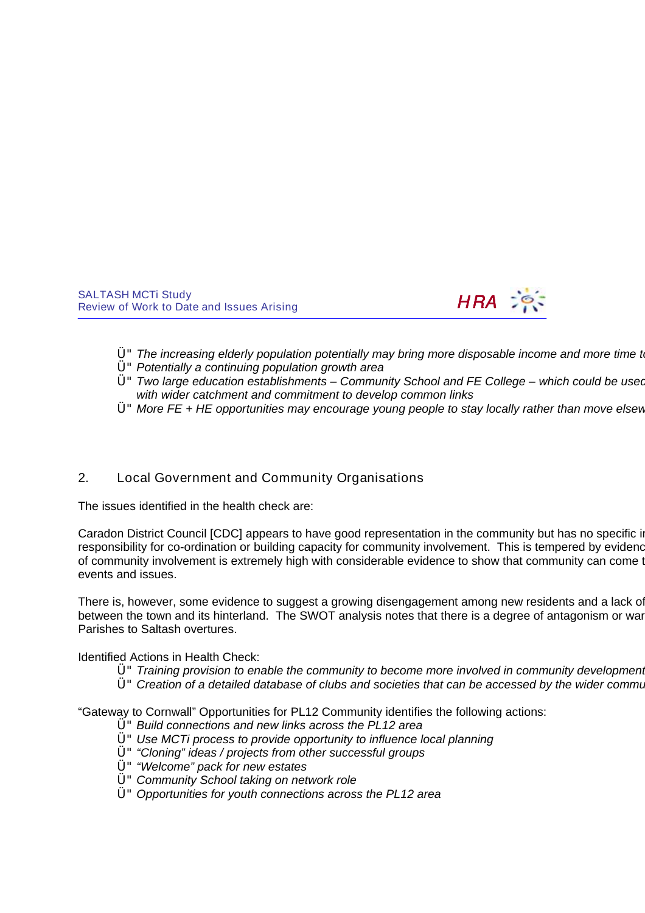- *The increasing elderly population potentially may bring more disposable income and more time t*
- *Potentially a continuing population growth area*
- *Two large education establishments – Community School and FE College – which could be used with wider catchment and commitment to develop common links*
- *More FE + HE opportunities may encourage young people to stay locally rather than move elsew*

## 2. Local Government and Community Organisations

The issues identified in the health check are:

Caradon District Council [CDC] appears to have good representation in the community but has no specific i responsibility for co-ordination or building capacity for community involvement. This is tempered by evidenc of community involvement is extremely high with considerable evidence to show that community can come t events and issues.

There is, however, some evidence to suggest a growing disengagement among new residents and a lack of between the town and its hinterland. The SWOT analysis notes that there is a degree of antagonism or war Parishes to Saltash overtures.

Identified Actions in Health Check:

- *Training provision to enable the community to become more involved in community development*
- *Creation of a detailed database of clubs and societies that can be accessed by the wider commu*

"Gateway to Cornwall" Opportunities for PL12 Community identifies the following actions:

- *Build connections and new links across the PL12 area*
- *Use MCTi process to provide opportunity to influence local planning*
- *"Cloning" ideas / projects from other successful groups*
- *"Welcome" pack for new estates*
- *Community School taking on network role*
- *Opportunities for youth connections across the PL12 area*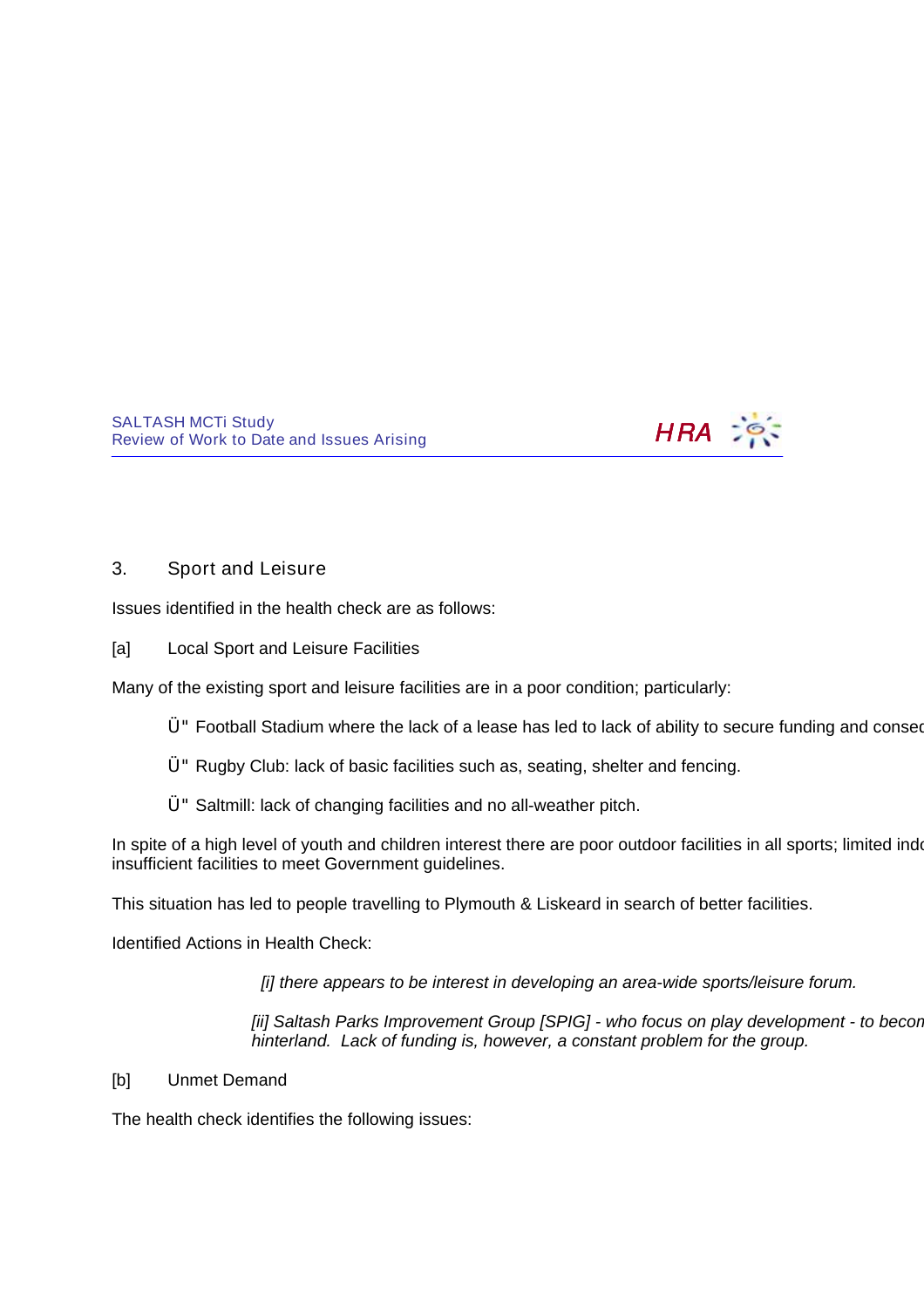## 3. Sport and Leisure

Issues identified in the health check are as follows:

### [a] Local Sport and Leisure Facilities

Many of the existing sport and leisure facilities are in a poor condition; particularly:

- Football Stadium where the lack of a lease has led to lack of ability to secure funding and consec
- Rugby Club: lack of basic facilities such as, seating, shelter and fencing.
- Saltmill: lack of changing facilities and no all-weather pitch.

In spite of a high level of youth and children interest there are poor outdoor facilities in all sports; limited indo insufficient facilities to meet Government guidelines.

This situation has led to people travelling to Plymouth & Liskeard in search of better facilities.

Identified Actions in Health Check:

> *[i] there appears to be interest in developing an area-wide sports/leisure forum.*
>
> *[ii] Saltash Parks Improvement Group [SPIG] - who focus on play development - to becon hinterland. Lack of funding is, however, a constant problem for the group.*

### [b] Unmet Demand

The health check identifies the following issues: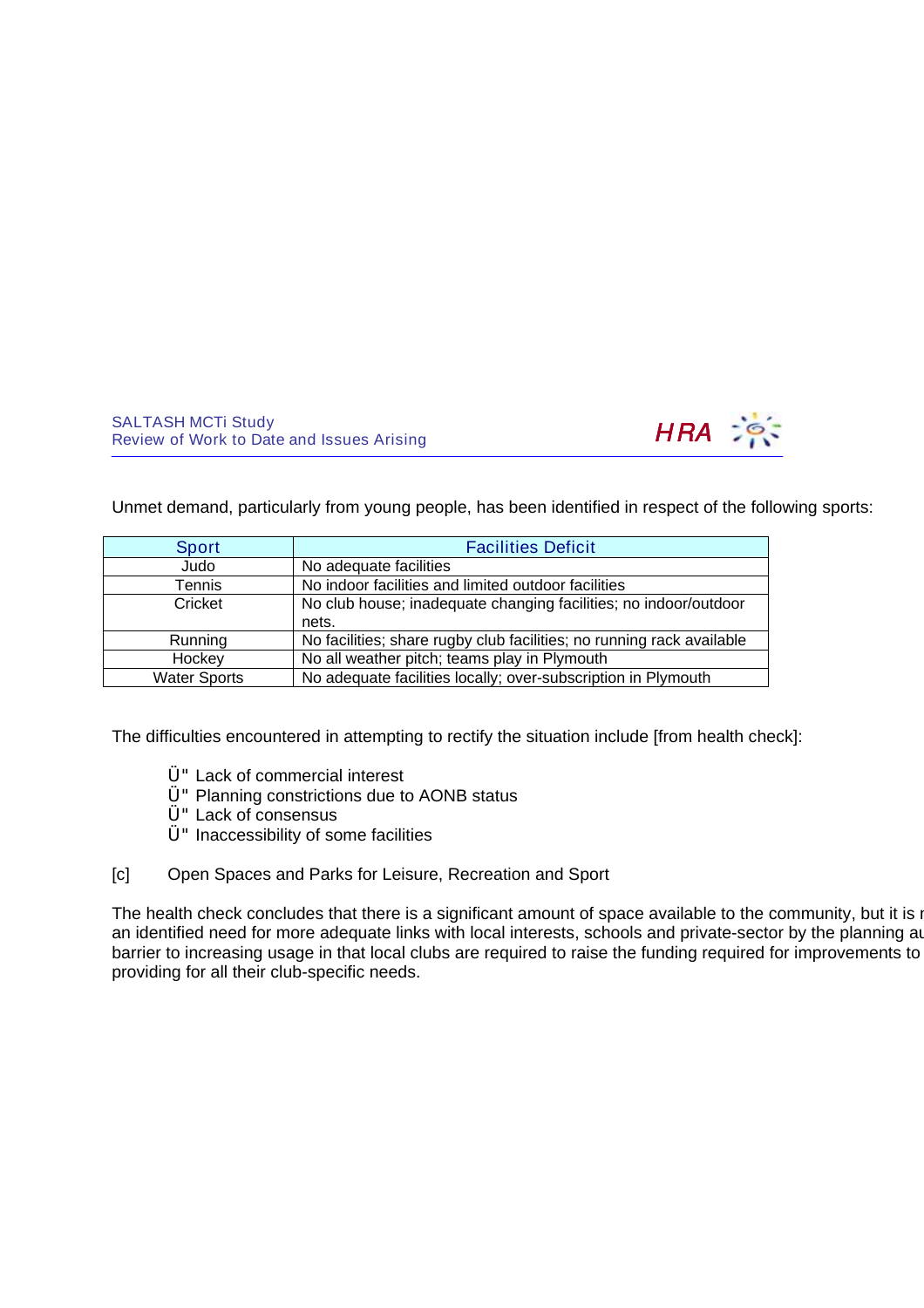Unmet demand, particularly from young people, has been identified in respect of the following sports:

| Sport | Facilities Deficit |
|---|---|
| Judo | No adequate facilities |
| Tennis | No indoor facilities and limited outdoor facilities |
| Cricket | No club house; inadequate changing facilities; no indoor/outdoor nets. |
| Running | No facilities; share rugby club facilities; no running rack available |
| Hockey | No all weather pitch; teams play in Plymouth |
| Water Sports | No adequate facilities locally; over-subscription in Plymouth |

The difficulties encountered in attempting to rectify the situation include [from health check]:

- Lack of commercial interest
- Planning constrictions due to AONB status
- Lack of consensus
- Inaccessibility of some facilities

[c] Open Spaces and Parks for Leisure, Recreation and Sport

The health check concludes that there is a significant amount of space available to the community, but it is r
an identified need for more adequate links with local interests, schools and private-sector by the planning au
barrier to increasing usage in that local clubs are required to raise the funding required for improvements to
providing for all their club-specific needs.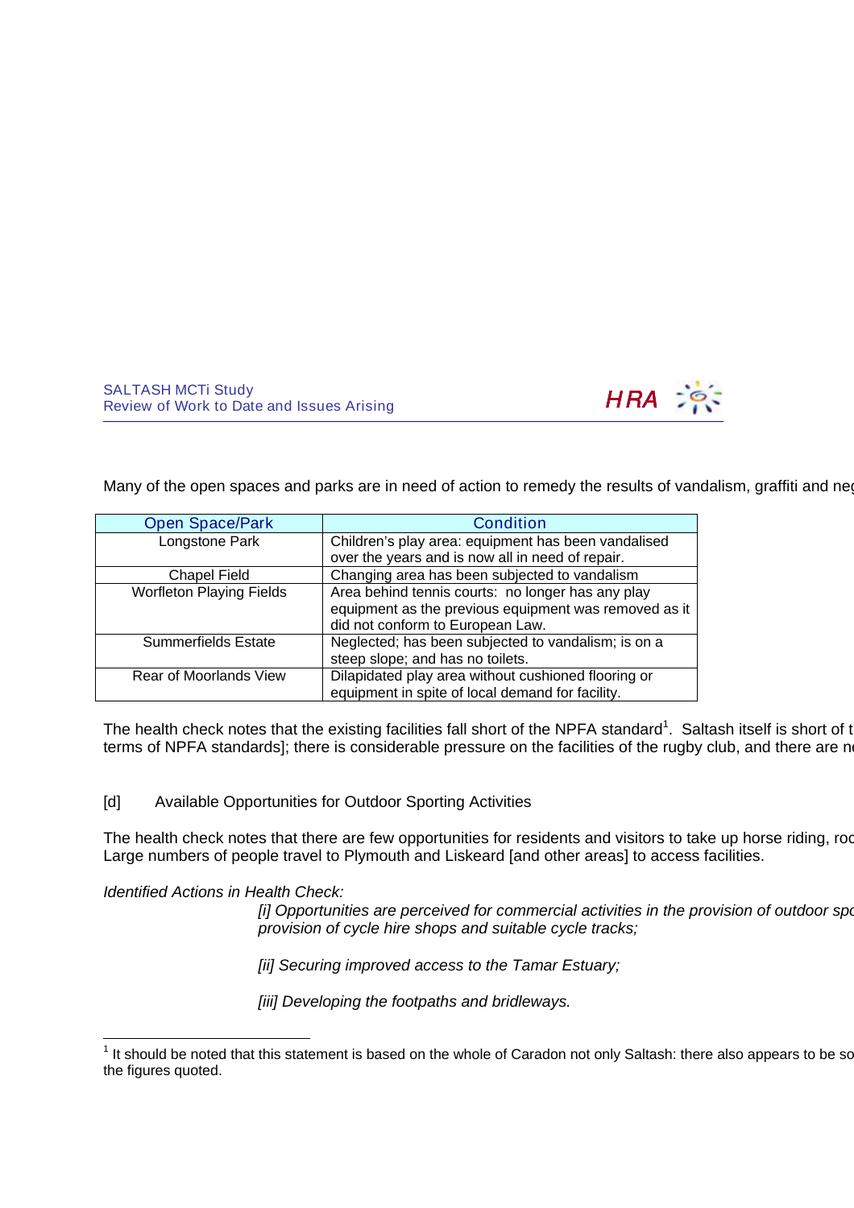Many of the open spaces and parks are in need of action to remedy the results of vandalism, graffiti and neg

| Open Space/Park | Condition |
|---|---|
| Longstone Park | Children's play area: equipment has been vandalised over the years and is now all in need of repair. |
| Chapel Field | Changing area has been subjected to vandalism |
| Worfleton Playing Fields | Area behind tennis courts: no longer has any play equipment as the previous equipment was removed as it did not conform to European Law. |
| Summerfields Estate | Neglected; has been subjected to vandalism; is on a steep slope; and has no toilets. |
| Rear of Moorlands View | Dilapidated play area without cushioned flooring or equipment in spite of local demand for facility. |

The health check notes that the existing facilities fall short of the NPFA standard[1]. Saltash itself is short of t terms of NPFA standards]; there is considerable pressure on the facilities of the rugby club, and there are n

[d] Available Opportunities for Outdoor Sporting Activities

The health check notes that there are few opportunities for residents and visitors to take up horse riding, roc Large numbers of people travel to Plymouth and Liskeard [and other areas] to access facilities.

*Identified Actions in Health Check:*

*[i] Opportunities are perceived for commercial activities in the provision of outdoor spo provision of cycle hire shops and suitable cycle tracks;*

*[ii] Securing improved access to the Tamar Estuary;*

*[iii] Developing the footpaths and bridleways.*

---

[1] It should be noted that this statement is based on the whole of Caradon not only Saltash: there also appears to be so the figures quoted.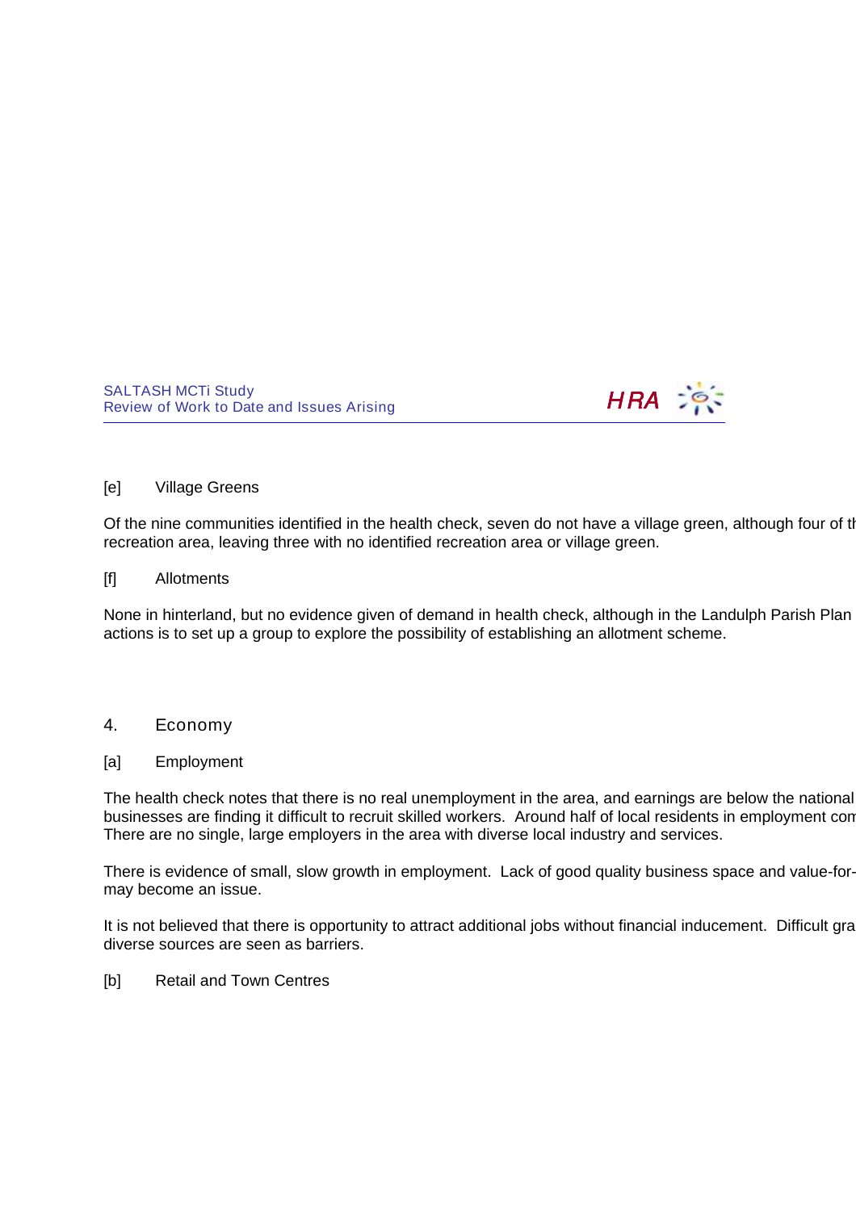[e]  Village Greens

Of the nine communities identified in the health check, seven do not have a village green, although four of th recreation area, leaving three with no identified recreation area or village green.

[f]  Allotments

None in hinterland, but no evidence given of demand in health check, although in the Landulph Parish Plan actions is to set up a group to explore the possibility of establishing an allotment scheme.

## 4. Economy

[a]  Employment

The health check notes that there is no real unemployment in the area, and earnings are below the national businesses are finding it difficult to recruit skilled workers. Around half of local residents in employment com There are no single, large employers in the area with diverse local industry and services.

There is evidence of small, slow growth in employment. Lack of good quality business space and value-for- may become an issue.

It is not believed that there is opportunity to attract additional jobs without financial inducement. Difficult gra diverse sources are seen as barriers.

[b]  Retail and Town Centres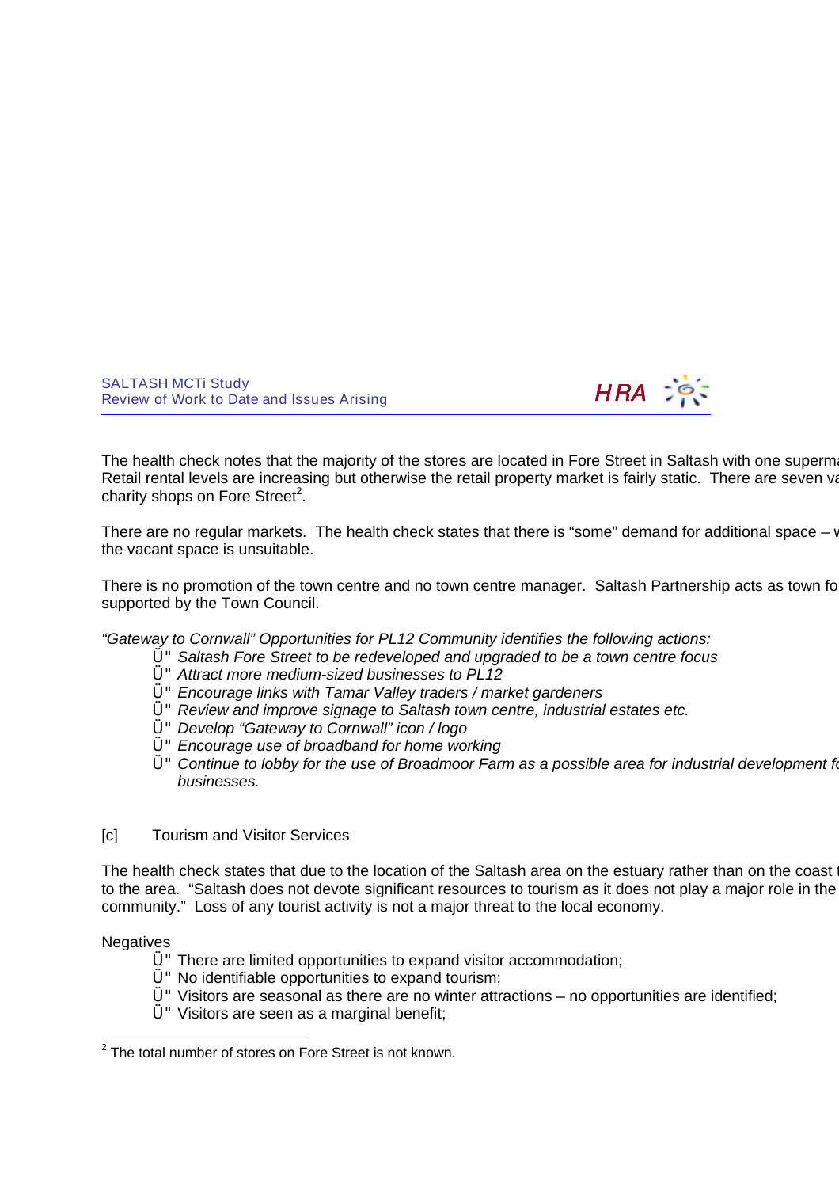The health check notes that the majority of the stores are located in Fore Street in Saltash with one superma
Retail rental levels are increasing but otherwise the retail property market is fairly static. There are seven va
charity shops on Fore Street[2].

There are no regular markets. The health check states that there is "some" demand for additional space – w
the vacant space is unsuitable.

There is no promotion of the town centre and no town centre manager. Saltash Partnership acts as town fo
supported by the Town Council.

*"Gateway to Cornwall" Opportunities for PL12 Community identifies the following actions:*

- *Saltash Fore Street to be redeveloped and upgraded to be a town centre focus*
- *Attract more medium-sized businesses to PL12*
- *Encourage links with Tamar Valley traders / market gardeners*
- *Review and improve signage to Saltash town centre, industrial estates etc.*
- *Develop "Gateway to Cornwall" icon / logo*
- *Encourage use of broadband for home working*
- *Continue to lobby for the use of Broadmoor Farm as a possible area for industrial development fo businesses.*

[c] Tourism and Visitor Services

The health check states that due to the location of the Saltash area on the estuary rather than on the coast t
to the area. "Saltash does not devote significant resources to tourism as it does not play a major role in the
community." Loss of any tourist activity is not a major threat to the local economy.

Negatives

- There are limited opportunities to expand visitor accommodation;
- No identifiable opportunities to expand tourism;
- Visitors are seasonal as there are no winter attractions – no opportunities are identified;
- Visitors are seen as a marginal benefit;

[2] The total number of stores on Fore Street is not known.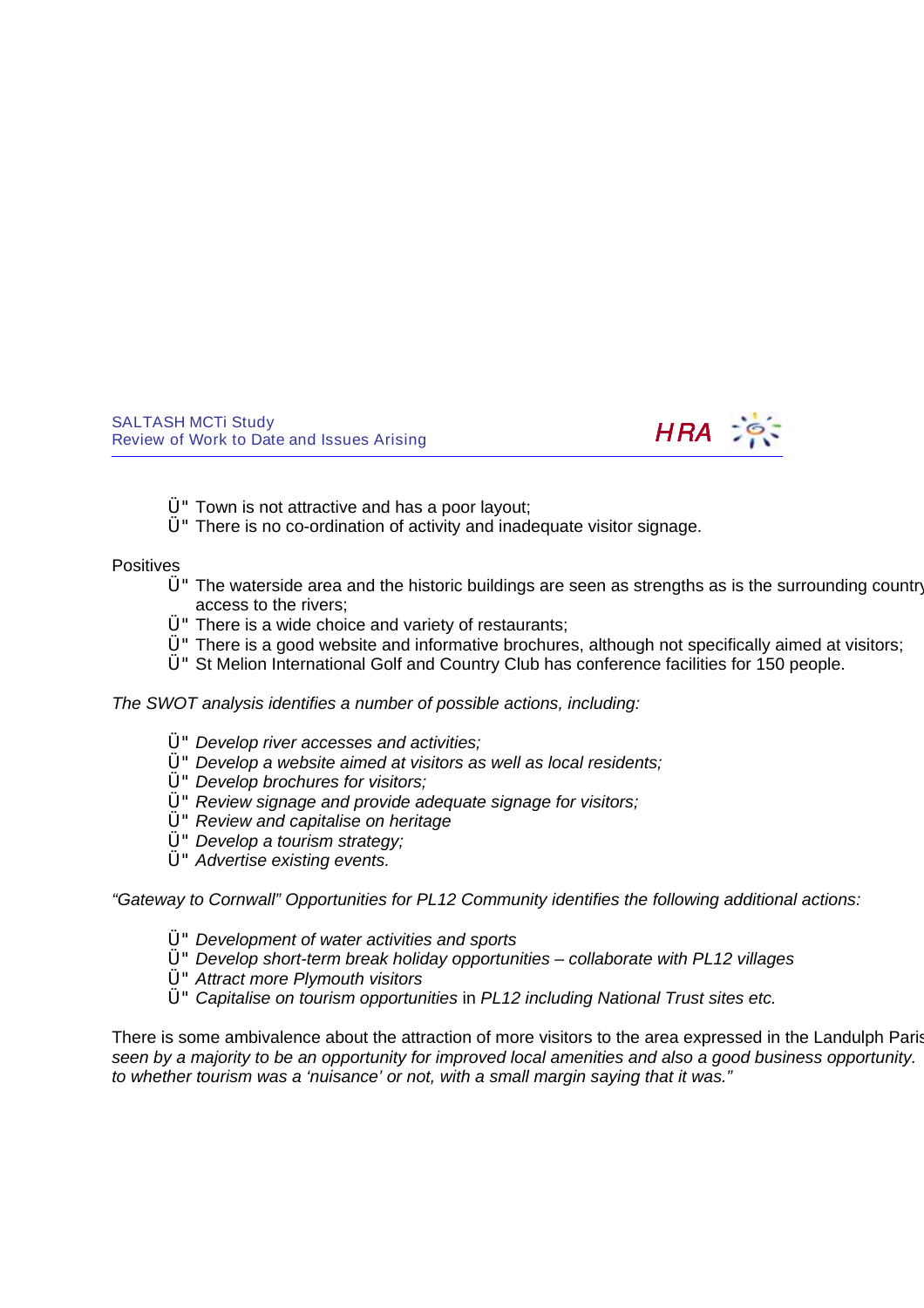- Town is not attractive and has a poor layout;
- There is no co-ordination of activity and inadequate visitor signage.

Positives

- The waterside area and the historic buildings are seen as strengths as is the surrounding country access to the rivers;
- There is a wide choice and variety of restaurants;
- There is a good website and informative brochures, although not specifically aimed at visitors;
- St Melion International Golf and Country Club has conference facilities for 150 people.

*The SWOT analysis identifies a number of possible actions, including:*

- *Develop river accesses and activities;*
- *Develop a website aimed at visitors as well as local residents;*
- *Develop brochures for visitors;*
- *Review signage and provide adequate signage for visitors;*
- *Review and capitalise on heritage*
- *Develop a tourism strategy;*
- *Advertise existing events.*

*"Gateway to Cornwall" Opportunities for PL12 Community identifies the following additional actions:*

- *Development of water activities and sports*
- *Develop short-term break holiday opportunities – collaborate with PL12 villages*
- *Attract more Plymouth visitors*
- *Capitalise on tourism opportunities* in *PL12 including National Trust sites etc.*

There is some ambivalence about the attraction of more visitors to the area expressed in the Landulph Paris *seen by a majority to be an opportunity for improved local amenities and also a good business opportunity. to whether tourism was a 'nuisance' or not, with a small margin saying that it was."*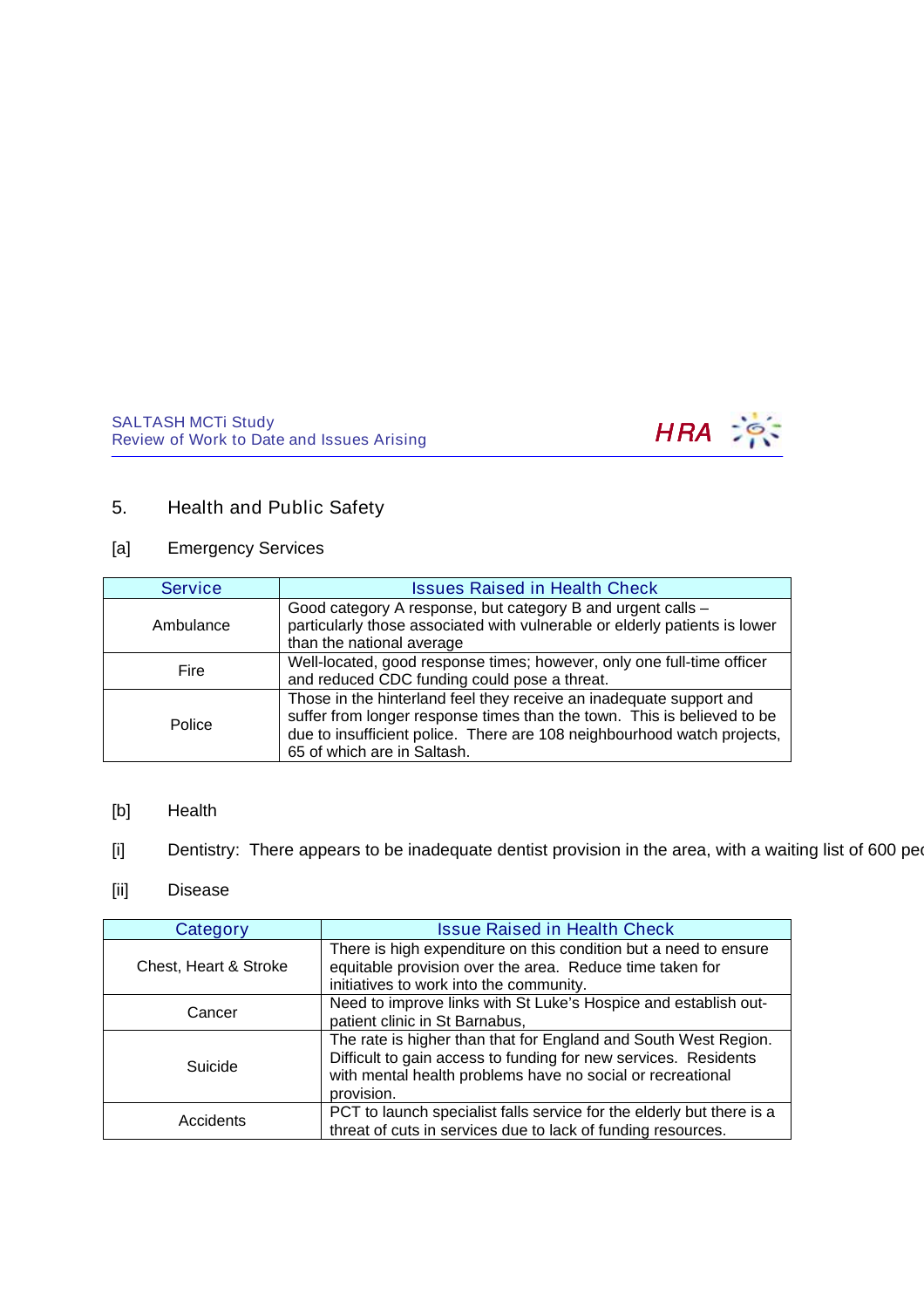## 5. Health and Public Safety

### [a] Emergency Services

| Service | Issues Raised in Health Check |
|---|---|
| Ambulance | Good category A response, but category B and urgent calls – particularly those associated with vulnerable or elderly patients is lower than the national average |
| Fire | Well-located, good response times; however, only one full-time officer and reduced CDC funding could pose a threat. |
| Police | Those in the hinterland feel they receive an inadequate support and suffer from longer response times than the town. This is believed to be due to insufficient police. There are 108 neighbourhood watch projects, 65 of which are in Saltash. |

### [b] Health

[i] Dentistry: There appears to be inadequate dentist provision in the area, with a waiting list of 600 peo

[ii] Disease

| Category | Issue Raised in Health Check |
|---|---|
| Chest, Heart & Stroke | There is high expenditure on this condition but a need to ensure equitable provision over the area. Reduce time taken for initiatives to work into the community. |
| Cancer | Need to improve links with St Luke's Hospice and establish out-patient clinic in St Barnabus, |
| Suicide | The rate is higher than that for England and South West Region. Difficult to gain access to funding for new services. Residents with mental health problems have no social or recreational provision. |
| Accidents | PCT to launch specialist falls service for the elderly but there is a threat of cuts in services due to lack of funding resources. |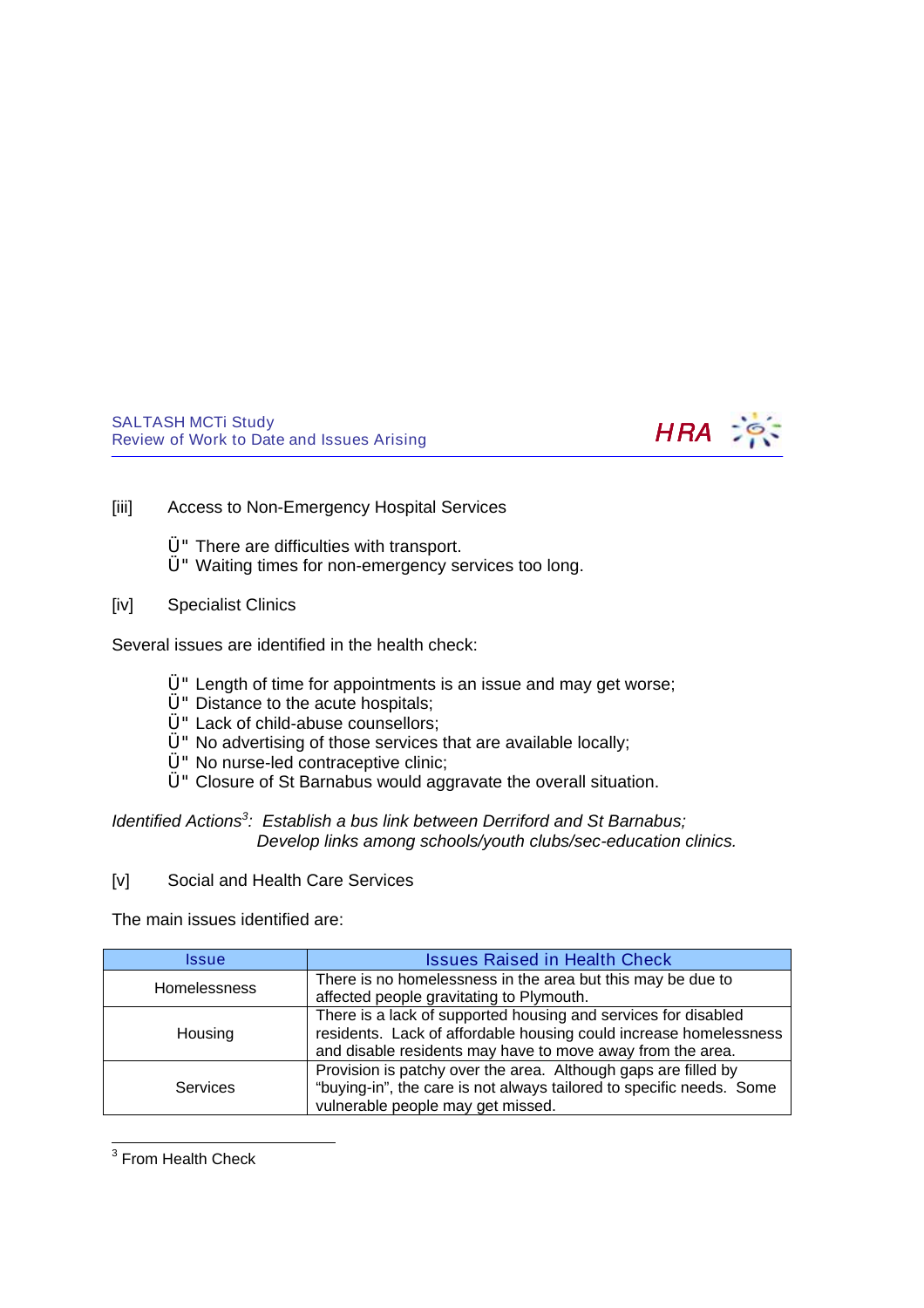[iii] Access to Non-Emergency Hospital Services

- There are difficulties with transport.
- Waiting times for non-emergency services too long.

[iv] Specialist Clinics

Several issues are identified in the health check:

- Length of time for appointments is an issue and may get worse;
- Distance to the acute hospitals;
- Lack of child-abuse counsellors;
- No advertising of those services that are available locally;
- No nurse-led contraceptive clinic;
- Closure of St Barnabus would aggravate the overall situation.

*Identified Actions[3]: Establish a bus link between Derriford and St Barnabus;*
*Develop links among schools/youth clubs/sec-education clinics.*

[v] Social and Health Care Services

The main issues identified are:

| Issue | Issues Raised in Health Check |
|---|---|
| Homelessness | There is no homelessness in the area but this may be due to affected people gravitating to Plymouth. |
| Housing | There is a lack of supported housing and services for disabled residents. Lack of affordable housing could increase homelessness and disable residents may have to move away from the area. |
| Services | Provision is patchy over the area. Although gaps are filled by "buying-in", the care is not always tailored to specific needs. Some vulnerable people may get missed. |

[3] From Health Check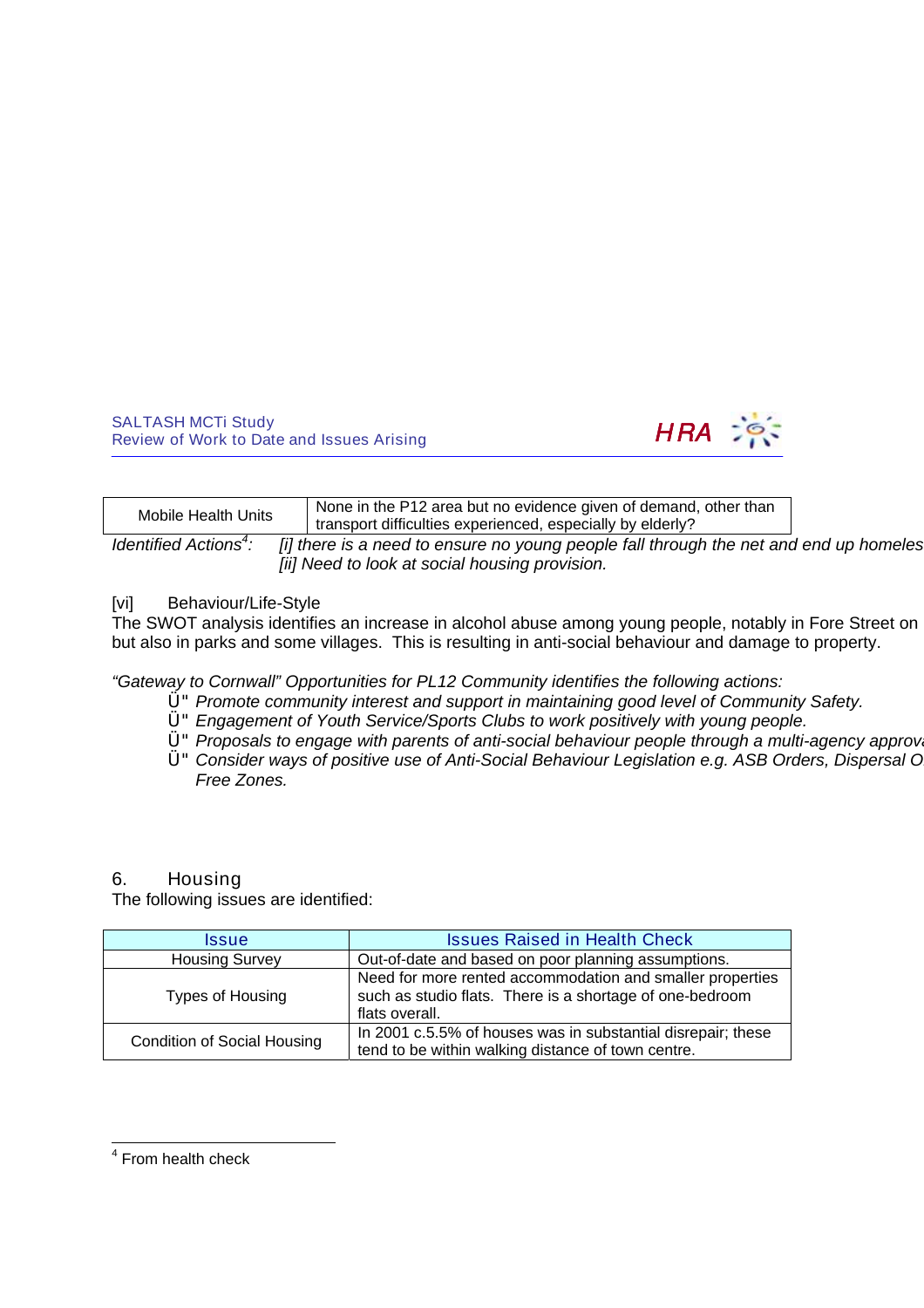| Mobile Health Units | None in the P12 area but no evidence given of demand, other than transport difficulties experienced, especially by elderly? |
|---|---|

*Identified Actions*[4]*:* *[i] there is a need to ensure no young people fall through the net and end up homeles*
*[ii] Need to look at social housing provision.*

[vi] Behaviour/Life-Style

The SWOT analysis identifies an increase in alcohol abuse among young people, notably in Fore Street on but also in parks and some villages. This is resulting in anti-social behaviour and damage to property.

*"Gateway to Cornwall" Opportunities for PL12 Community identifies the following actions:*

- *Promote community interest and support in maintaining good level of Community Safety.*
- *Engagement of Youth Service/Sports Clubs to work positively with young people.*
- *Proposals to engage with parents of anti-social behaviour people through a multi-agency approva*
- *Consider ways of positive use of Anti-Social Behaviour Legislation e.g. ASB Orders, Dispersal O Free Zones.*

## 6. Housing

The following issues are identified:

| Issue | Issues Raised in Health Check |
|---|---|
| Housing Survey | Out-of-date and based on poor planning assumptions. |
| Types of Housing | Need for more rented accommodation and smaller properties such as studio flats. There is a shortage of one-bedroom flats overall. |
| Condition of Social Housing | In 2001 c.5.5% of houses was in substantial disrepair; these tend to be within walking distance of town centre. |

[4] From health check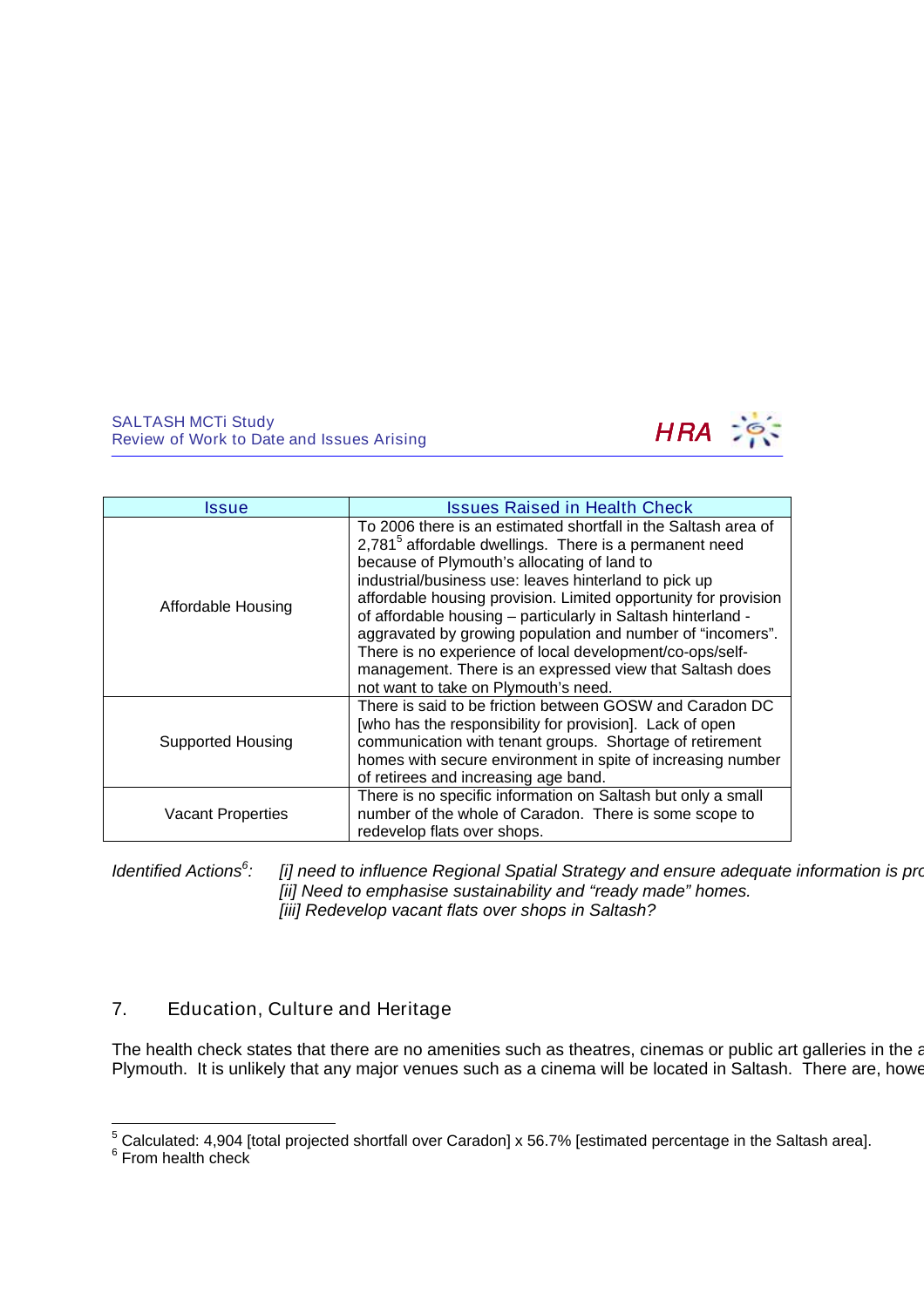| Issue | Issues Raised in Health Check |
| --- | --- |
| Affordable Housing | To 2006 there is an estimated shortfall in the Saltash area of 2,781[5] affordable dwellings. There is a permanent need because of Plymouth's allocating of land to industrial/business use: leaves hinterland to pick up affordable housing provision. Limited opportunity for provision of affordable housing – particularly in Saltash hinterland - aggravated by growing population and number of "incomers". There is no experience of local development/co-ops/self-management. There is an expressed view that Saltash does not want to take on Plymouth's need. |
| Supported Housing | There is said to be friction between GOSW and Caradon DC [who has the responsibility for provision]. Lack of open communication with tenant groups. Shortage of retirement homes with secure environment in spite of increasing number of retirees and increasing age band. |
| Vacant Properties | There is no specific information on Saltash but only a small number of the whole of Caradon. There is some scope to redevelop flats over shops. |

*Identified Actions[6]:* *[i] need to influence Regional Spatial Strategy and ensure adequate information is pro*
*[ii] Need to emphasise sustainability and "ready made" homes.*
*[iii] Redevelop vacant flats over shops in Saltash?*

## 7. Education, Culture and Heritage

The health check states that there are no amenities such as theatres, cinemas or public art galleries in the a Plymouth. It is unlikely that any major venues such as a cinema will be located in Saltash. There are, howe

---

[5] Calculated: 4,904 [total projected shortfall over Caradon] x 56.7% [estimated percentage in the Saltash area].

[6] From health check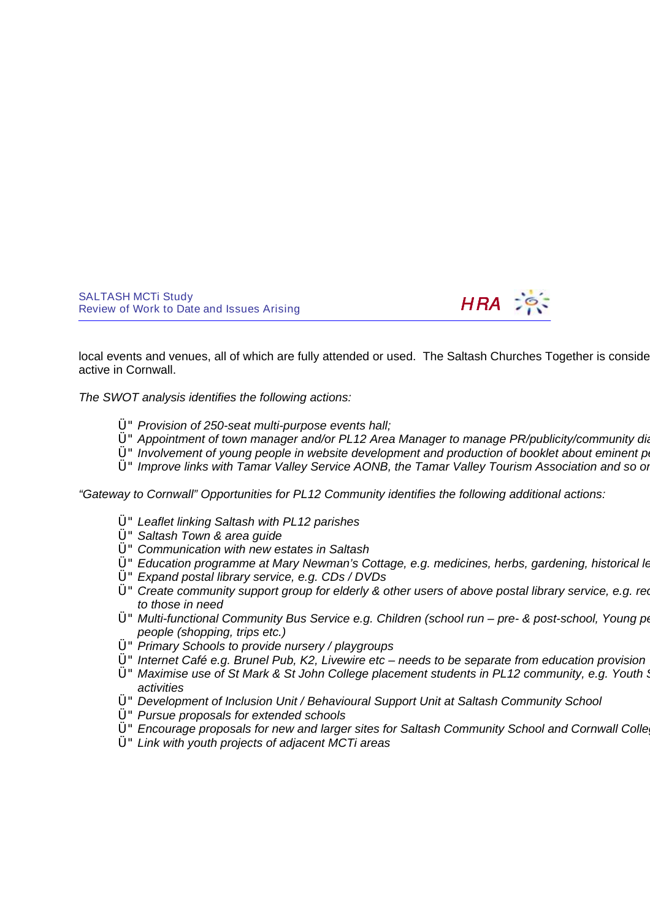local events and venues, all of which are fully attended or used.  The Saltash Churches Together is conside active in Cornwall.

*The SWOT analysis identifies the following actions:*

- *Provision of 250-seat multi-purpose events hall;*
- *Appointment of town manager and/or PL12 Area Manager to manage PR/publicity/community dia*
- *Involvement of young people in website development and production of booklet about eminent pe*
- *Improve links with Tamar Valley Service AONB, the Tamar Valley Tourism Association and so or*

*"Gateway to Cornwall" Opportunities for PL12 Community identifies the following additional actions:*

- *Leaflet linking Saltash with PL12 parishes*
- *Saltash Town & area guide*
- *Communication with new estates in Saltash*
- *Education programme at Mary Newman's Cottage, e.g. medicines, herbs, gardening, historical le*
- *Expand postal library service, e.g. CDs / DVDs*
- *Create community support group for elderly & other users of above postal library service, e.g. rec to those in need*
- *Multi-functional Community Bus Service e.g. Children (school run – pre- & post-school, Young pe people (shopping, trips etc.)*
- *Primary Schools to provide nursery / playgroups*
- *Internet Café e.g. Brunel Pub, K2, Livewire etc – needs to be separate from education provision*
- *Maximise use of St Mark & St John College placement students in PL12 community, e.g. Youth S activities*
- *Development of Inclusion Unit / Behavioural Support Unit at Saltash Community School*
- *Pursue proposals for extended schools*
- *Encourage proposals for new and larger sites for Saltash Community School and Cornwall Colleg*
- *Link with youth projects of adjacent MCTi areas*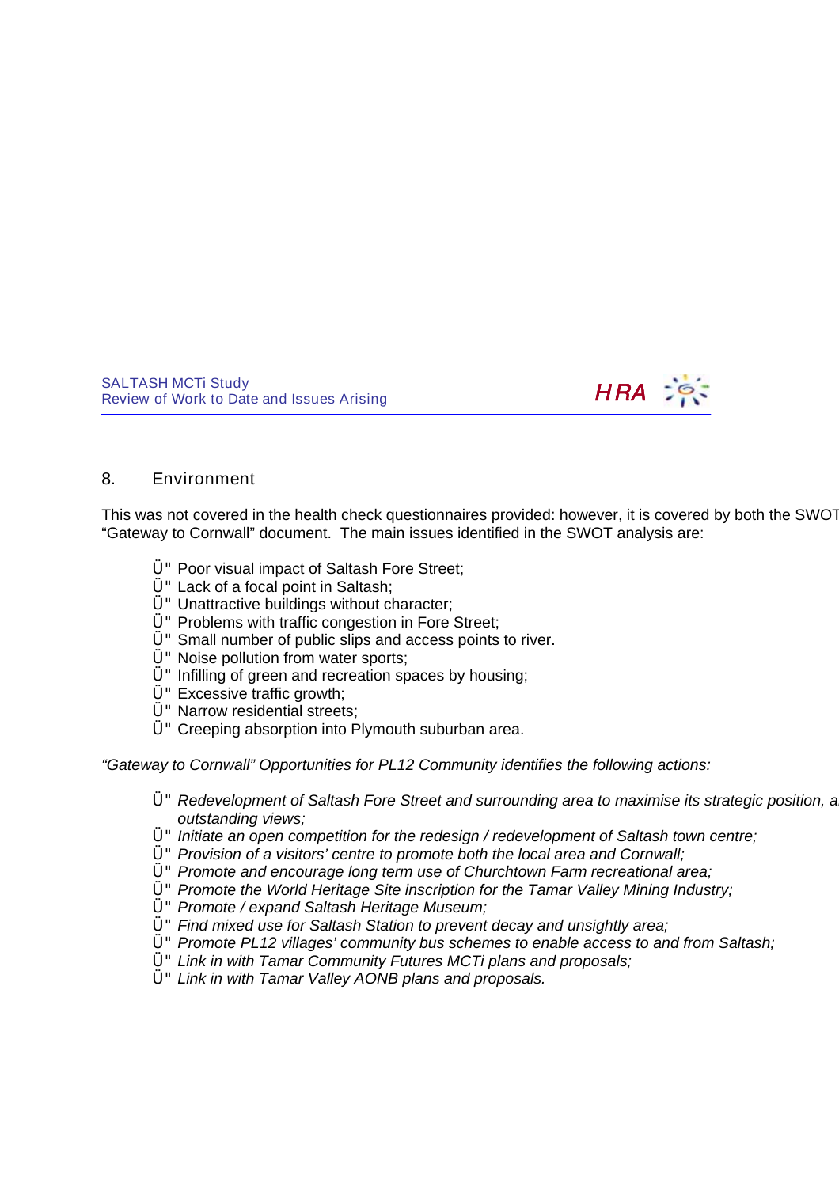## 8. Environment

This was not covered in the health check questionnaires provided: however, it is covered by both the SWOT “Gateway to Cornwall” document. The main issues identified in the SWOT analysis are:

- Poor visual impact of Saltash Fore Street;
- Lack of a focal point in Saltash;
- Unattractive buildings without character;
- Problems with traffic congestion in Fore Street;
- Small number of public slips and access points to river.
- Noise pollution from water sports;
- Infilling of green and recreation spaces by housing;
- Excessive traffic growth;
- Narrow residential streets;
- Creeping absorption into Plymouth suburban area.

*“Gateway to Cornwall” Opportunities for PL12 Community identifies the following actions:*

- *Redevelopment of Saltash Fore Street and surrounding area to maximise its strategic position, a outstanding views;*
- *Initiate an open competition for the redesign / redevelopment of Saltash town centre;*
- *Provision of a visitors’ centre to promote both the local area and Cornwall;*
- *Promote and encourage long term use of Churchtown Farm recreational area;*
- *Promote the World Heritage Site inscription for the Tamar Valley Mining Industry;*
- *Promote / expand Saltash Heritage Museum;*
- *Find mixed use for Saltash Station to prevent decay and unsightly area;*
- *Promote PL12 villages’ community bus schemes to enable access to and from Saltash;*
- *Link in with Tamar Community Futures MCTi plans and proposals;*
- *Link in with Tamar Valley AONB plans and proposals.*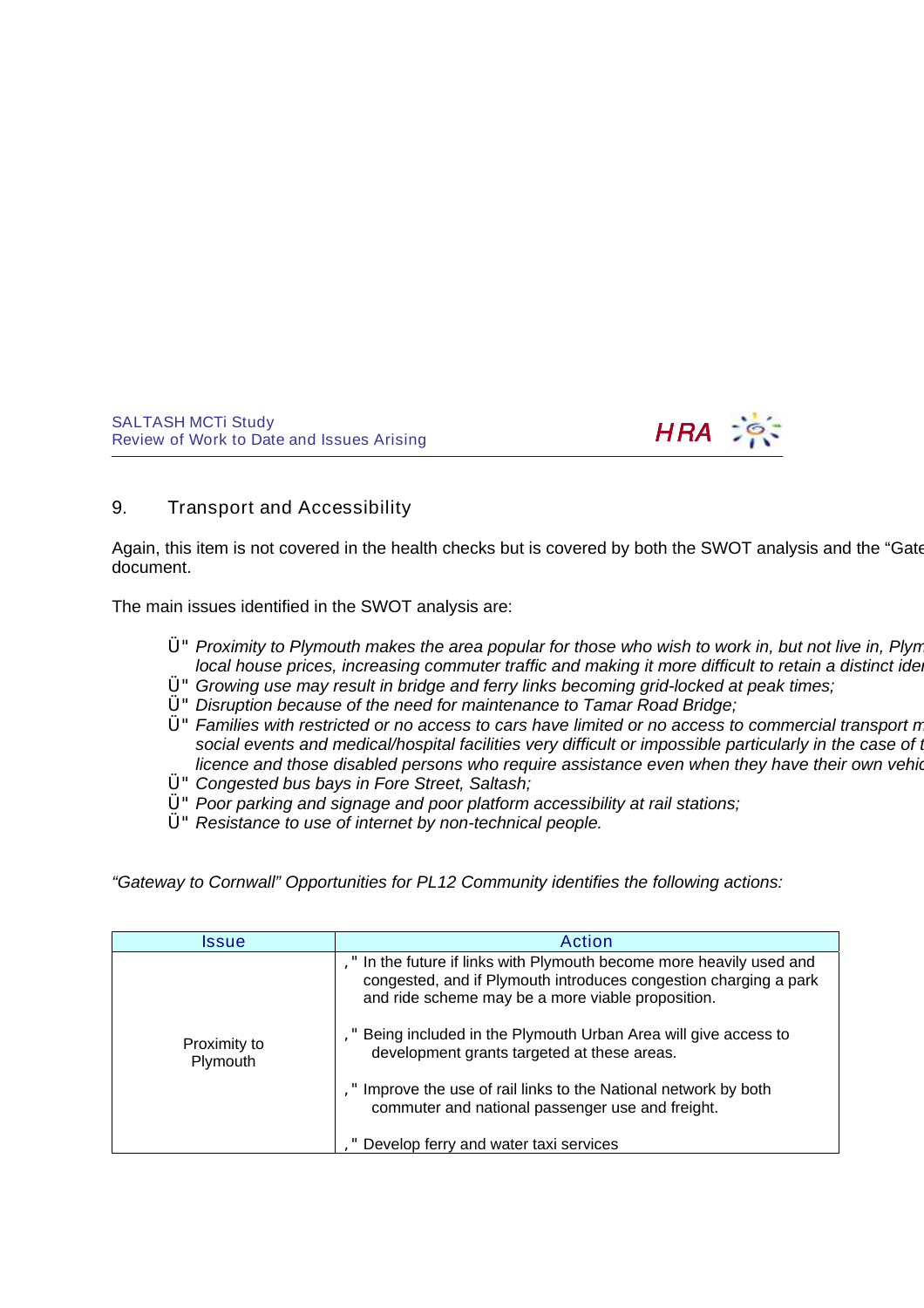## 9. Transport and Accessibility

Again, this item is not covered in the health checks but is covered by both the SWOT analysis and the "Gate document.

The main issues identified in the SWOT analysis are:

- *Proximity to Plymouth makes the area popular for those who wish to work in, but not live in, Plym local house prices, increasing commuter traffic and making it more difficult to retain a distinct ider*
- *Growing use may result in bridge and ferry links becoming grid-locked at peak times;*
- *Disruption because of the need for maintenance to Tamar Road Bridge;*
- *Families with restricted or no access to cars have limited or no access to commercial transport m social events and medical/hospital facilities very difficult or impossible particularly in the case of t licence and those disabled persons who require assistance even when they have their own vehic*
- *Congested bus bays in Fore Street, Saltash;*
- *Poor parking and signage and poor platform accessibility at rail stations;*
- *Resistance to use of internet by non-technical people.*

*"Gateway to Cornwall" Opportunities for PL12 Community identifies the following actions:*

| Issue | Action |
|---|---|
| Proximity to Plymouth | - In the future if links with Plymouth become more heavily used and congested, and if Plymouth introduces congestion charging a park and ride scheme may be a more viable proposition.<br><br>- Being included in the Plymouth Urban Area will give access to development grants targeted at these areas.<br><br>- Improve the use of rail links to the National network by both commuter and national passenger use and freight.<br><br>- Develop ferry and water taxi services |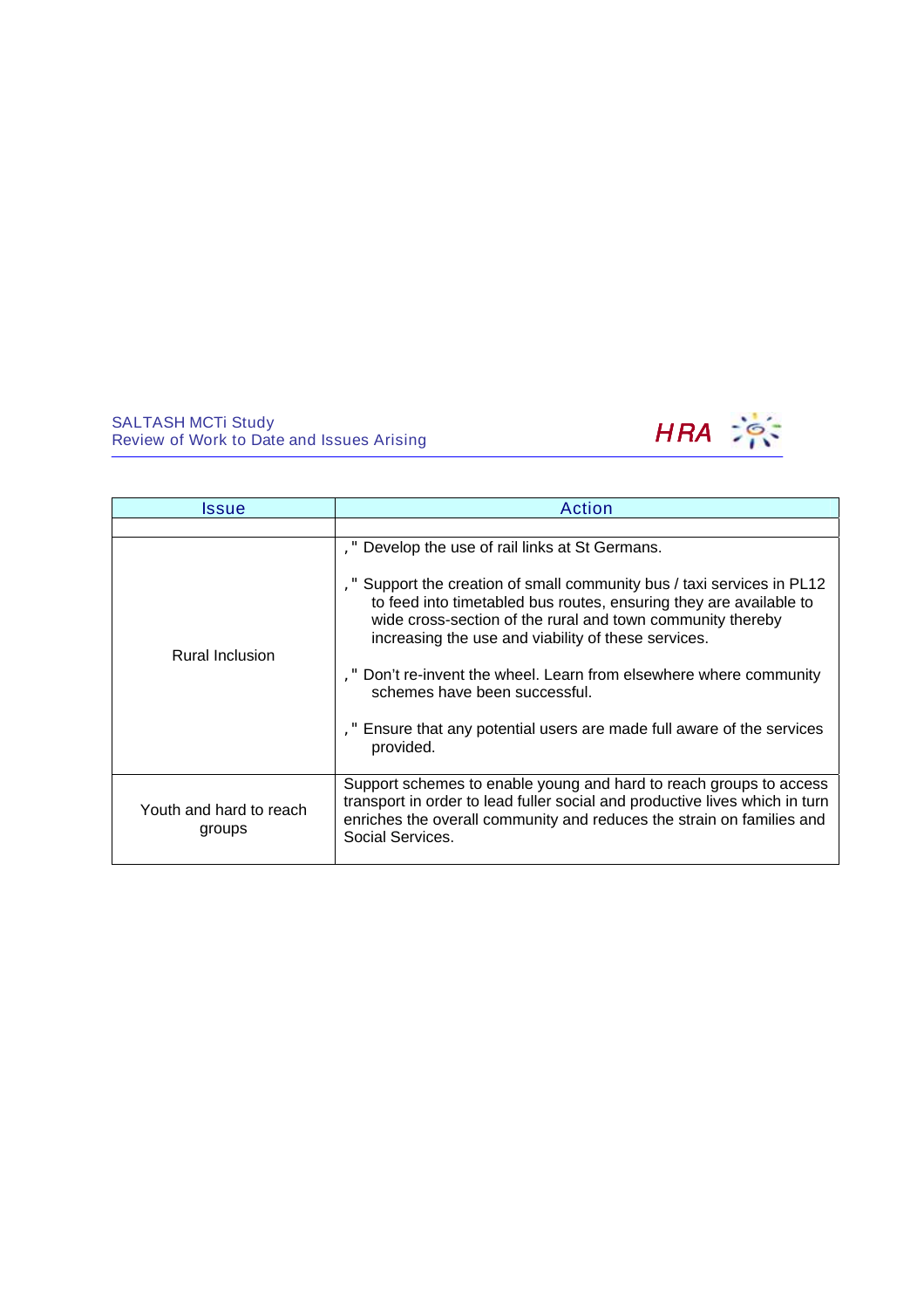| Issue | Action |
|---|---|
| | |
| Rural Inclusion | ‚" Develop the use of rail links at St Germans.<br><br>‚" Support the creation of small community bus / taxi services in PL12 to feed into timetabled bus routes, ensuring they are available to wide cross-section of the rural and town community thereby increasing the use and viability of these services.<br><br>‚" Don't re-invent the wheel. Learn from elsewhere where community schemes have been successful.<br><br>‚" Ensure that any potential users are made full aware of the services provided. |
| Youth and hard to reach groups | Support schemes to enable young and hard to reach groups to access transport in order to lead fuller social and productive lives which in turn enriches the overall community and reduces the strain on families and Social Services. |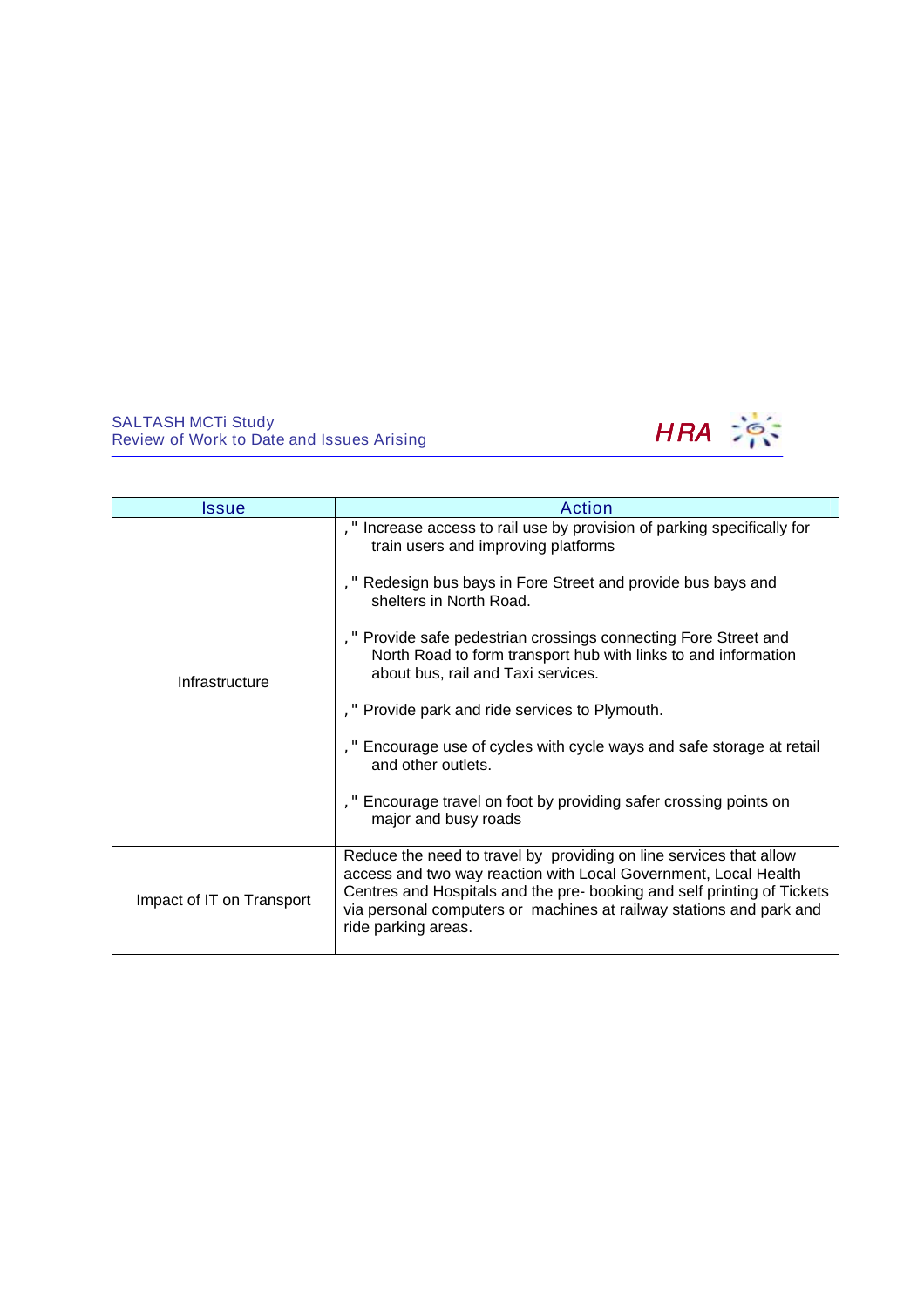| Issue | Action |
|---|---|
| Infrastructure | ," Increase access to rail use by provision of parking specifically for train users and improving platforms<br><br>," Redesign bus bays in Fore Street and provide bus bays and shelters in North Road.<br><br>," Provide safe pedestrian crossings connecting Fore Street and North Road to form transport hub with links to and information about bus, rail and Taxi services.<br><br>," Provide park and ride services to Plymouth.<br><br>," Encourage use of cycles with cycle ways and safe storage at retail and other outlets.<br><br>," Encourage travel on foot by providing safer crossing points on major and busy roads |
| Impact of IT on Transport | Reduce the need to travel by providing on line services that allow access and two way reaction with Local Government, Local Health Centres and Hospitals and the pre- booking and self printing of Tickets via personal computers or machines at railway stations and park and ride parking areas. |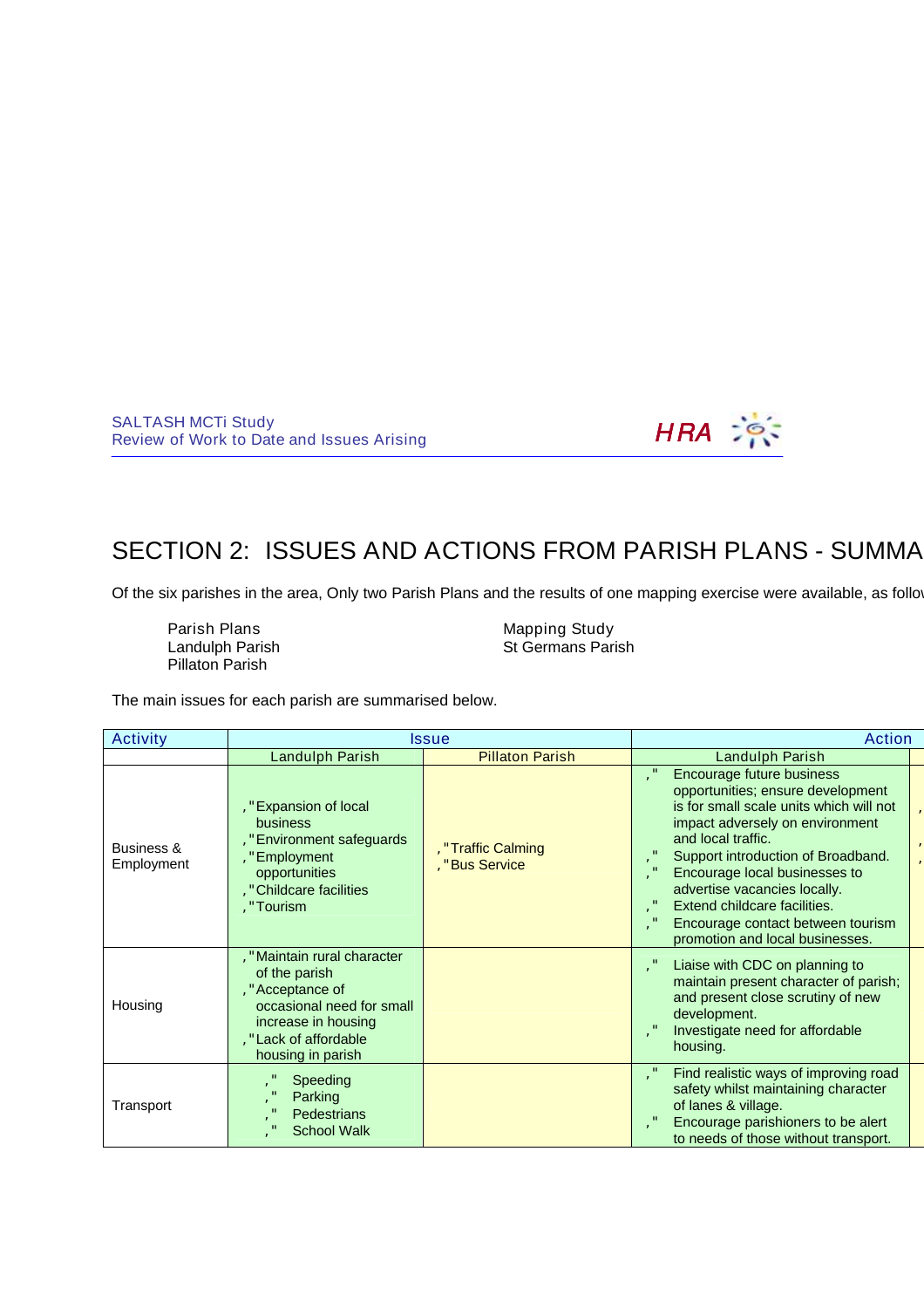# SECTION 2: ISSUES AND ACTIONS FROM PARISH PLANS - SUMMA

Of the six parishes in the area, Only two Parish Plans and the results of one mapping exercise were available, as follo

Parish Plans
Landulph Parish
Pillaton Parish

Mapping Study
St Germans Parish

The main issues for each parish are summarised below.

| Activity | Issue | | Action | |
|---|---|---|---|---|
| | Landulph Parish | Pillaton Parish | Landulph Parish | |
| Business & Employment | • Expansion of local business<br>• Environment safeguards<br>• Employment opportunities<br>• Childcare facilities<br>• Tourism | • Traffic Calming<br>• Bus Service | • Encourage future business opportunities; ensure development is for small scale units which will not impact adversely on environment and local traffic.<br>• Support introduction of Broadband.<br>• Encourage local businesses to advertise vacancies locally.<br>• Extend childcare facilities.<br>• Encourage contact between tourism promotion and local businesses. | |
| Housing | • Maintain rural character of the parish<br>• Acceptance of occasional need for small increase in housing<br>• Lack of affordable housing in parish | | • Liaise with CDC on planning to maintain present character of parish; and present close scrutiny of new development.<br>• Investigate need for affordable housing. | |
| Transport | • Speeding<br>• Parking<br>• Pedestrians<br>• School Walk | | • Find realistic ways of improving road safety whilst maintaining character of lanes & village.<br>• Encourage parishioners to be alert to needs of those without transport. | |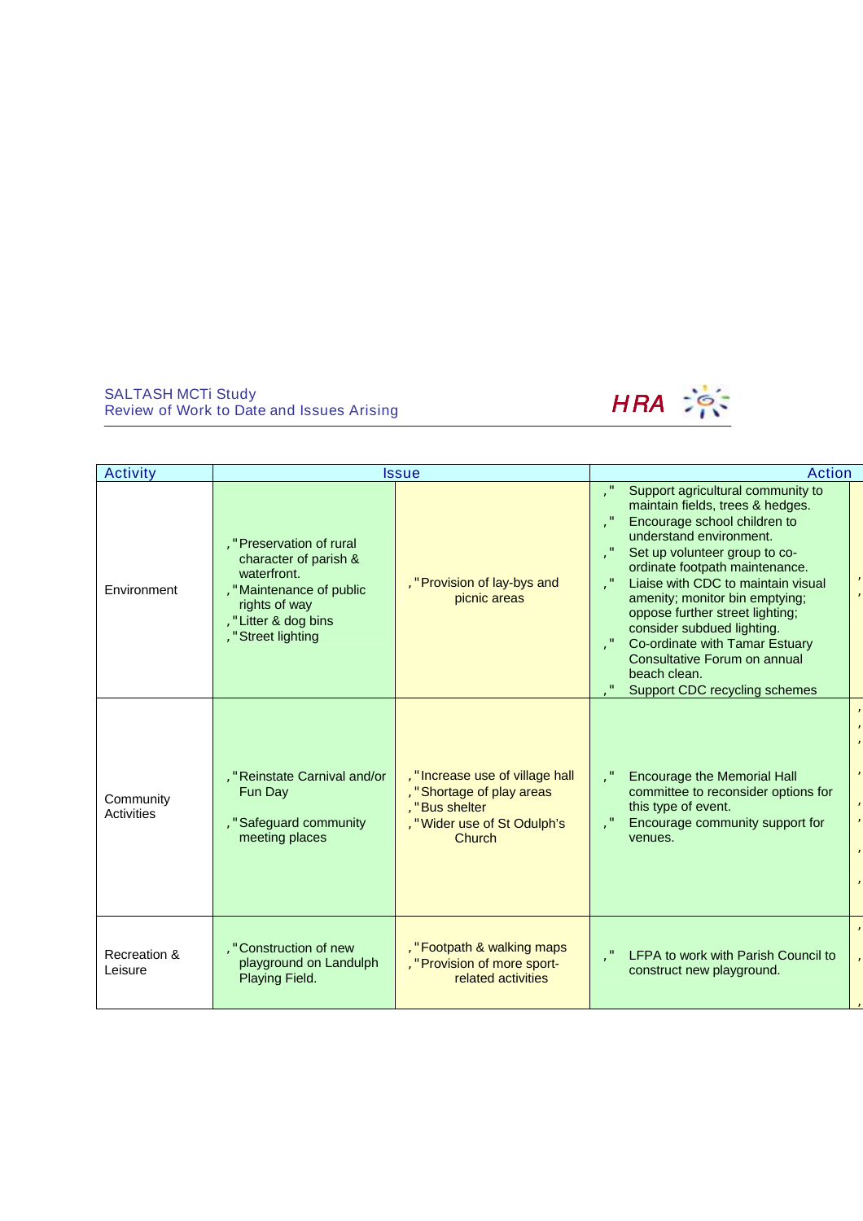| Activity | Issue | | Action |
|---|---|---|---|
| Environment | ,"Preservation of rural character of parish & waterfront.<br>,"Maintenance of public rights of way<br>,"Litter & dog bins<br>,"Street lighting | ,"Provision of lay-bys and picnic areas | ," Support agricultural community to maintain fields, trees & hedges.<br>," Encourage school children to understand environment.<br>," Set up volunteer group to co-ordinate footpath maintenance.<br>," Liaise with CDC to maintain visual amenity; monitor bin emptying; oppose further street lighting; consider subdued lighting.<br>," Co-ordinate with Tamar Estuary Consultative Forum on annual beach clean.<br>," Support CDC recycling schemes |
| Community Activities | ,"Reinstate Carnival and/or Fun Day<br><br>,"Safeguard community meeting places | ,"Increase use of village hall<br>,"Shortage of play areas<br>,"Bus shelter<br>,"Wider use of St Odulph's Church | ," Encourage the Memorial Hall committee to reconsider options for this type of event.<br>," Encourage community support for venues. |
| Recreation & Leisure | ,"Construction of new playground on Landulph Playing Field. | ,"Footpath & walking maps<br>,"Provision of more sport-related activities | ," LFPA to work with Parish Council to construct new playground. |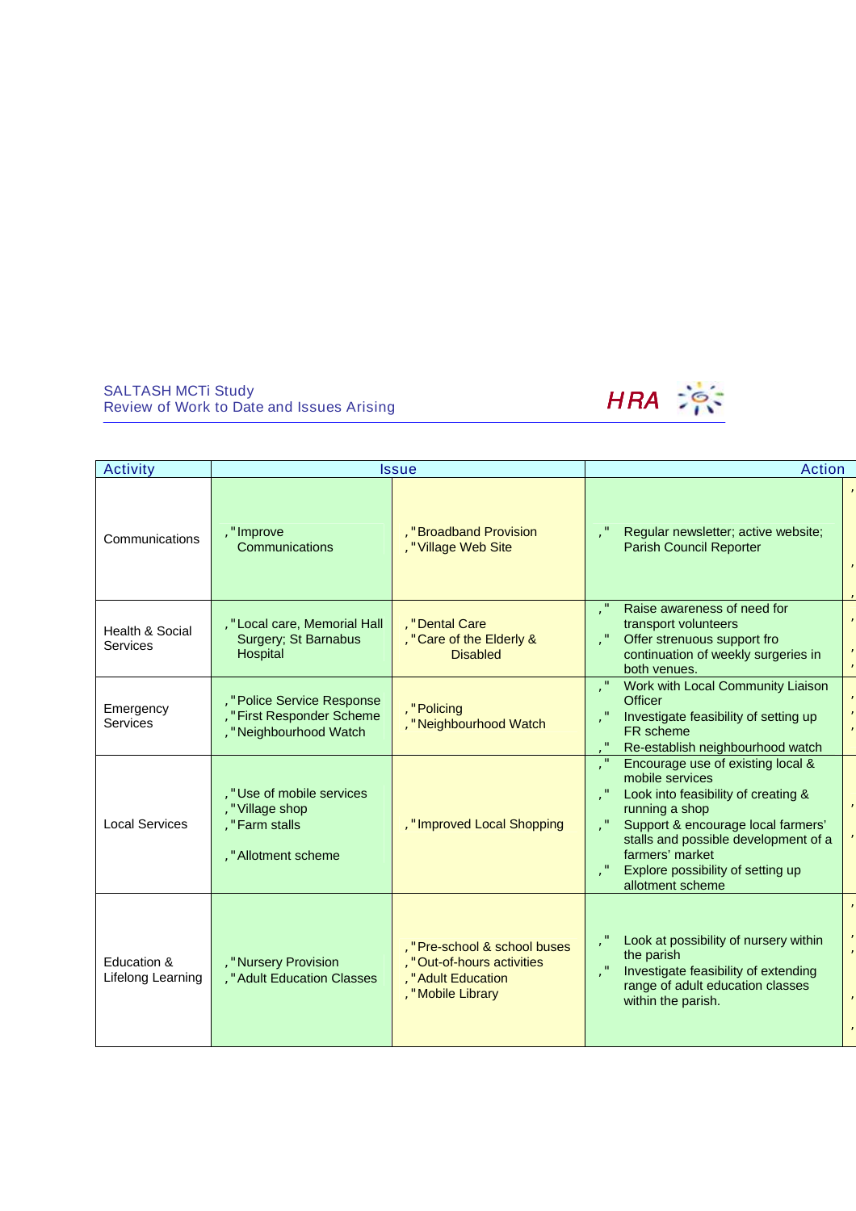SALTASH MCTi Study
Review of Work to Date and Issues Arising

| Activity | Issue | | Action |
|---|---|---|---|
| Communications | • Improve Communications | • Broadband Provision<br>• Village Web Site | • Regular newsletter; active website; Parish Council Reporter |
| Health & Social Services | • Local care, Memorial Hall Surgery; St Barnabus Hospital | • Dental Care<br>• Care of the Elderly & Disabled | • Raise awareness of need for transport volunteers<br>• Offer strenuous support fro continuation of weekly surgeries in both venues. |
| Emergency Services | • Police Service Response<br>• First Responder Scheme<br>• Neighbourhood Watch | • Policing<br>• Neighbourhood Watch | • Work with Local Community Liaison Officer<br>• Investigate feasibility of setting up FR scheme<br>• Re-establish neighbourhood watch |
| Local Services | • Use of mobile services<br>• Village shop<br>• Farm stalls<br>• Allotment scheme | • Improved Local Shopping | • Encourage use of existing local & mobile services<br>• Look into feasibility of creating & running a shop<br>• Support & encourage local farmers' stalls and possible development of a farmers' market<br>• Explore possibility of setting up allotment scheme |
| Education & Lifelong Learning | • Nursery Provision<br>• Adult Education Classes | • Pre-school & school buses<br>• Out-of-hours activities<br>• Adult Education<br>• Mobile Library | • Look at possibility of nursery within the parish<br>• Investigate feasibility of extending range of adult education classes within the parish. |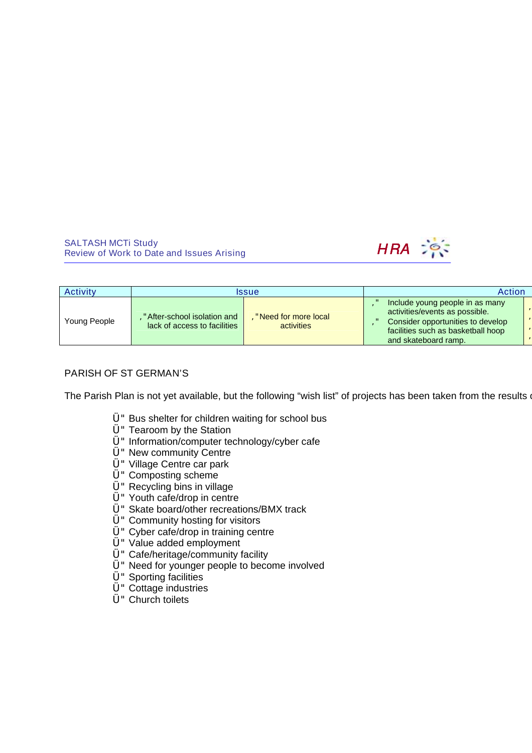| Activity | Issue | | Action |
|---|---|---|---|
| Young People | After-school isolation and lack of access to facilities | Need for more local activities | Include young people in as many activities/events as possible. Consider opportunities to develop facilities such as basketball hoop and skateboard ramp. |

PARISH OF ST GERMAN'S

The Parish Plan is not yet available, but the following "wish list" of projects has been taken from the results

- Bus shelter for children waiting for school bus
- Tearoom by the Station
- Information/computer technology/cyber cafe
- New community Centre
- Village Centre car park
- Composting scheme
- Recycling bins in village
- Youth cafe/drop in centre
- Skate board/other recreations/BMX track
- Community hosting for visitors
- Cyber cafe/drop in training centre
- Value added employment
- Cafe/heritage/community facility
- Need for younger people to become involved
- Sporting facilities
- Cottage industries
- Church toilets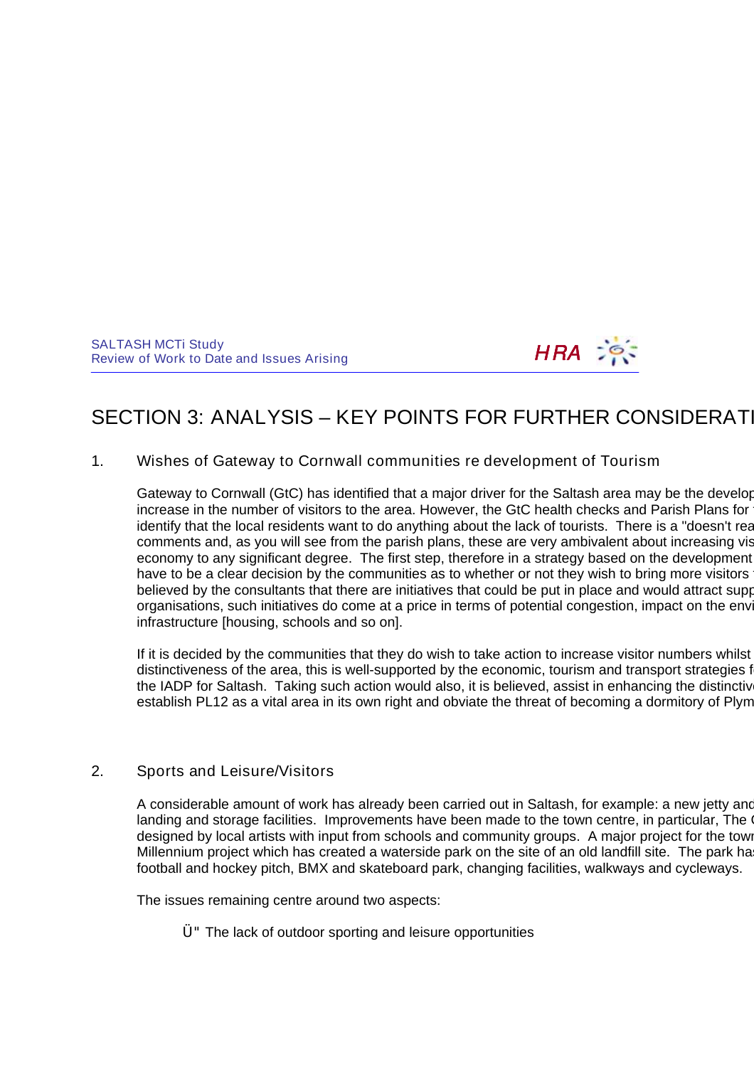# SECTION 3: ANALYSIS – KEY POINTS FOR FURTHER CONSIDERATI

## 1. Wishes of Gateway to Cornwall communities re development of Tourism

Gateway to Cornwall (GtC) has identified that a major driver for the Saltash area may be the develop increase in the number of visitors to the area. However, the GtC health checks and Parish Plans for identify that the local residents want to do anything about the lack of tourists. There is a "doesn't rea comments and, as you will see from the parish plans, these are very ambivalent about increasing vis economy to any significant degree. The first step, therefore in a strategy based on the development have to be a clear decision by the communities as to whether or not they wish to bring more visitors believed by the consultants that there are initiatives that could be put in place and would attract supp organisations, such initiatives do come at a price in terms of potential congestion, impact on the envi infrastructure [housing, schools and so on].

If it is decided by the communities that they do wish to take action to increase visitor numbers whilst distinctiveness of the area, this is well-supported by the economic, tourism and transport strategies f the IADP for Saltash. Taking such action would also, it is believed, assist in enhancing the distinctiv establish PL12 as a vital area in its own right and obviate the threat of becoming a dormitory of Plym

## 2. Sports and Leisure/Visitors

A considerable amount of work has already been carried out in Saltash, for example: a new jetty and landing and storage facilities. Improvements have been made to the town centre, in particular, The designed by local artists with input from schools and community groups. A major project for the town Millennium project which has created a waterside park on the site of an old landfill site. The park has football and hockey pitch, BMX and skateboard park, changing facilities, walkways and cycleways.

The issues remaining centre around two aspects:

- The lack of outdoor sporting and leisure opportunities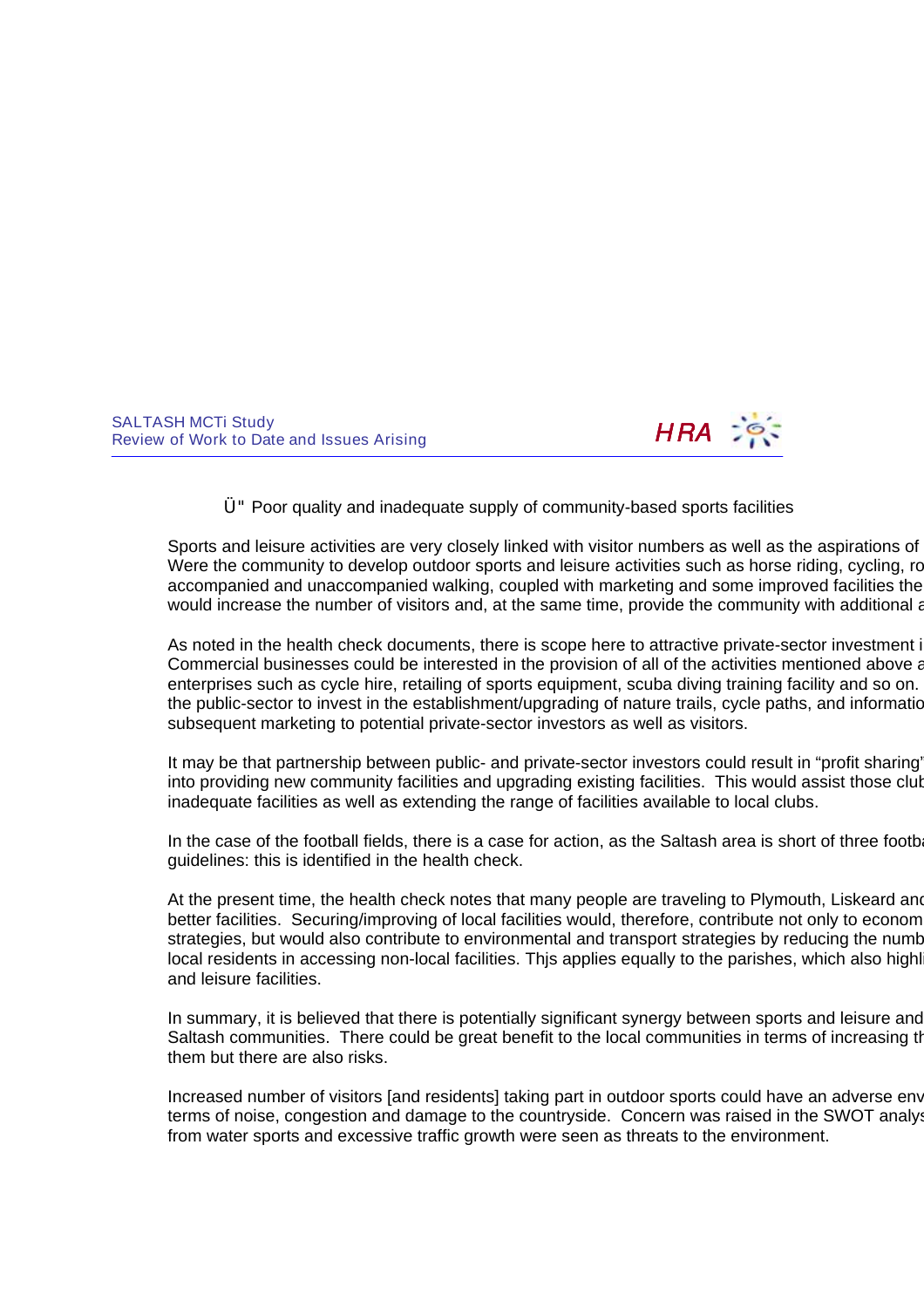Ü" Poor quality and inadequate supply of community-based sports facilities

Sports and leisure activities are very closely linked with visitor numbers as well as the aspirations of
Were the community to develop outdoor sports and leisure activities such as horse riding, cycling, ro
accompanied and unaccompanied walking, coupled with marketing and some improved facilities the
would increase the number of visitors and, at the same time, provide the community with additional a

As noted in the health check documents, there is scope here to attractive private-sector investment i
Commercial businesses could be interested in the provision of all of the activities mentioned above a
enterprises such as cycle hire, retailing of sports equipment, scuba diving training facility and so on.
the public-sector to invest in the establishment/upgrading of nature trails, cycle paths, and informatio
subsequent marketing to potential private-sector investors as well as visitors.

It may be that partnership between public- and private-sector investors could result in "profit sharing"
into providing new community facilities and upgrading existing facilities. This would assist those club
inadequate facilities as well as extending the range of facilities available to local clubs.

In the case of the football fields, there is a case for action, as the Saltash area is short of three footba
guidelines: this is identified in the health check.

At the present time, the health check notes that many people are traveling to Plymouth, Liskeard and
better facilities. Securing/improving of local facilities would, therefore, contribute not only to econom
strategies, but would also contribute to environmental and transport strategies by reducing the numb
local residents in accessing non-local facilities. Thjs applies equally to the parishes, which also highl
and leisure facilities.

In summary, it is believed that there is potentially significant synergy between sports and leisure and
Saltash communities. There could be great benefit to the local communities in terms of increasing th
them but there are also risks.

Increased number of visitors [and residents] taking part in outdoor sports could have an adverse env
terms of noise, congestion and damage to the countryside. Concern was raised in the SWOT analys
from water sports and excessive traffic growth were seen as threats to the environment.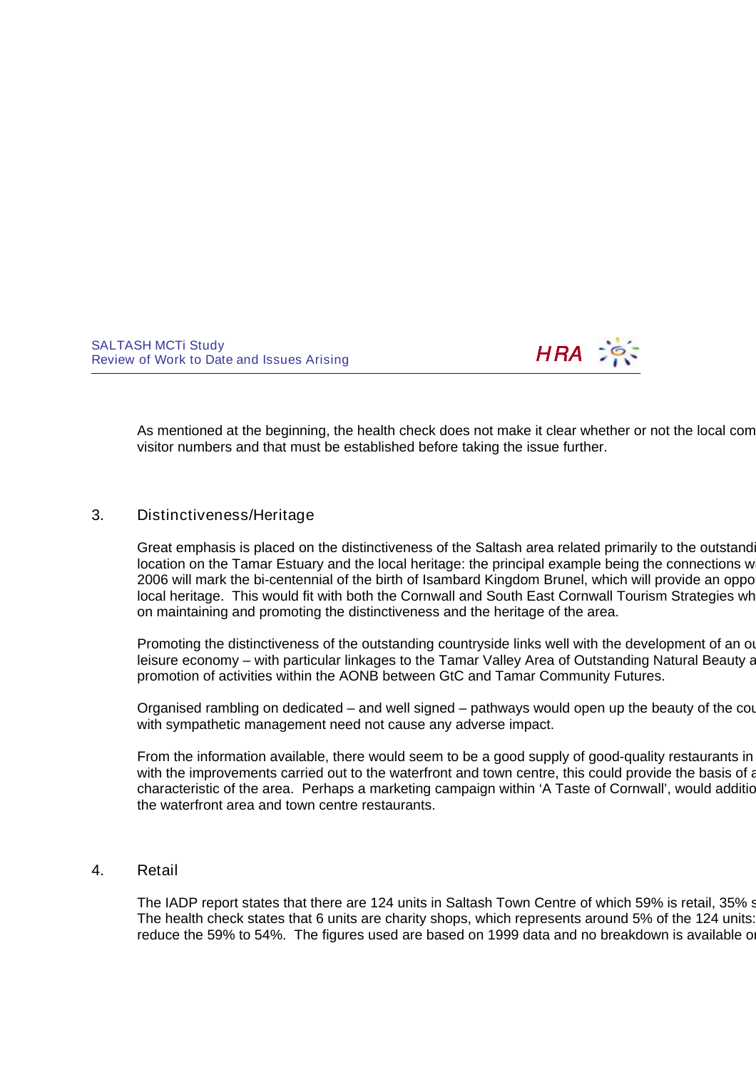As mentioned at the beginning, the health check does not make it clear whether or not the local com visitor numbers and that must be established before taking the issue further.

## 3. Distinctiveness/Heritage

Great emphasis is placed on the distinctiveness of the Saltash area related primarily to the outstandi location on the Tamar Estuary and the local heritage: the principal example being the connections w 2006 will mark the bi-centennial of the birth of Isambard Kingdom Brunel, which will provide an oppo local heritage. This would fit with both the Cornwall and South East Cornwall Tourism Strategies wh on maintaining and promoting the distinctiveness and the heritage of the area.

Promoting the distinctiveness of the outstanding countryside links well with the development of an ou leisure economy – with particular linkages to the Tamar Valley Area of Outstanding Natural Beauty a promotion of activities within the AONB between GtC and Tamar Community Futures.

Organised rambling on dedicated – and well signed – pathways would open up the beauty of the cou with sympathetic management need not cause any adverse impact.

From the information available, there would seem to be a good supply of good-quality restaurants in with the improvements carried out to the waterfront and town centre, this could provide the basis of a characteristic of the area. Perhaps a marketing campaign within 'A Taste of Cornwall', would additio the waterfront area and town centre restaurants.

## 4. Retail

The IADP report states that there are 124 units in Saltash Town Centre of which 59% is retail, 35% s The health check states that 6 units are charity shops, which represents around 5% of the 124 units: reduce the 59% to 54%. The figures used are based on 1999 data and no breakdown is available o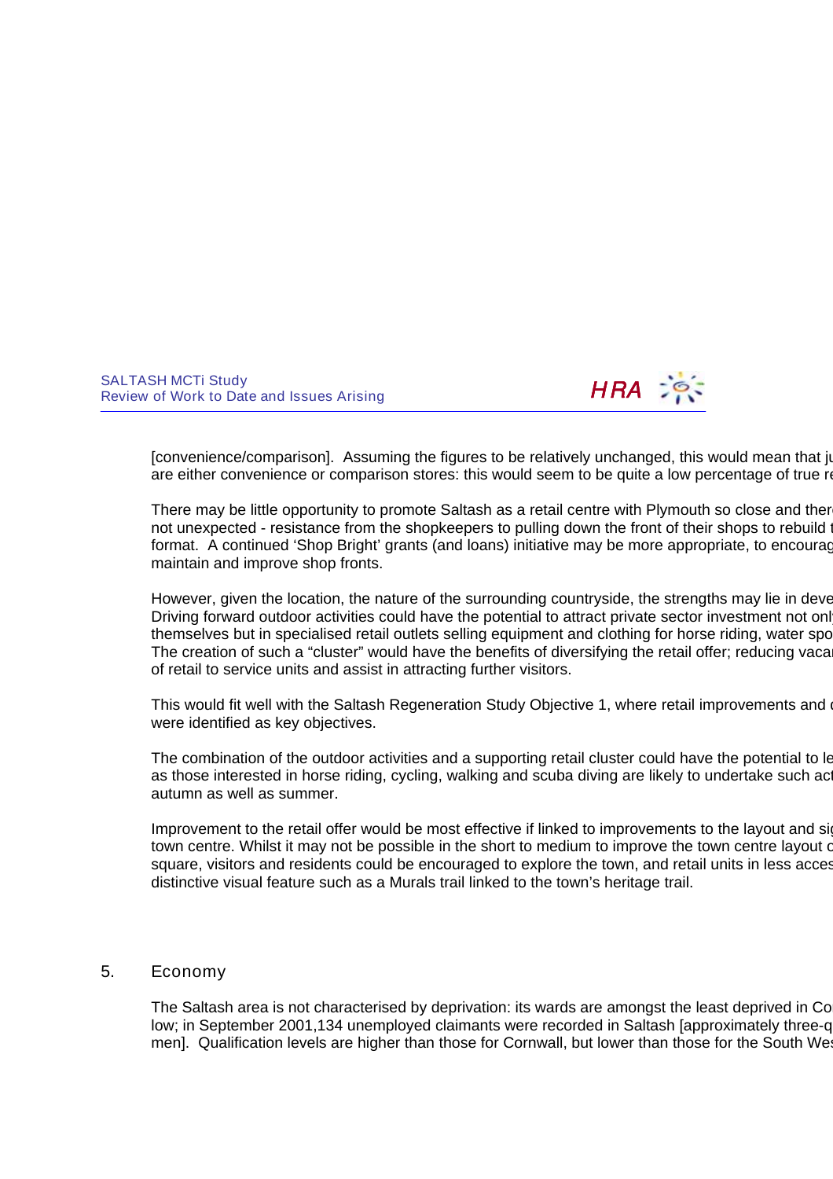[convenience/comparison]. Assuming the figures to be relatively unchanged, this would mean that ju are either convenience or comparison stores: this would seem to be quite a low percentage of true re

There may be little opportunity to promote Saltash as a retail centre with Plymouth so close and there not unexpected - resistance from the shopkeepers to pulling down the front of their shops to rebuild t format. A continued 'Shop Bright' grants (and loans) initiative may be more appropriate, to encourag maintain and improve shop fronts.

However, given the location, the nature of the surrounding countryside, the strengths may lie in deve Driving forward outdoor activities could have the potential to attract private sector investment not onl themselves but in specialised retail outlets selling equipment and clothing for horse riding, water spo The creation of such a "cluster" would have the benefits of diversifying the retail offer; reducing vacan of retail to service units and assist in attracting further visitors.

This would fit well with the Saltash Regeneration Study Objective 1, where retail improvements and c were identified as key objectives.

The combination of the outdoor activities and a supporting retail cluster could have the potential to le as those interested in horse riding, cycling, walking and scuba diving are likely to undertake such act autumn as well as summer.

Improvement to the retail offer would be most effective if linked to improvements to the layout and si town centre. Whilst it may not be possible in the short to medium to improve the town centre layout c square, visitors and residents could be encouraged to explore the town, and retail units in less acces distinctive visual feature such as a Murals trail linked to the town's heritage trail.

## 5. Economy

The Saltash area is not characterised by deprivation: its wards are amongst the least deprived in Co low; in September 2001,134 unemployed claimants were recorded in Saltash [approximately three-q men]. Qualification levels are higher than those for Cornwall, but lower than those for the South Wes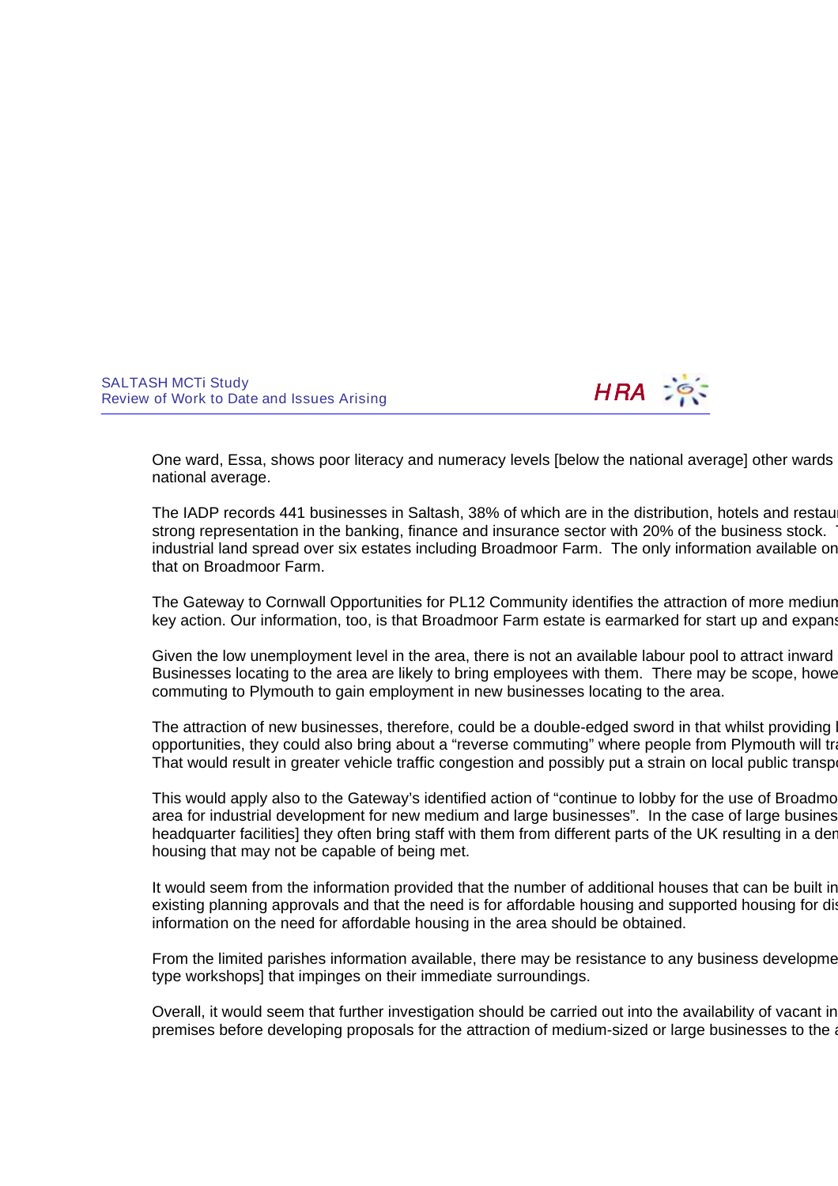One ward, Essa, shows poor literacy and numeracy levels [below the national average] other wards national average.

The IADP records 441 businesses in Saltash, 38% of which are in the distribution, hotels and restau strong representation in the banking, finance and insurance sector with 20% of the business stock. industrial land spread over six estates including Broadmoor Farm. The only information available on that on Broadmoor Farm.

The Gateway to Cornwall Opportunities for PL12 Community identifies the attraction of more medium key action. Our information, too, is that Broadmoor Farm estate is earmarked for start up and expans

Given the low unemployment level in the area, there is not an available labour pool to attract inward Businesses locating to the area are likely to bring employees with them. There may be scope, howe commuting to Plymouth to gain employment in new businesses locating to the area.

The attraction of new businesses, therefore, could be a double-edged sword in that whilst providing opportunities, they could also bring about a "reverse commuting" where people from Plymouth will tr That would result in greater vehicle traffic congestion and possibly put a strain on local public transp

This would apply also to the Gateway's identified action of "continue to lobby for the use of Broadmo area for industrial development for new medium and large businesses". In the case of large busines headquarter facilities] they often bring staff with them from different parts of the UK resulting in a de housing that may not be capable of being met.

It would seem from the information provided that the number of additional houses that can be built in existing planning approvals and that the need is for affordable housing and supported housing for dis information on the need for affordable housing in the area should be obtained.

From the limited parishes information available, there may be resistance to any business developme type workshops] that impinges on their immediate surroundings.

Overall, it would seem that further investigation should be carried out into the availability of vacant in premises before developing proposals for the attraction of medium-sized or large businesses to the a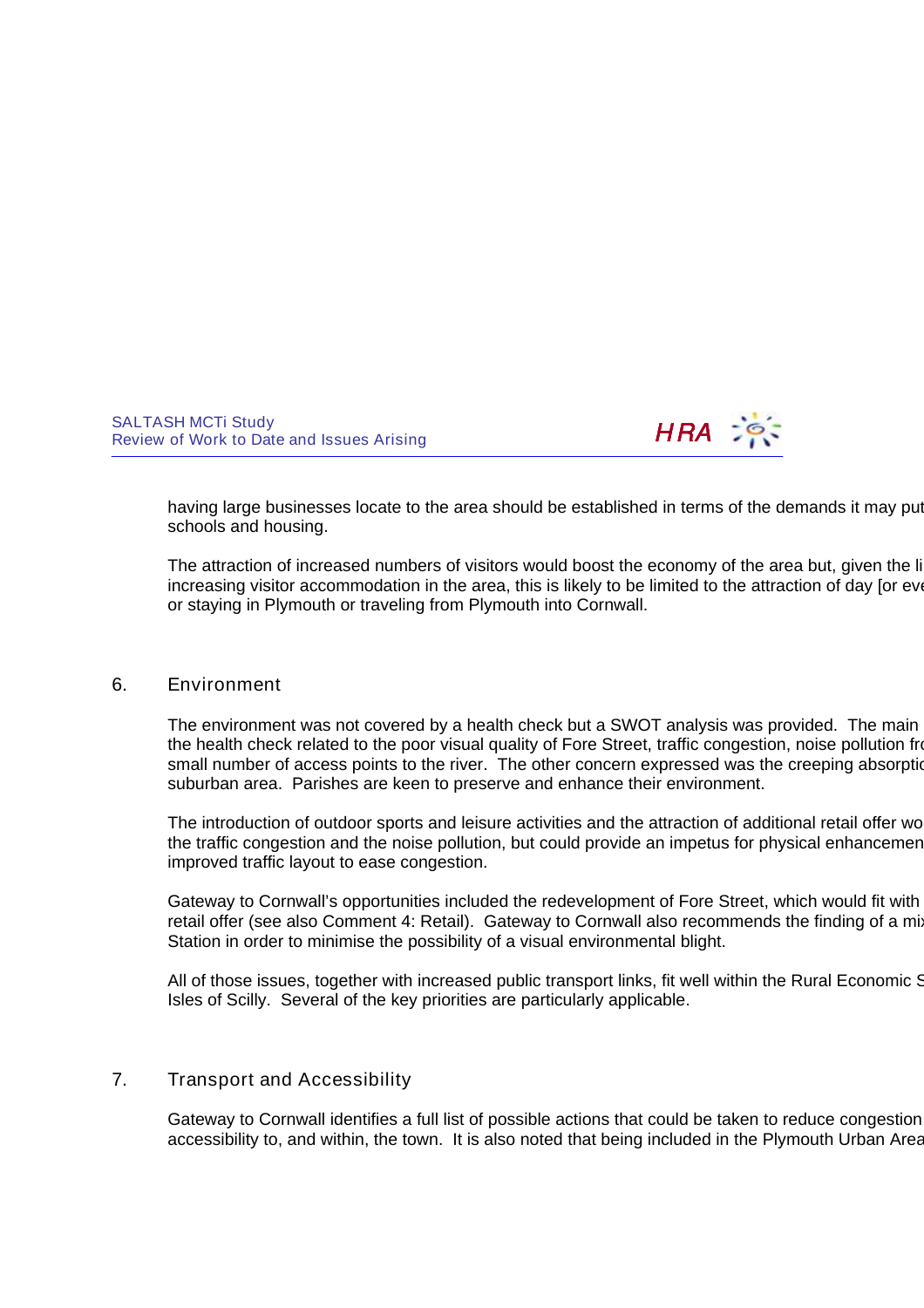having large businesses locate to the area should be established in terms of the demands it may put schools and housing.

The attraction of increased numbers of visitors would boost the economy of the area but, given the li increasing visitor accommodation in the area, this is likely to be limited to the attraction of day [or eve or staying in Plymouth or traveling from Plymouth into Cornwall.

## 6. Environment

The environment was not covered by a health check but a SWOT analysis was provided. The main the health check related to the poor visual quality of Fore Street, traffic congestion, noise pollution fro small number of access points to the river. The other concern expressed was the creeping absorptio suburban area. Parishes are keen to preserve and enhance their environment.

The introduction of outdoor sports and leisure activities and the attraction of additional retail offer wo the traffic congestion and the noise pollution, but could provide an impetus for physical enhancemen improved traffic layout to ease congestion.

Gateway to Cornwall's opportunities included the redevelopment of Fore Street, which would fit with retail offer (see also Comment 4: Retail). Gateway to Cornwall also recommends the finding of a mix Station in order to minimise the possibility of a visual environmental blight.

All of those issues, together with increased public transport links, fit well within the Rural Economic S Isles of Scilly. Several of the key priorities are particularly applicable.

## 7. Transport and Accessibility

Gateway to Cornwall identifies a full list of possible actions that could be taken to reduce congestion accessibility to, and within, the town. It is also noted that being included in the Plymouth Urban Area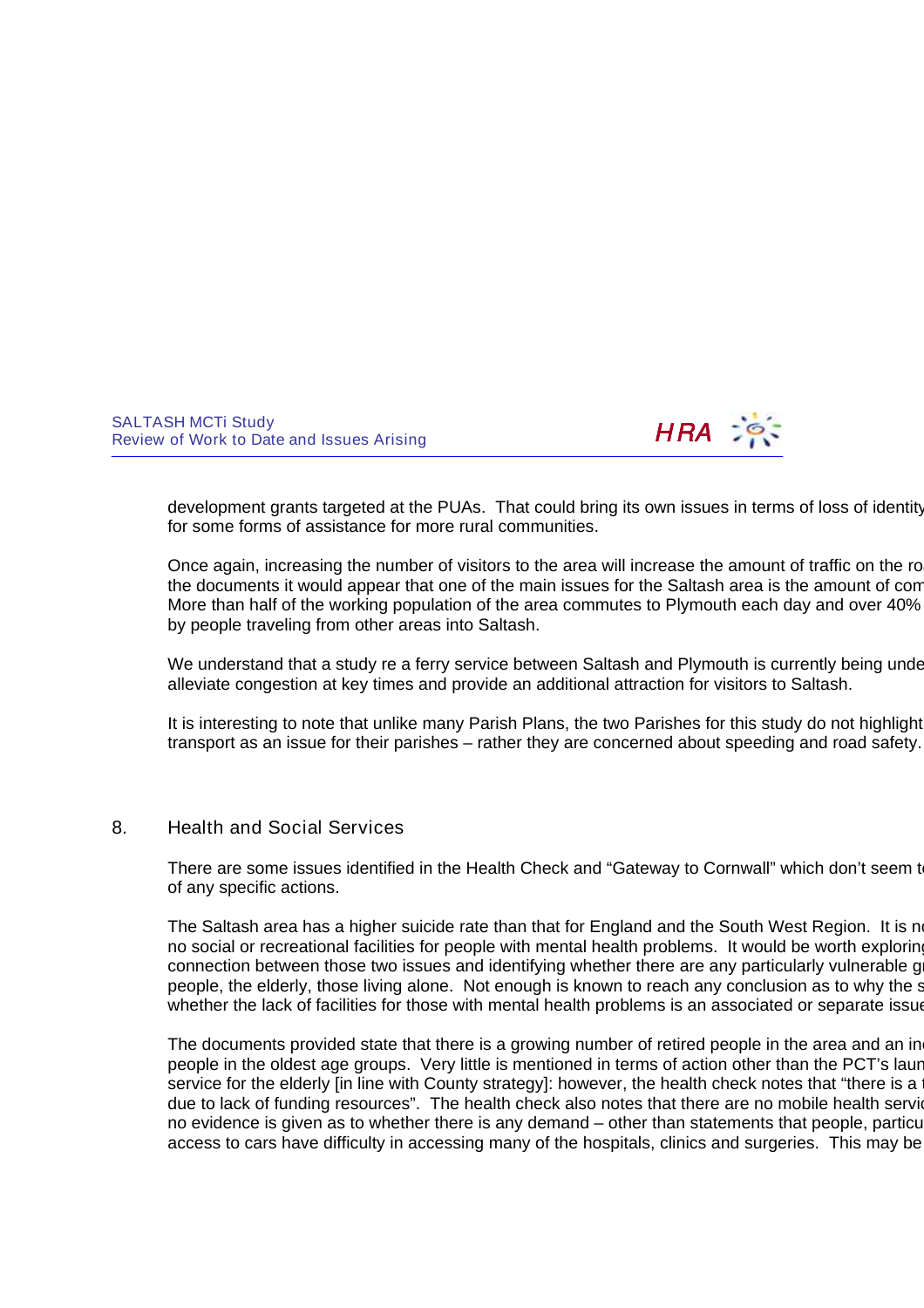development grants targeted at the PUAs. That could bring its own issues in terms of loss of identity for some forms of assistance for more rural communities.

Once again, increasing the number of visitors to the area will increase the amount of traffic on the ro the documents it would appear that one of the main issues for the Saltash area is the amount of com More than half of the working population of the area commutes to Plymouth each day and over 40% by people traveling from other areas into Saltash.

We understand that a study re a ferry service between Saltash and Plymouth is currently being unde alleviate congestion at key times and provide an additional attraction for visitors to Saltash.

It is interesting to note that unlike many Parish Plans, the two Parishes for this study do not highlight transport as an issue for their parishes – rather they are concerned about speeding and road safety.

## 8. Health and Social Services

There are some issues identified in the Health Check and "Gateway to Cornwall" which don't seem t of any specific actions.

The Saltash area has a higher suicide rate than that for England and the South West Region. It is no no social or recreational facilities for people with mental health problems. It would be worth exploring connection between those two issues and identifying whether there are any particularly vulnerable g people, the elderly, those living alone. Not enough is known to reach any conclusion as to why the s whether the lack of facilities for those with mental health problems is an associated or separate issue

The documents provided state that there is a growing number of retired people in the area and an in people in the oldest age groups. Very little is mentioned in terms of action other than the PCT's laun service for the elderly [in line with County strategy]: however, the health check notes that "there is a due to lack of funding resources". The health check also notes that there are no mobile health servic no evidence is given as to whether there is any demand – other than statements that people, particu access to cars have difficulty in accessing many of the hospitals, clinics and surgeries. This may be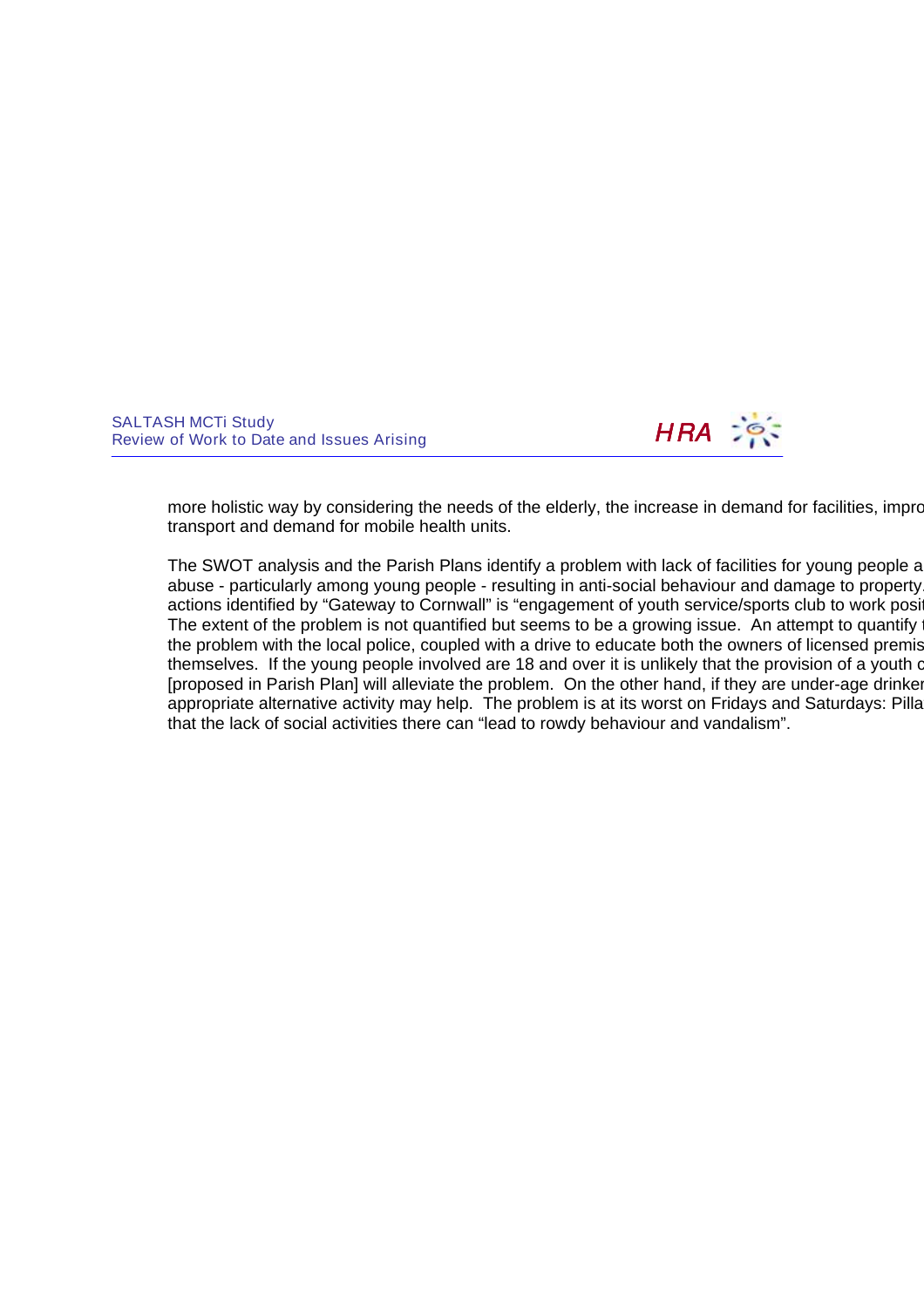more holistic way by considering the needs of the elderly, the increase in demand for facilities, impro transport and demand for mobile health units.

The SWOT analysis and the Parish Plans identify a problem with lack of facilities for young people a abuse - particularly among young people - resulting in anti-social behaviour and damage to property. actions identified by "Gateway to Cornwall" is "engagement of youth service/sports club to work posi The extent of the problem is not quantified but seems to be a growing issue. An attempt to quantify t the problem with the local police, coupled with a drive to educate both the owners of licensed premis themselves. If the young people involved are 18 and over it is unlikely that the provision of a youth c [proposed in Parish Plan] will alleviate the problem. On the other hand, if they are under-age drinker appropriate alternative activity may help. The problem is at its worst on Fridays and Saturdays: Pilla that the lack of social activities there can "lead to rowdy behaviour and vandalism".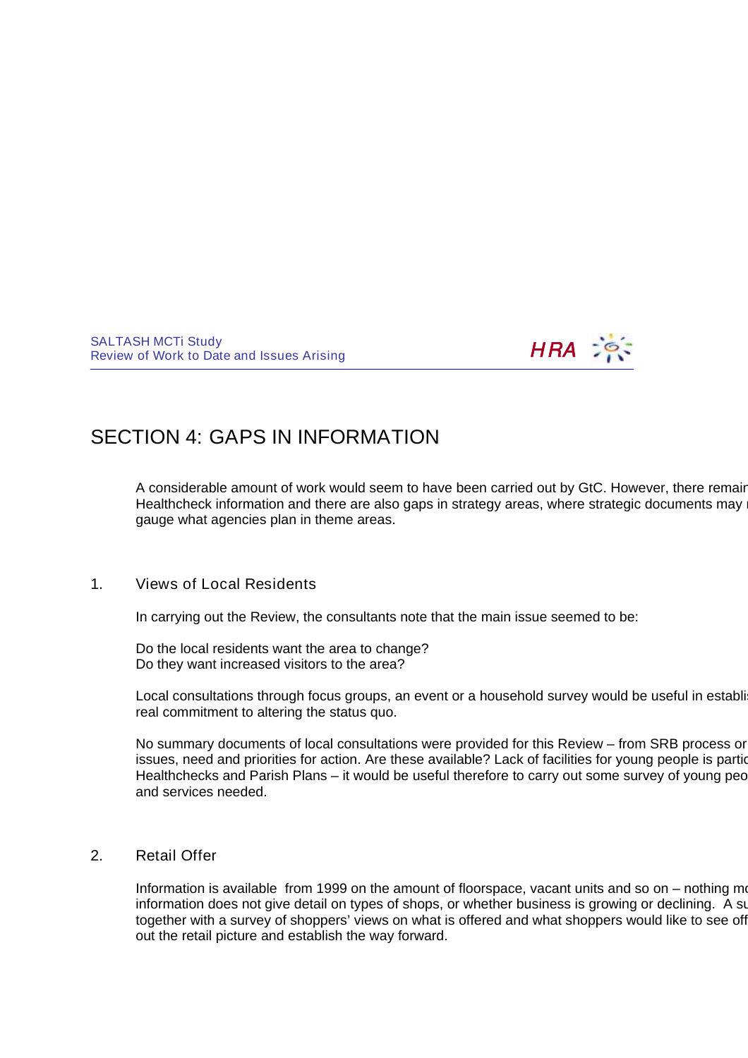# SECTION 4: GAPS IN INFORMATION

A considerable amount of work would seem to have been carried out by GtC. However, there remain Healthcheck information and there are also gaps in strategy areas, where strategic documents may gauge what agencies plan in theme areas.

## 1. Views of Local Residents

In carrying out the Review, the consultants note that the main issue seemed to be:

Do the local residents want the area to change?
Do they want increased visitors to the area?

Local consultations through focus groups, an event or a household survey would be useful in establis real commitment to altering the status quo.

No summary documents of local consultations were provided for this Review – from SRB process or issues, need and priorities for action. Are these available? Lack of facilities for young people is partic Healthchecks and Parish Plans – it would be useful therefore to carry out some survey of young peo and services needed.

## 2. Retail Offer

Information is available from 1999 on the amount of floorspace, vacant units and so on – nothing mo information does not give detail on types of shops, or whether business is growing or declining. A su together with a survey of shoppers' views on what is offered and what shoppers would like to see off out the retail picture and establish the way forward.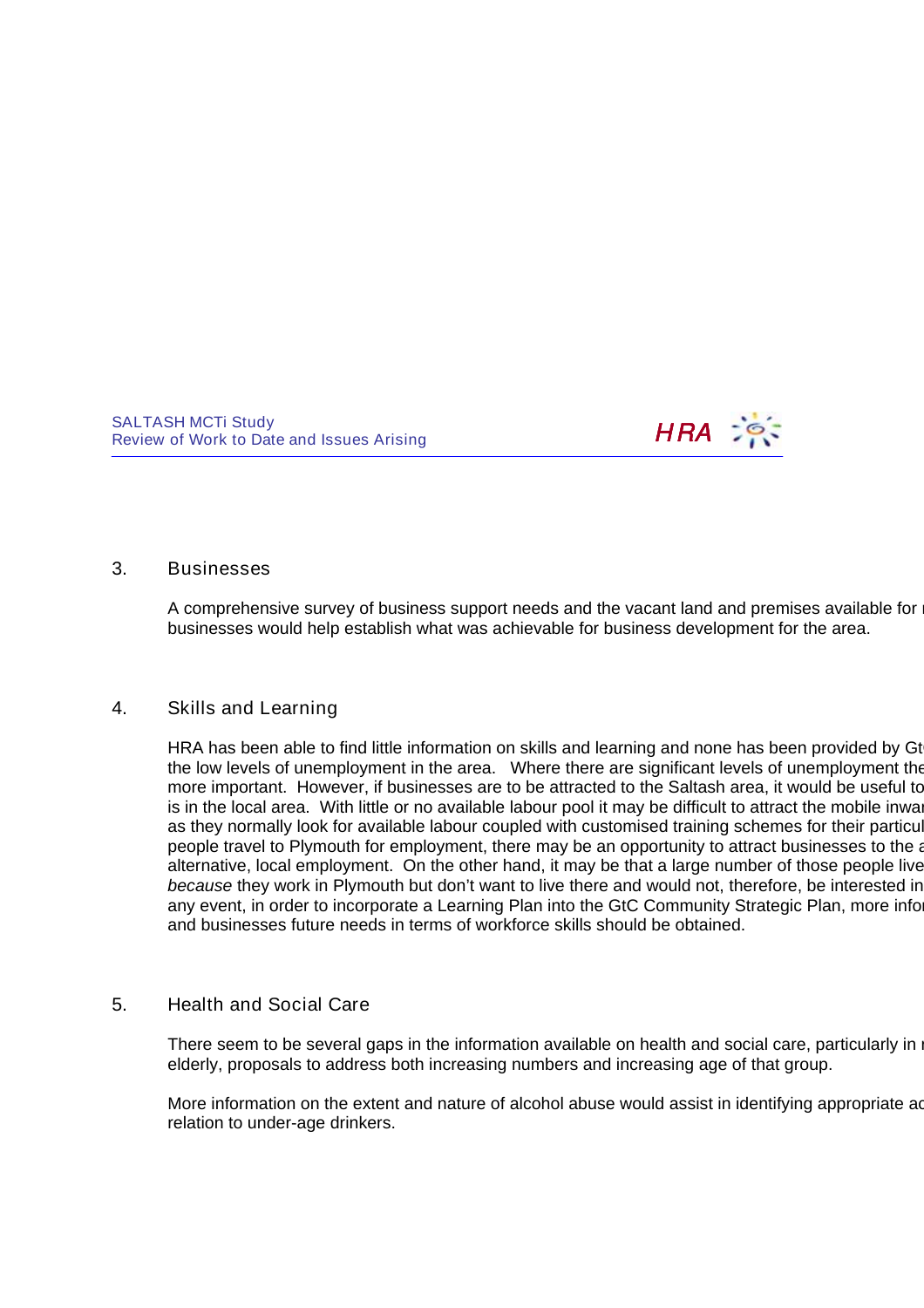## 3. Businesses

A comprehensive survey of business support needs and the vacant land and premises available for r businesses would help establish what was achievable for business development for the area.

## 4. Skills and Learning

HRA has been able to find little information on skills and learning and none has been provided by Gt the low levels of unemployment in the area. Where there are significant levels of unemployment the more important. However, if businesses are to be attracted to the Saltash area, it would be useful to is in the local area. With little or no available labour pool it may be difficult to attract the mobile inwar as they normally look for available labour coupled with customised training schemes for their particul people travel to Plymouth for employment, there may be an opportunity to attract businesses to the a alternative, local employment. On the other hand, it may be that a large number of those people live *because* they work in Plymouth but don't want to live there and would not, therefore, be interested in any event, in order to incorporate a Learning Plan into the GtC Community Strategic Plan, more infor and businesses future needs in terms of workforce skills should be obtained.

## 5. Health and Social Care

There seem to be several gaps in the information available on health and social care, particularly in r elderly, proposals to address both increasing numbers and increasing age of that group.

More information on the extent and nature of alcohol abuse would assist in identifying appropriate ac relation to under-age drinkers.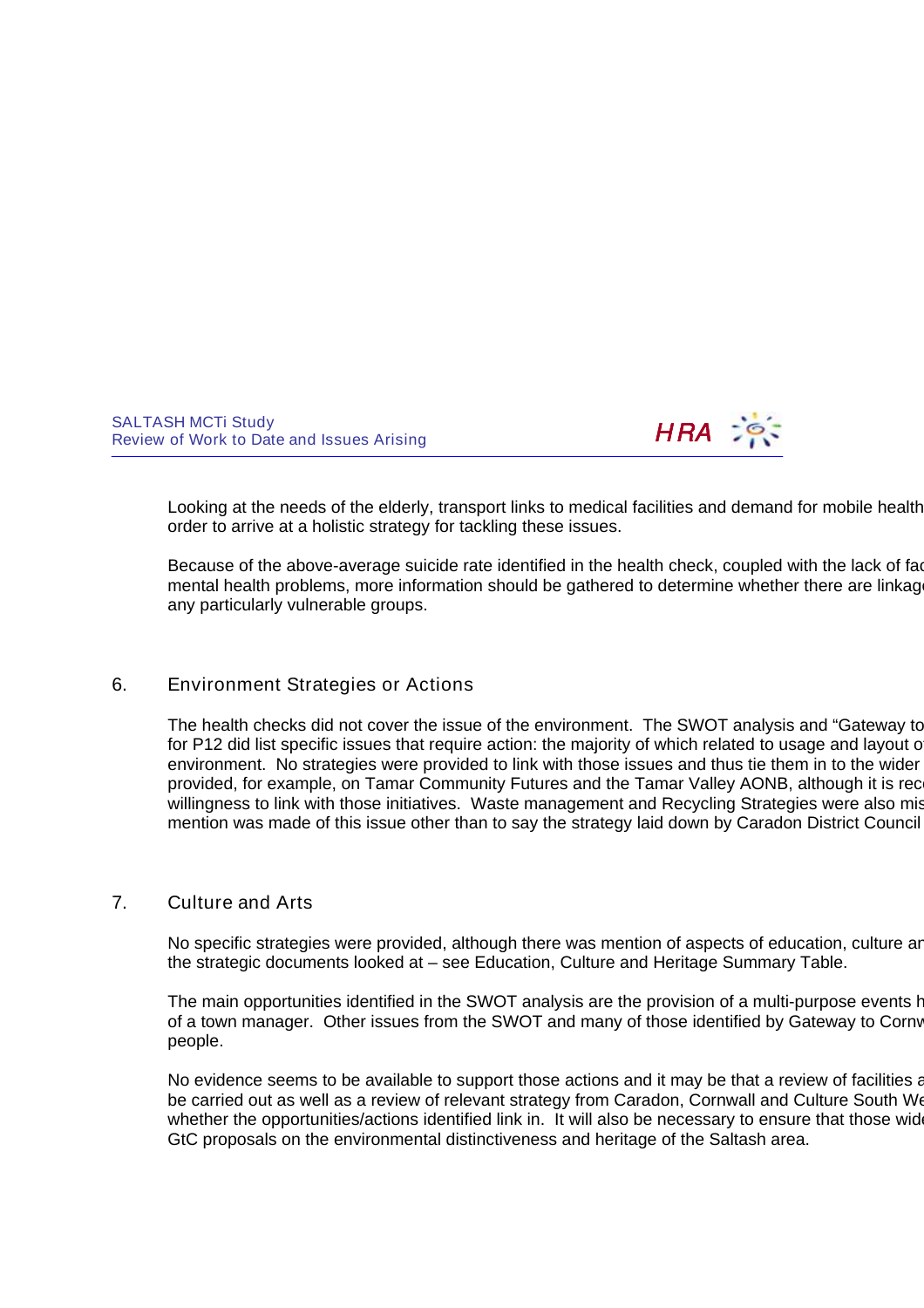Looking at the needs of the elderly, transport links to medical facilities and demand for mobile health order to arrive at a holistic strategy for tackling these issues.

Because of the above-average suicide rate identified in the health check, coupled with the lack of fac mental health problems, more information should be gathered to determine whether there are linkage any particularly vulnerable groups.

## 6. Environment Strategies or Actions

The health checks did not cover the issue of the environment. The SWOT analysis and "Gateway to for P12 did list specific issues that require action: the majority of which related to usage and layout o environment. No strategies were provided to link with those issues and thus tie them in to the wider provided, for example, on Tamar Community Futures and the Tamar Valley AONB, although it is rec willingness to link with those initiatives. Waste management and Recycling Strategies were also mis mention was made of this issue other than to say the strategy laid down by Caradon District Council

## 7. Culture and Arts

No specific strategies were provided, although there was mention of aspects of education, culture ar the strategic documents looked at – see Education, Culture and Heritage Summary Table.

The main opportunities identified in the SWOT analysis are the provision of a multi-purpose events h of a town manager. Other issues from the SWOT and many of those identified by Gateway to Cornw people.

No evidence seems to be available to support those actions and it may be that a review of facilities a be carried out as well as a review of relevant strategy from Caradon, Cornwall and Culture South We whether the opportunities/actions identified link in. It will also be necessary to ensure that those wide GtC proposals on the environmental distinctiveness and heritage of the Saltash area.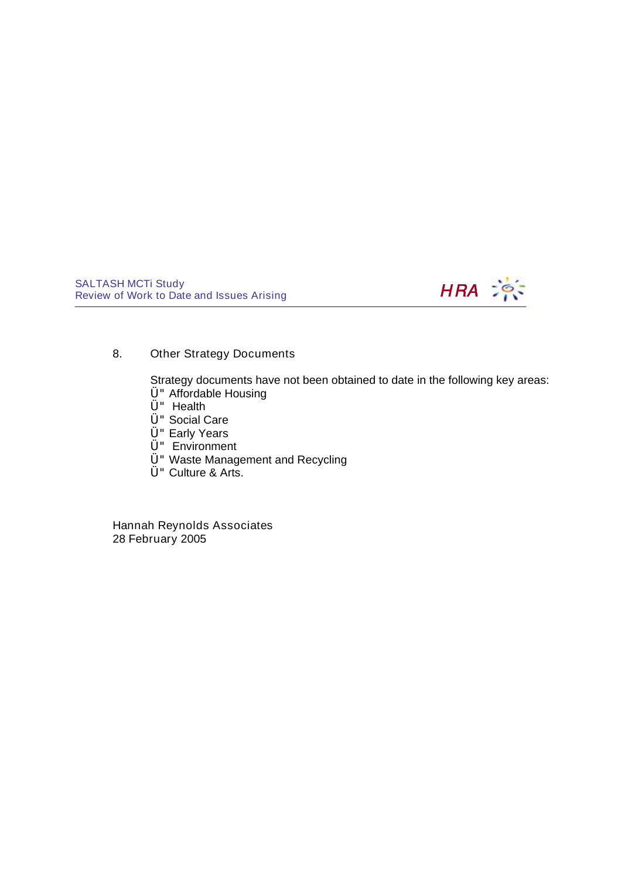## 8. Other Strategy Documents

Strategy documents have not been obtained to date in the following key areas:

- Affordable Housing
- Health
- Social Care
- Early Years
- Environment
- Waste Management and Recycling
- Culture & Arts.

Hannah Reynolds Associates
28 February 2005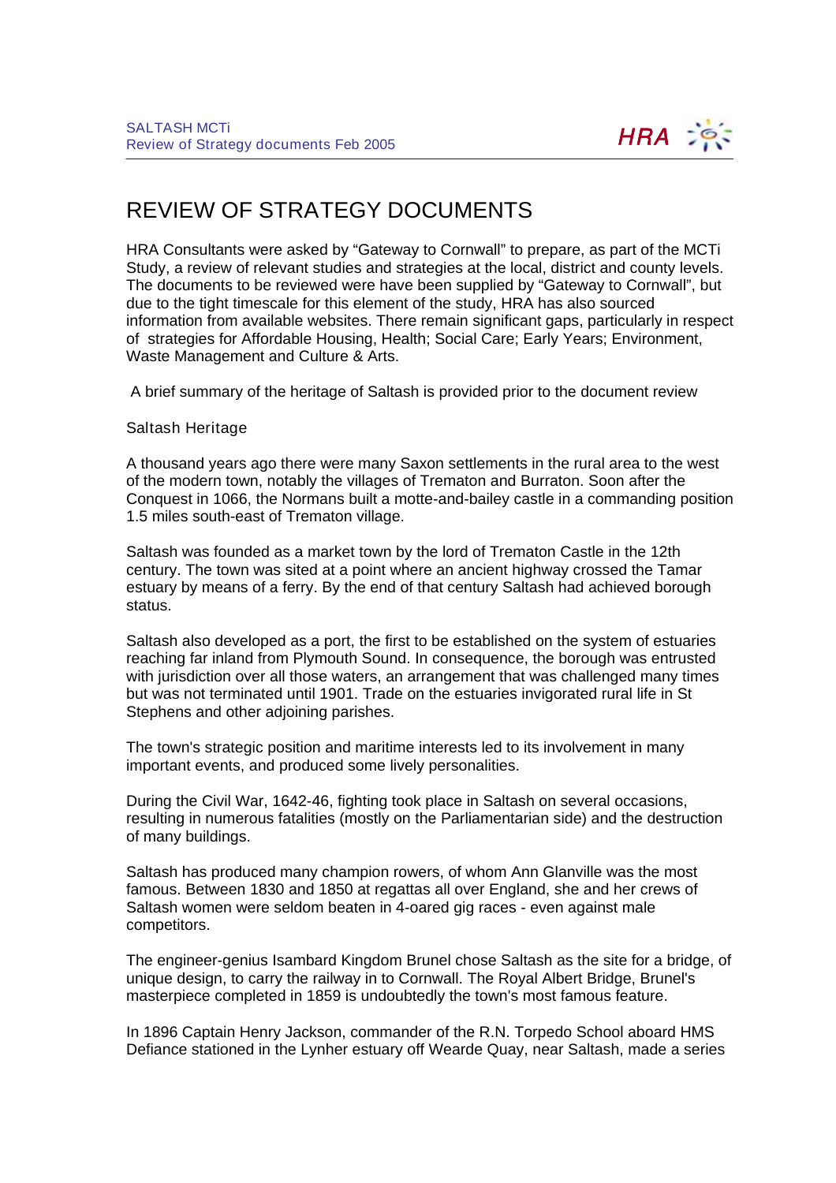# REVIEW OF STRATEGY DOCUMENTS

HRA Consultants were asked by "Gateway to Cornwall" to prepare, as part of the MCTi Study, a review of relevant studies and strategies at the local, district and county levels. The documents to be reviewed were have been supplied by "Gateway to Cornwall", but due to the tight timescale for this element of the study, HRA has also sourced information from available websites. There remain significant gaps, particularly in respect of strategies for Affordable Housing, Health; Social Care; Early Years; Environment, Waste Management and Culture & Arts.

A brief summary of the heritage of Saltash is provided prior to the document review

## Saltash Heritage

A thousand years ago there were many Saxon settlements in the rural area to the west of the modern town, notably the villages of Trematon and Burraton. Soon after the Conquest in 1066, the Normans built a motte-and-bailey castle in a commanding position 1.5 miles south-east of Trematon village.

Saltash was founded as a market town by the lord of Trematon Castle in the 12th century. The town was sited at a point where an ancient highway crossed the Tamar estuary by means of a ferry. By the end of that century Saltash had achieved borough status.

Saltash also developed as a port, the first to be established on the system of estuaries reaching far inland from Plymouth Sound. In consequence, the borough was entrusted with jurisdiction over all those waters, an arrangement that was challenged many times but was not terminated until 1901. Trade on the estuaries invigorated rural life in St Stephens and other adjoining parishes.

The town's strategic position and maritime interests led to its involvement in many important events, and produced some lively personalities.

During the Civil War, 1642-46, fighting took place in Saltash on several occasions, resulting in numerous fatalities (mostly on the Parliamentarian side) and the destruction of many buildings.

Saltash has produced many champion rowers, of whom Ann Glanville was the most famous. Between 1830 and 1850 at regattas all over England, she and her crews of Saltash women were seldom beaten in 4-oared gig races - even against male competitors.

The engineer-genius Isambard Kingdom Brunel chose Saltash as the site for a bridge, of unique design, to carry the railway in to Cornwall. The Royal Albert Bridge, Brunel's masterpiece completed in 1859 is undoubtedly the town's most famous feature.

In 1896 Captain Henry Jackson, commander of the R.N. Torpedo School aboard HMS Defiance stationed in the Lynher estuary off Wearde Quay, near Saltash, made a series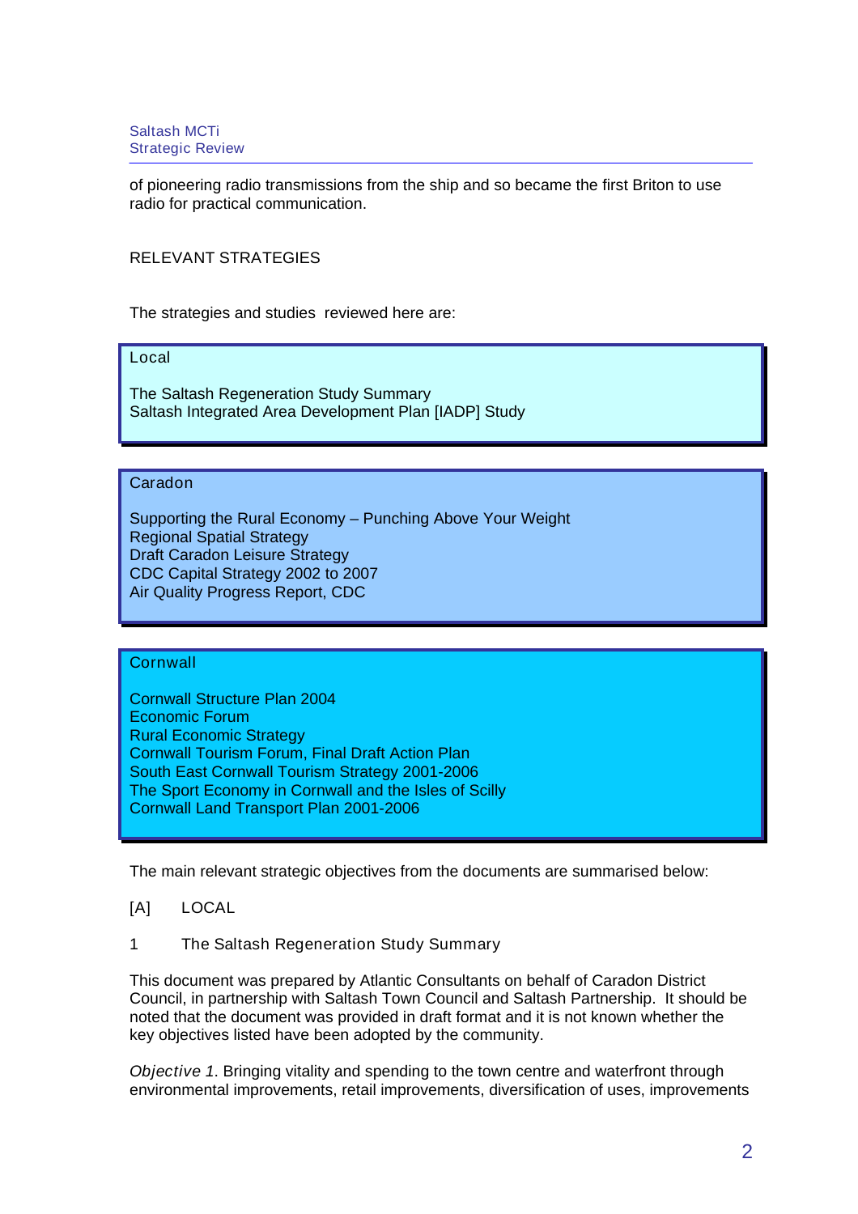of pioneering radio transmissions from the ship and so became the first Briton to use radio for practical communication.

## RELEVANT STRATEGIES

The strategies and studies reviewed here are:

**Local**

The Saltash Regeneration Study Summary
Saltash Integrated Area Development Plan [IADP] Study

**Caradon**

Supporting the Rural Economy – Punching Above Your Weight
Regional Spatial Strategy
Draft Caradon Leisure Strategy
CDC Capital Strategy 2002 to 2007
Air Quality Progress Report, CDC

**Cornwall**

Cornwall Structure Plan 2004
Economic Forum
Rural Economic Strategy
Cornwall Tourism Forum, Final Draft Action Plan
South East Cornwall Tourism Strategy 2001-2006
The Sport Economy in Cornwall and the Isles of Scilly
Cornwall Land Transport Plan 2001-2006

The main relevant strategic objectives from the documents are summarised below:

### [A] LOCAL

#### 1 The Saltash Regeneration Study Summary

This document was prepared by Atlantic Consultants on behalf of Caradon District Council, in partnership with Saltash Town Council and Saltash Partnership. It should be noted that the document was provided in draft format and it is not known whether the key objectives listed have been adopted by the community.

*Objective 1.* Bringing vitality and spending to the town centre and waterfront through environmental improvements, retail improvements, diversification of uses, improvements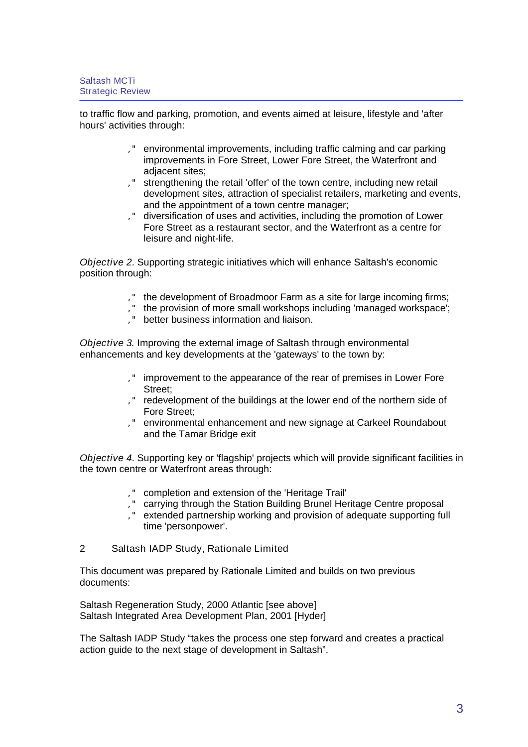to traffic flow and parking, promotion, and events aimed at leisure, lifestyle and 'after hours' activities through:

- environmental improvements, including traffic calming and car parking improvements in Fore Street, Lower Fore Street, the Waterfront and adjacent sites;
- strengthening the retail 'offer' of the town centre, including new retail development sites, attraction of specialist retailers, marketing and events, and the appointment of a town centre manager;
- diversification of uses and activities, including the promotion of Lower Fore Street as a restaurant sector, and the Waterfront as a centre for leisure and night-life.

*Objective 2*. Supporting strategic initiatives which will enhance Saltash's economic position through:

- the development of Broadmoor Farm as a site for large incoming firms;
- the provision of more small workshops including 'managed workspace';
- better business information and liaison.

*Objective 3.* Improving the external image of Saltash through environmental enhancements and key developments at the 'gateways' to the town by:

- improvement to the appearance of the rear of premises in Lower Fore Street;
- redevelopment of the buildings at the lower end of the northern side of Fore Street;
- environmental enhancement and new signage at Carkeel Roundabout and the Tamar Bridge exit

*Objective 4*. Supporting key or 'flagship' projects which will provide significant facilities in the town centre or Waterfront areas through:

- completion and extension of the 'Heritage Trail'
- carrying through the Station Building Brunel Heritage Centre proposal
- extended partnership working and provision of adequate supporting full time 'personpower'.

## 2 Saltash IADP Study, Rationale Limited

This document was prepared by Rationale Limited and builds on two previous documents:

Saltash Regeneration Study, 2000 Atlantic [see above]
Saltash Integrated Area Development Plan, 2001 [Hyder]

The Saltash IADP Study "takes the process one step forward and creates a practical action guide to the next stage of development in Saltash".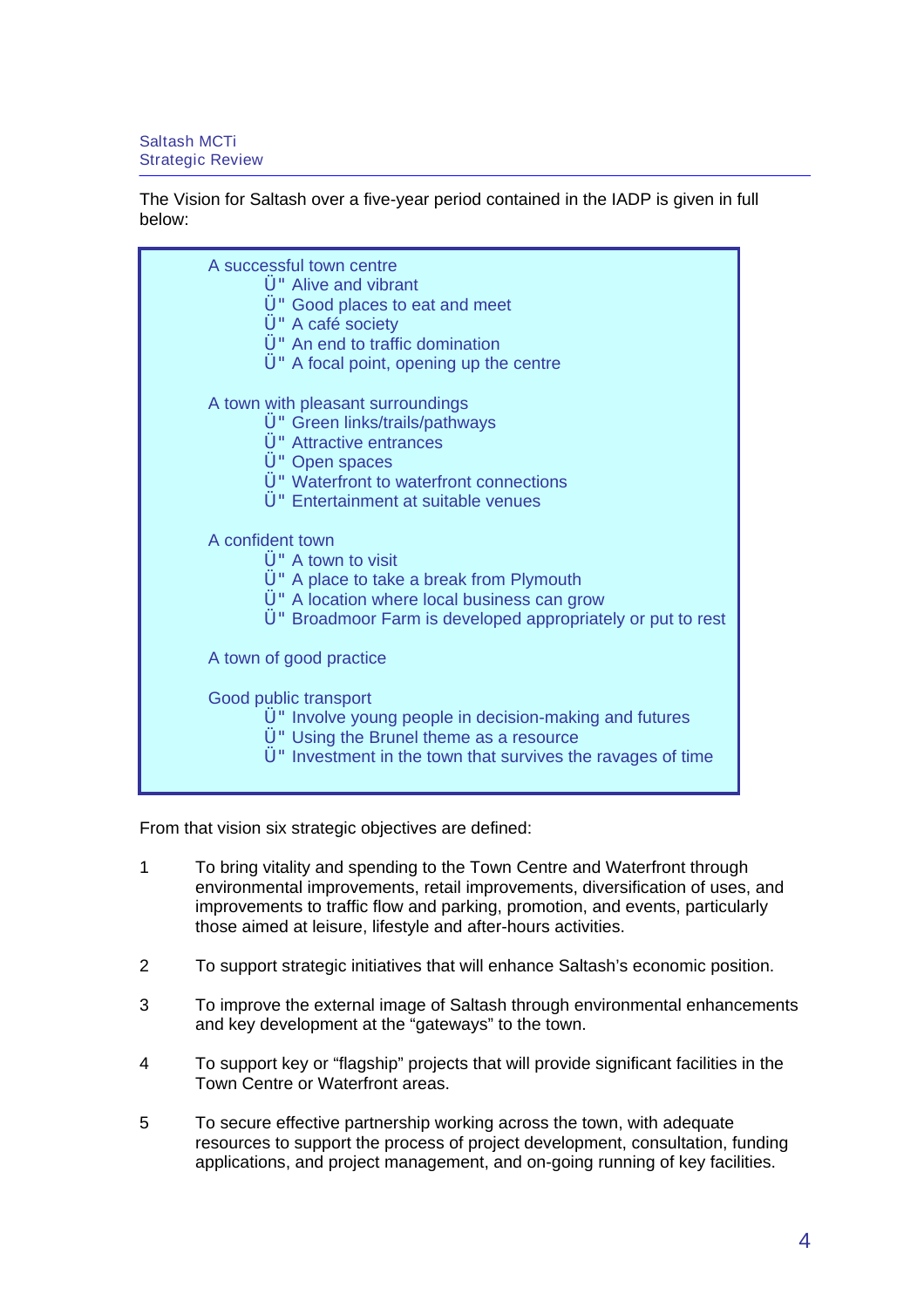The Vision for Saltash over a five-year period contained in the IADP is given in full below:

> A successful town centre
> - Alive and vibrant
> - Good places to eat and meet
> - A café society
> - An end to traffic domination
> - A focal point, opening up the centre
>
> A town with pleasant surroundings
> - Green links/trails/pathways
> - Attractive entrances
> - Open spaces
> - Waterfront to waterfront connections
> - Entertainment at suitable venues
>
> A confident town
> - A town to visit
> - A place to take a break from Plymouth
> - A location where local business can grow
> - Broadmoor Farm is developed appropriately or put to rest
>
> A town of good practice
>
> Good public transport
> - Involve young people in decision-making and futures
> - Using the Brunel theme as a resource
> - Investment in the town that survives the ravages of time

From that vision six strategic objectives are defined:

1. To bring vitality and spending to the Town Centre and Waterfront through environmental improvements, retail improvements, diversification of uses, and improvements to traffic flow and parking, promotion, and events, particularly those aimed at leisure, lifestyle and after-hours activities.

2. To support strategic initiatives that will enhance Saltash's economic position.

3. To improve the external image of Saltash through environmental enhancements and key development at the "gateways" to the town.

4. To support key or "flagship" projects that will provide significant facilities in the Town Centre or Waterfront areas.

5. To secure effective partnership working across the town, with adequate resources to support the process of project development, consultation, funding applications, and project management, and on-going running of key facilities.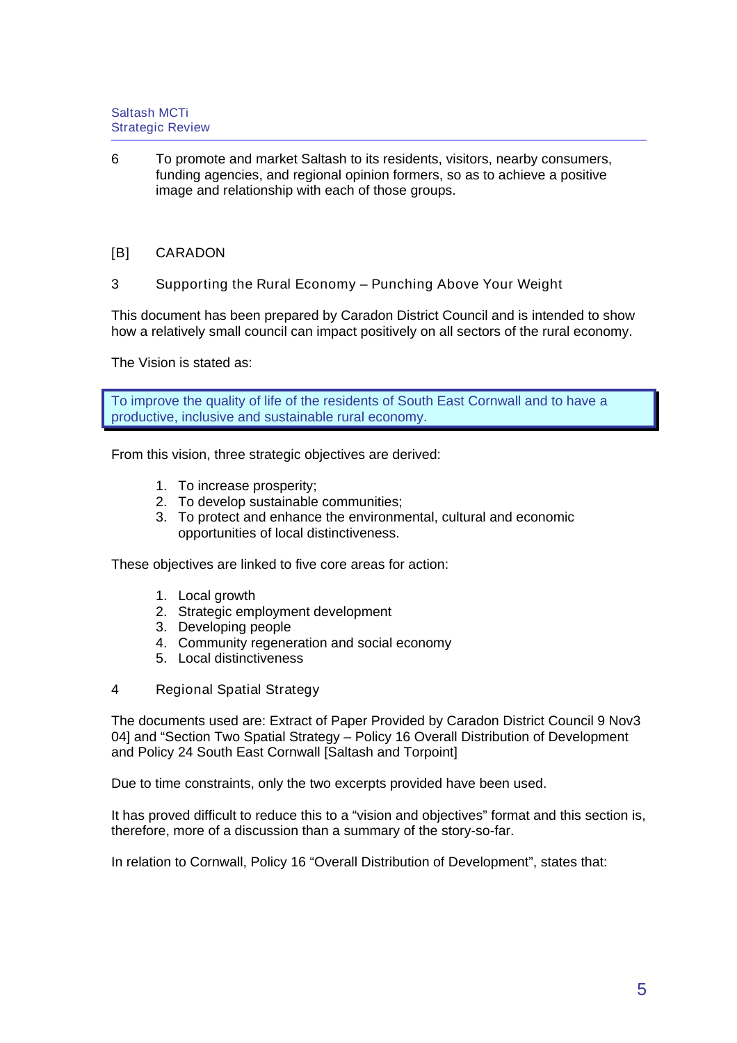6 To promote and market Saltash to its residents, visitors, nearby consumers, funding agencies, and regional opinion formers, so as to achieve a positive image and relationship with each of those groups.

## [B] CARADON

### 3 Supporting the Rural Economy – Punching Above Your Weight

This document has been prepared by Caradon District Council and is intended to show how a relatively small council can impact positively on all sectors of the rural economy.

The Vision is stated as:

> To improve the quality of life of the residents of South East Cornwall and to have a productive, inclusive and sustainable rural economy.

From this vision, three strategic objectives are derived:

1. To increase prosperity;
2. To develop sustainable communities;
3. To protect and enhance the environmental, cultural and economic opportunities of local distinctiveness.

These objectives are linked to five core areas for action:

1. Local growth
2. Strategic employment development
3. Developing people
4. Community regeneration and social economy
5. Local distinctiveness

### 4 Regional Spatial Strategy

The documents used are: Extract of Paper Provided by Caradon District Council 9 Nov3 04] and "Section Two Spatial Strategy – Policy 16 Overall Distribution of Development and Policy 24 South East Cornwall [Saltash and Torpoint]

Due to time constraints, only the two excerpts provided have been used.

It has proved difficult to reduce this to a "vision and objectives" format and this section is, therefore, more of a discussion than a summary of the story-so-far.

In relation to Cornwall, Policy 16 "Overall Distribution of Development", states that: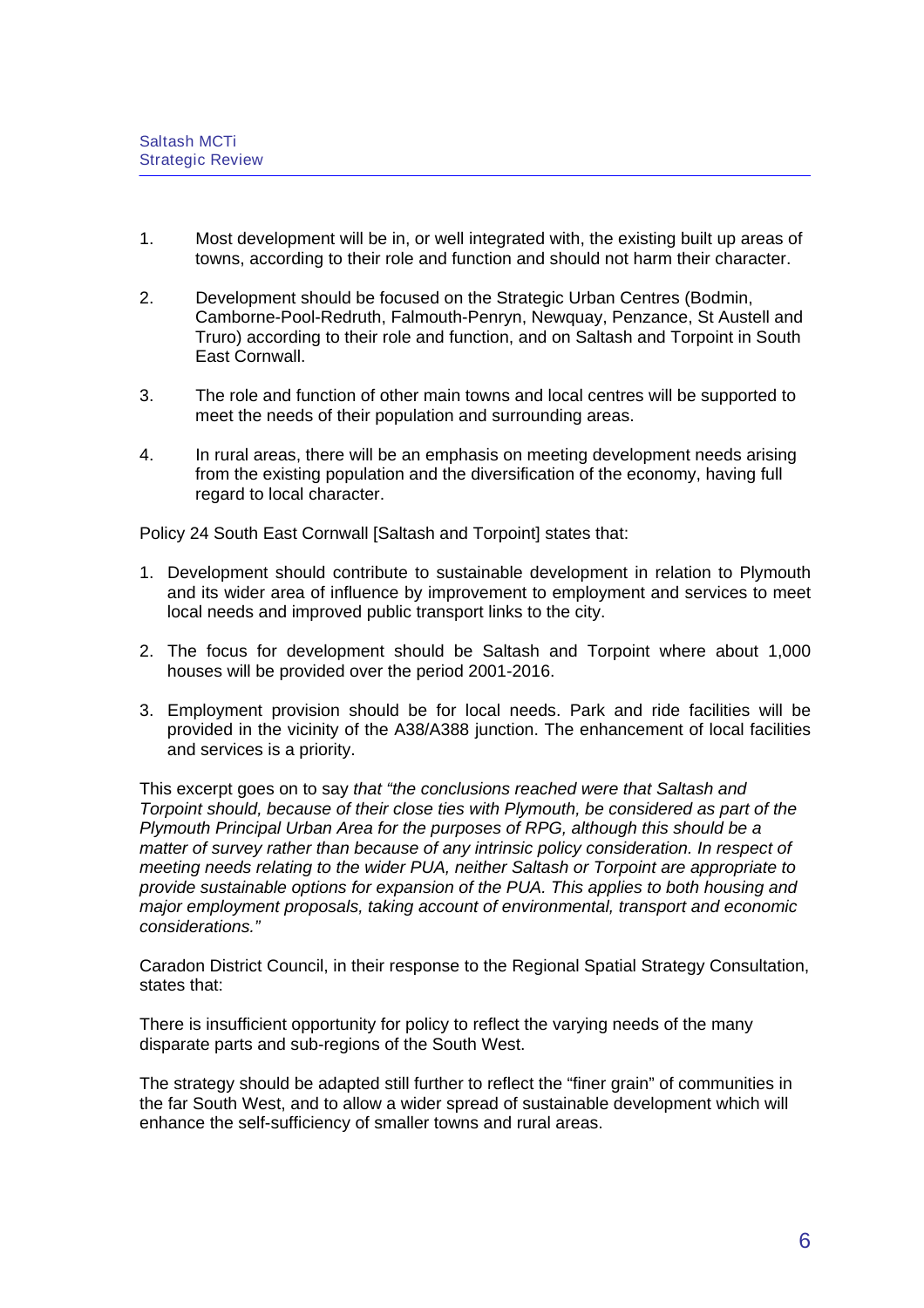1. Most development will be in, or well integrated with, the existing built up areas of towns, according to their role and function and should not harm their character.

2. Development should be focused on the Strategic Urban Centres (Bodmin, Camborne-Pool-Redruth, Falmouth-Penryn, Newquay, Penzance, St Austell and Truro) according to their role and function, and on Saltash and Torpoint in South East Cornwall.

3. The role and function of other main towns and local centres will be supported to meet the needs of their population and surrounding areas.

4. In rural areas, there will be an emphasis on meeting development needs arising from the existing population and the diversification of the economy, having full regard to local character.

Policy 24 South East Cornwall [Saltash and Torpoint] states that:

1. Development should contribute to sustainable development in relation to Plymouth and its wider area of influence by improvement to employment and services to meet local needs and improved public transport links to the city.

2. The focus for development should be Saltash and Torpoint where about 1,000 houses will be provided over the period 2001-2016.

3. Employment provision should be for local needs. Park and ride facilities will be provided in the vicinity of the A38/A388 junction. The enhancement of local facilities and services is a priority.

This excerpt goes on to say *that "the conclusions reached were that Saltash and Torpoint should, because of their close ties with Plymouth, be considered as part of the Plymouth Principal Urban Area for the purposes of RPG, although this should be a matter of survey rather than because of any intrinsic policy consideration. In respect of meeting needs relating to the wider PUA, neither Saltash or Torpoint are appropriate to provide sustainable options for expansion of the PUA. This applies to both housing and major employment proposals, taking account of environmental, transport and economic considerations."*

Caradon District Council, in their response to the Regional Spatial Strategy Consultation, states that:

There is insufficient opportunity for policy to reflect the varying needs of the many disparate parts and sub-regions of the South West.

The strategy should be adapted still further to reflect the "finer grain" of communities in the far South West, and to allow a wider spread of sustainable development which will enhance the self-sufficiency of smaller towns and rural areas.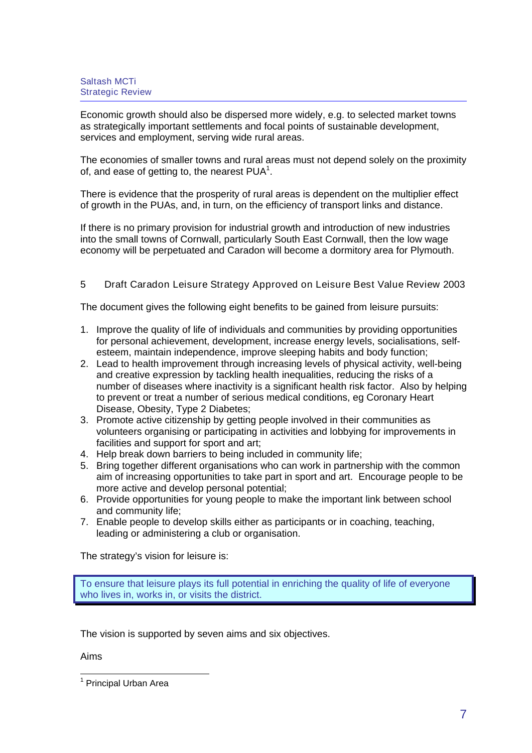Economic growth should also be dispersed more widely, e.g. to selected market towns as strategically important settlements and focal points of sustainable development, services and employment, serving wide rural areas.

The economies of smaller towns and rural areas must not depend solely on the proximity of, and ease of getting to, the nearest PUA[1].

There is evidence that the prosperity of rural areas is dependent on the multiplier effect of growth in the PUAs, and, in turn, on the efficiency of transport links and distance.

If there is no primary provision for industrial growth and introduction of new industries into the small towns of Cornwall, particularly South East Cornwall, then the low wage economy will be perpetuated and Caradon will become a dormitory area for Plymouth.

## 5 Draft Caradon Leisure Strategy Approved on Leisure Best Value Review 2003

The document gives the following eight benefits to be gained from leisure pursuits:

1. Improve the quality of life of individuals and communities by providing opportunities for personal achievement, development, increase energy levels, socialisations, self-esteem, maintain independence, improve sleeping habits and body function;
2. Lead to health improvement through increasing levels of physical activity, well-being and creative expression by tackling health inequalities, reducing the risks of a number of diseases where inactivity is a significant health risk factor. Also by helping to prevent or treat a number of serious medical conditions, eg Coronary Heart Disease, Obesity, Type 2 Diabetes;
3. Promote active citizenship by getting people involved in their communities as volunteers organising or participating in activities and lobbying for improvements in facilities and support for sport and art;
4. Help break down barriers to being included in community life;
5. Bring together different organisations who can work in partnership with the common aim of increasing opportunities to take part in sport and art. Encourage people to be more active and develop personal potential;
6. Provide opportunities for young people to make the important link between school and community life;
7. Enable people to develop skills either as participants or in coaching, teaching, leading or administering a club or organisation.

The strategy's vision for leisure is:

> To ensure that leisure plays its full potential in enriching the quality of life of everyone who lives in, works in, or visits the district.

The vision is supported by seven aims and six objectives.

Aims

[1] Principal Urban Area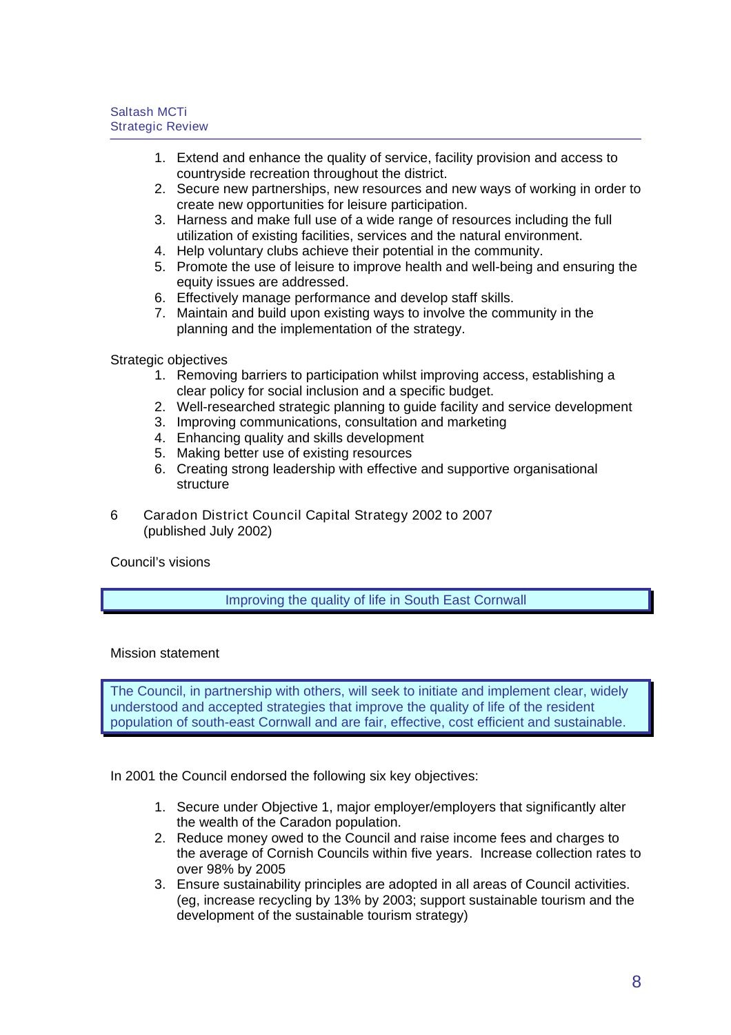1. Extend and enhance the quality of service, facility provision and access to countryside recreation throughout the district.
2. Secure new partnerships, new resources and new ways of working in order to create new opportunities for leisure participation.
3. Harness and make full use of a wide range of resources including the full utilization of existing facilities, services and the natural environment.
4. Help voluntary clubs achieve their potential in the community.
5. Promote the use of leisure to improve health and well-being and ensuring the equity issues are addressed.
6. Effectively manage performance and develop staff skills.
7. Maintain and build upon existing ways to involve the community in the planning and the implementation of the strategy.

Strategic objectives

1. Removing barriers to participation whilst improving access, establishing a clear policy for social inclusion and a specific budget.
2. Well-researched strategic planning to guide facility and service development
3. Improving communications, consultation and marketing
4. Enhancing quality and skills development
5. Making better use of existing resources
6. Creating strong leadership with effective and supportive organisational structure

6 Caradon District Council Capital Strategy 2002 to 2007 (published July 2002)

Council's visions

> Improving the quality of life in South East Cornwall

Mission statement

> The Council, in partnership with others, will seek to initiate and implement clear, widely understood and accepted strategies that improve the quality of life of the resident population of south-east Cornwall and are fair, effective, cost efficient and sustainable.

In 2001 the Council endorsed the following six key objectives:

1. Secure under Objective 1, major employer/employers that significantly alter the wealth of the Caradon population.
2. Reduce money owed to the Council and raise income fees and charges to the average of Cornish Councils within five years. Increase collection rates to over 98% by 2005
3. Ensure sustainability principles are adopted in all areas of Council activities. (eg, increase recycling by 13% by 2003; support sustainable tourism and the development of the sustainable tourism strategy)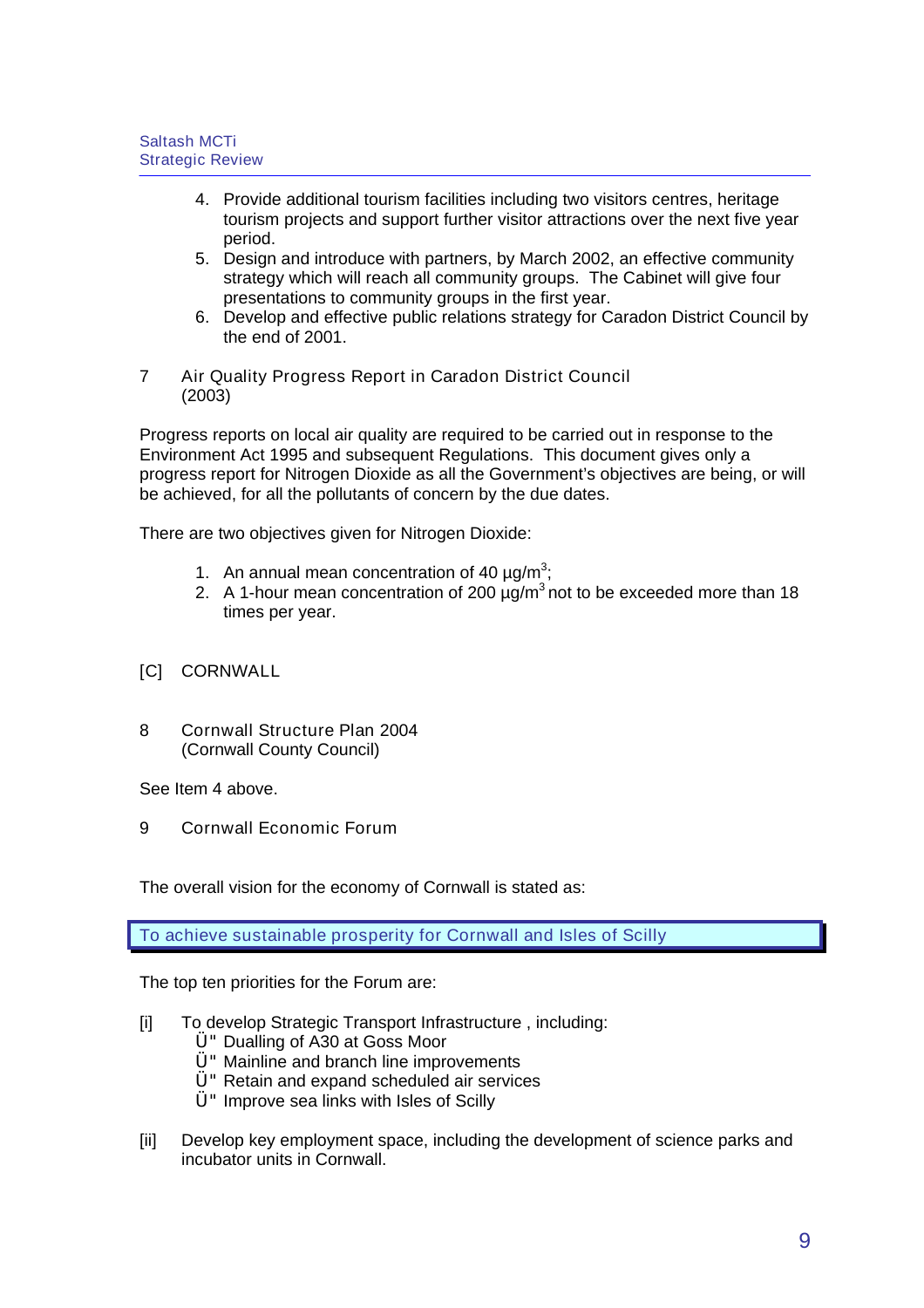4. Provide additional tourism facilities including two visitors centres, heritage tourism projects and support further visitor attractions over the next five year period.
5. Design and introduce with partners, by March 2002, an effective community strategy which will reach all community groups. The Cabinet will give four presentations to community groups in the first year.
6. Develop and effective public relations strategy for Caradon District Council by the end of 2001.

### 7 Air Quality Progress Report in Caradon District Council (2003)

Progress reports on local air quality are required to be carried out in response to the Environment Act 1995 and subsequent Regulations. This document gives only a progress report for Nitrogen Dioxide as all the Government's objectives are being, or will be achieved, for all the pollutants of concern by the due dates.

There are two objectives given for Nitrogen Dioxide:

1. An annual mean concentration of 40 µg/m$^3$;
2. A 1-hour mean concentration of 200 µg/m$^3$ not to be exceeded more than 18 times per year.

## [C] CORNWALL

### 8 Cornwall Structure Plan 2004 (Cornwall County Council)

See Item 4 above.

### 9 Cornwall Economic Forum

The overall vision for the economy of Cornwall is stated as:

> To achieve sustainable prosperity for Cornwall and Isles of Scilly

The top ten priorities for the Forum are:

[i] To develop Strategic Transport Infrastructure , including:
- Dualling of A30 at Goss Moor
- Mainline and branch line improvements
- Retain and expand scheduled air services
- Improve sea links with Isles of Scilly

[ii] Develop key employment space, including the development of science parks and incubator units in Cornwall.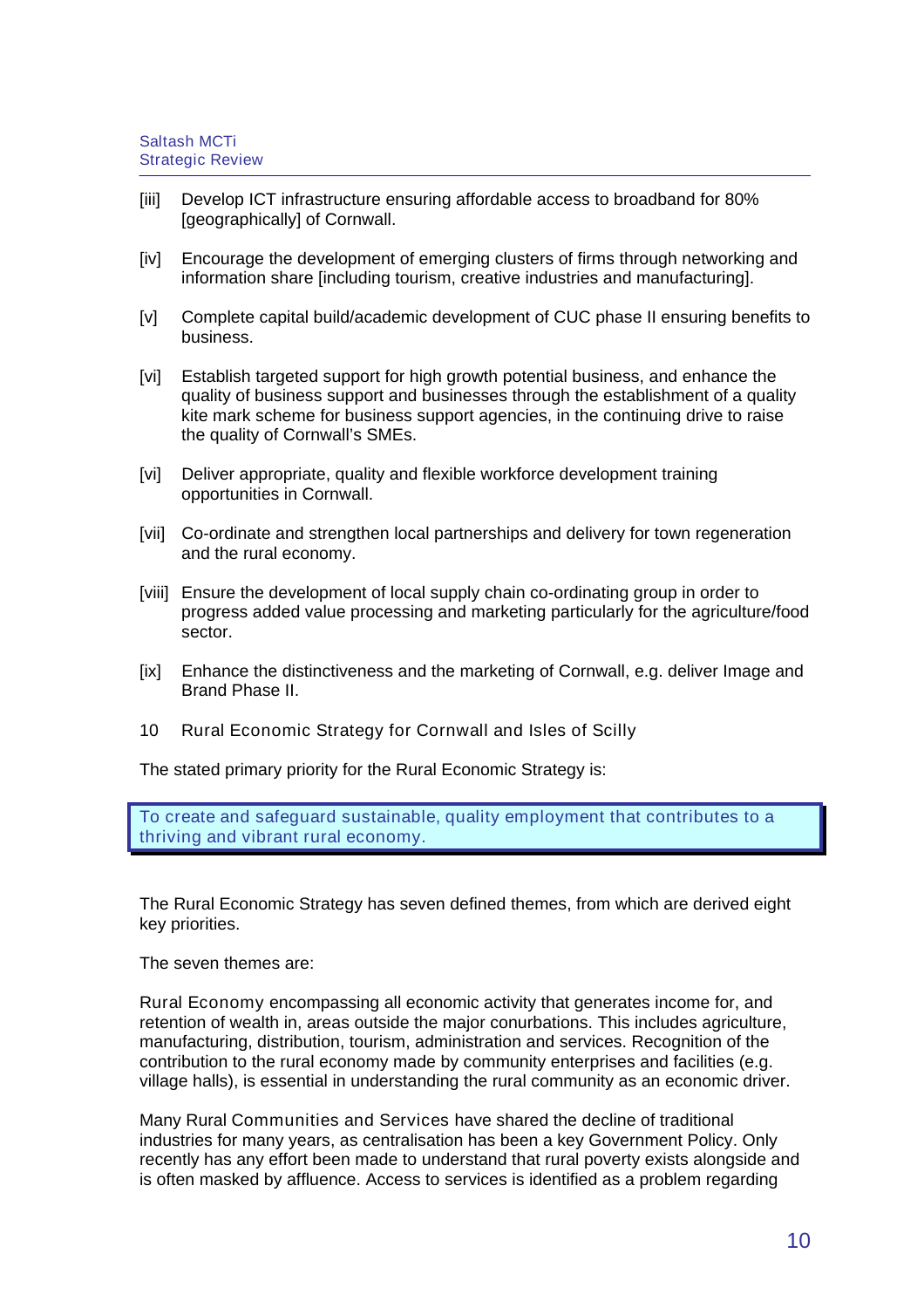[iii] Develop ICT infrastructure ensuring affordable access to broadband for 80% [geographically] of Cornwall.

[iv] Encourage the development of emerging clusters of firms through networking and information share [including tourism, creative industries and manufacturing].

[v] Complete capital build/academic development of CUC phase II ensuring benefits to business.

[vi] Establish targeted support for high growth potential business, and enhance the quality of business support and businesses through the establishment of a quality kite mark scheme for business support agencies, in the continuing drive to raise the quality of Cornwall's SMEs.

[vi] Deliver appropriate, quality and flexible workforce development training opportunities in Cornwall.

[vii] Co-ordinate and strengthen local partnerships and delivery for town regeneration and the rural economy.

[viii] Ensure the development of local supply chain co-ordinating group in order to progress added value processing and marketing particularly for the agriculture/food sector.

[ix] Enhance the distinctiveness and the marketing of Cornwall, e.g. deliver Image and Brand Phase II.

## 10 Rural Economic Strategy for Cornwall and Isles of Scilly

The stated primary priority for the Rural Economic Strategy is:

> To create and safeguard sustainable, quality employment that contributes to a thriving and vibrant rural economy.

The Rural Economic Strategy has seven defined themes, from which are derived eight key priorities.

The seven themes are:

Rural Economy encompassing all economic activity that generates income for, and retention of wealth in, areas outside the major conurbations. This includes agriculture, manufacturing, distribution, tourism, administration and services. Recognition of the contribution to the rural economy made by community enterprises and facilities (e.g. village halls), is essential in understanding the rural community as an economic driver.

Many Rural Communities and Services have shared the decline of traditional industries for many years, as centralisation has been a key Government Policy. Only recently has any effort been made to understand that rural poverty exists alongside and is often masked by affluence. Access to services is identified as a problem regarding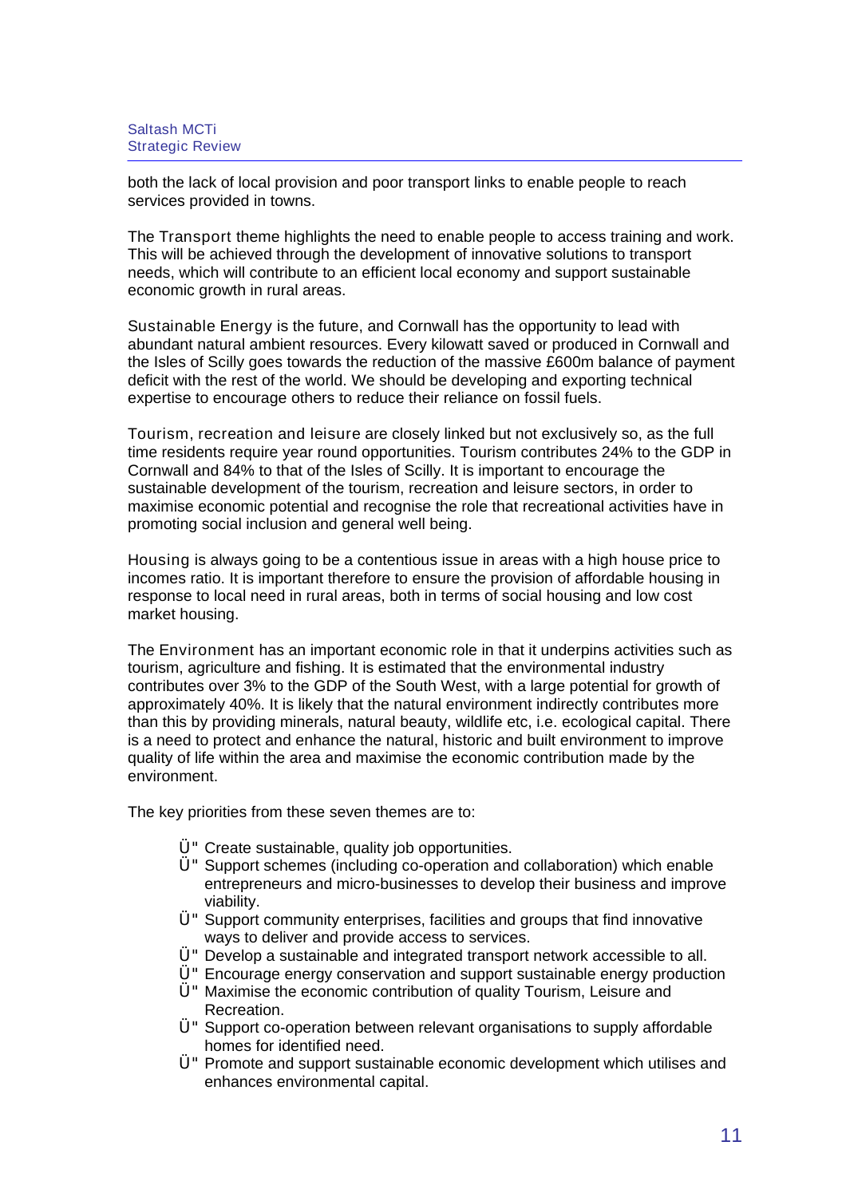both the lack of local provision and poor transport links to enable people to reach services provided in towns.

The Transport theme highlights the need to enable people to access training and work. This will be achieved through the development of innovative solutions to transport needs, which will contribute to an efficient local economy and support sustainable economic growth in rural areas.

Sustainable Energy is the future, and Cornwall has the opportunity to lead with abundant natural ambient resources. Every kilowatt saved or produced in Cornwall and the Isles of Scilly goes towards the reduction of the massive £600m balance of payment deficit with the rest of the world. We should be developing and exporting technical expertise to encourage others to reduce their reliance on fossil fuels.

Tourism, recreation and leisure are closely linked but not exclusively so, as the full time residents require year round opportunities. Tourism contributes 24% to the GDP in Cornwall and 84% to that of the Isles of Scilly. It is important to encourage the sustainable development of the tourism, recreation and leisure sectors, in order to maximise economic potential and recognise the role that recreational activities have in promoting social inclusion and general well being.

Housing is always going to be a contentious issue in areas with a high house price to incomes ratio. It is important therefore to ensure the provision of affordable housing in response to local need in rural areas, both in terms of social housing and low cost market housing.

The Environment has an important economic role in that it underpins activities such as tourism, agriculture and fishing. It is estimated that the environmental industry contributes over 3% to the GDP of the South West, with a large potential for growth of approximately 40%. It is likely that the natural environment indirectly contributes more than this by providing minerals, natural beauty, wildlife etc, i.e. ecological capital. There is a need to protect and enhance the natural, historic and built environment to improve quality of life within the area and maximise the economic contribution made by the environment.

The key priorities from these seven themes are to:

- Create sustainable, quality job opportunities.
- Support schemes (including co-operation and collaboration) which enable entrepreneurs and micro-businesses to develop their business and improve viability.
- Support community enterprises, facilities and groups that find innovative ways to deliver and provide access to services.
- Develop a sustainable and integrated transport network accessible to all.
- Encourage energy conservation and support sustainable energy production
- Maximise the economic contribution of quality Tourism, Leisure and Recreation.
- Support co-operation between relevant organisations to supply affordable homes for identified need.
- Promote and support sustainable economic development which utilises and enhances environmental capital.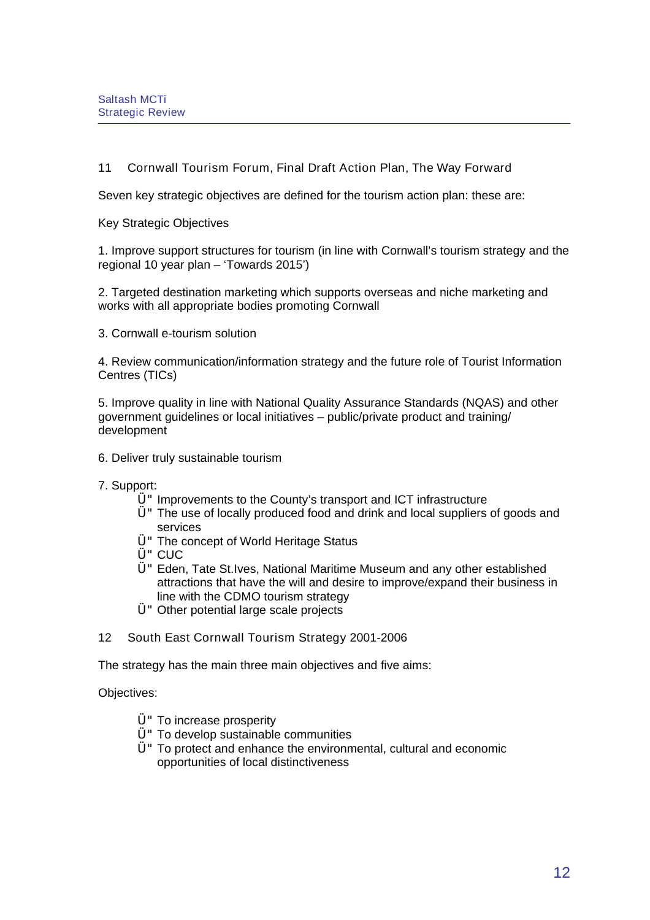## 11 Cornwall Tourism Forum, Final Draft Action Plan, The Way Forward

Seven key strategic objectives are defined for the tourism action plan: these are:

Key Strategic Objectives

1. Improve support structures for tourism (in line with Cornwall's tourism strategy and the regional 10 year plan – 'Towards 2015')

2. Targeted destination marketing which supports overseas and niche marketing and works with all appropriate bodies promoting Cornwall

3. Cornwall e-tourism solution

4. Review communication/information strategy and the future role of Tourist Information Centres (TICs)

5. Improve quality in line with National Quality Assurance Standards (NQAS) and other government guidelines or local initiatives – public/private product and training/ development

6. Deliver truly sustainable tourism

7. Support:
    - Improvements to the County's transport and ICT infrastructure
    - The use of locally produced food and drink and local suppliers of goods and services
    - The concept of World Heritage Status
    - CUC
    - Eden, Tate St.Ives, National Maritime Museum and any other established attractions that have the will and desire to improve/expand their business in line with the CDMO tourism strategy
    - Other potential large scale projects

## 12 South East Cornwall Tourism Strategy 2001-2006

The strategy has the main three main objectives and five aims:

Objectives:

- To increase prosperity
- To develop sustainable communities
- To protect and enhance the environmental, cultural and economic opportunities of local distinctiveness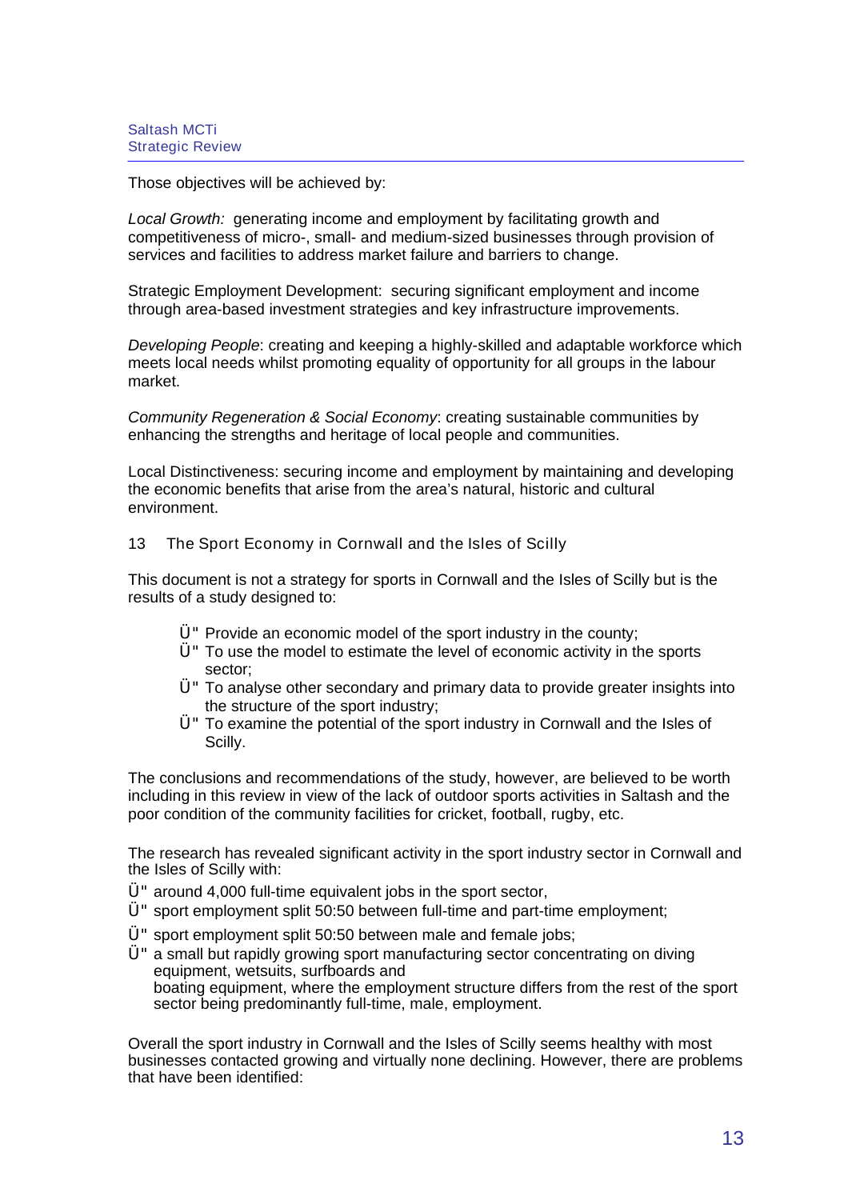Those objectives will be achieved by:

*Local Growth:* generating income and employment by facilitating growth and competitiveness of micro-, small- and medium-sized businesses through provision of services and facilities to address market failure and barriers to change.

Strategic Employment Development: securing significant employment and income through area-based investment strategies and key infrastructure improvements.

*Developing People*: creating and keeping a highly-skilled and adaptable workforce which meets local needs whilst promoting equality of opportunity for all groups in the labour market.

*Community Regeneration & Social Economy*: creating sustainable communities by enhancing the strengths and heritage of local people and communities.

Local Distinctiveness: securing income and employment by maintaining and developing the economic benefits that arise from the area's natural, historic and cultural environment.

## 13 The Sport Economy in Cornwall and the Isles of Scilly

This document is not a strategy for sports in Cornwall and the Isles of Scilly but is the results of a study designed to:

- Provide an economic model of the sport industry in the county;
- To use the model to estimate the level of economic activity in the sports sector;
- To analyse other secondary and primary data to provide greater insights into the structure of the sport industry;
- To examine the potential of the sport industry in Cornwall and the Isles of Scilly.

The conclusions and recommendations of the study, however, are believed to be worth including in this review in view of the lack of outdoor sports activities in Saltash and the poor condition of the community facilities for cricket, football, rugby, etc.

The research has revealed significant activity in the sport industry sector in Cornwall and the Isles of Scilly with:

- around 4,000 full-time equivalent jobs in the sport sector,
- sport employment split 50:50 between full-time and part-time employment;
- sport employment split 50:50 between male and female jobs;
- a small but rapidly growing sport manufacturing sector concentrating on diving equipment, wetsuits, surfboards and boating equipment, where the employment structure differs from the rest of the sport sector being predominantly full-time, male, employment.

Overall the sport industry in Cornwall and the Isles of Scilly seems healthy with most businesses contacted growing and virtually none declining. However, there are problems that have been identified: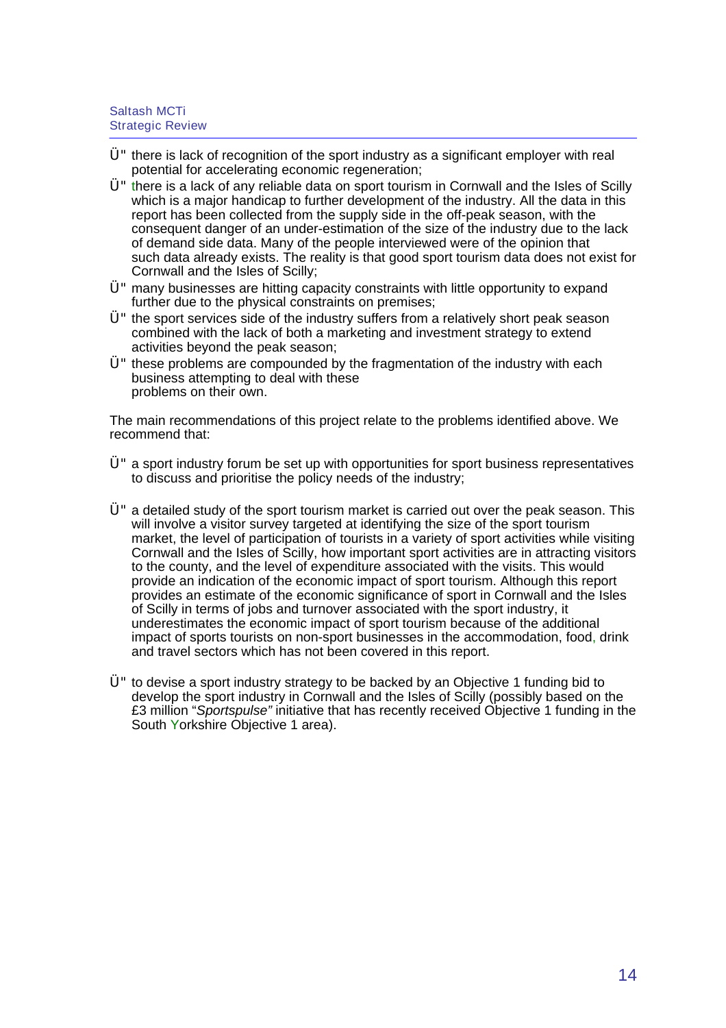- there is lack of recognition of the sport industry as a significant employer with real potential for accelerating economic regeneration;
- there is a lack of any reliable data on sport tourism in Cornwall and the Isles of Scilly which is a major handicap to further development of the industry. All the data in this report has been collected from the supply side in the off-peak season, with the consequent danger of an under-estimation of the size of the industry due to the lack of demand side data. Many of the people interviewed were of the opinion that such data already exists. The reality is that good sport tourism data does not exist for Cornwall and the Isles of Scilly;
- many businesses are hitting capacity constraints with little opportunity to expand further due to the physical constraints on premises;
- the sport services side of the industry suffers from a relatively short peak season combined with the lack of both a marketing and investment strategy to extend activities beyond the peak season;
- these problems are compounded by the fragmentation of the industry with each business attempting to deal with these problems on their own.

The main recommendations of this project relate to the problems identified above. We recommend that:

- a sport industry forum be set up with opportunities for sport business representatives to discuss and prioritise the policy needs of the industry;

- a detailed study of the sport tourism market is carried out over the peak season. This will involve a visitor survey targeted at identifying the size of the sport tourism market, the level of participation of tourists in a variety of sport activities while visiting Cornwall and the Isles of Scilly, how important sport activities are in attracting visitors to the county, and the level of expenditure associated with the visits. This would provide an indication of the economic impact of sport tourism. Although this report provides an estimate of the economic significance of sport in Cornwall and the Isles of Scilly in terms of jobs and turnover associated with the sport industry, it underestimates the economic impact of sport tourism because of the additional impact of sports tourists on non-sport businesses in the accommodation, food, drink and travel sectors which has not been covered in this report.

- to devise a sport industry strategy to be backed by an Objective 1 funding bid to develop the sport industry in Cornwall and the Isles of Scilly (possibly based on the £3 million "*Sportspulse"* initiative that has recently received Objective 1 funding in the South Yorkshire Objective 1 area).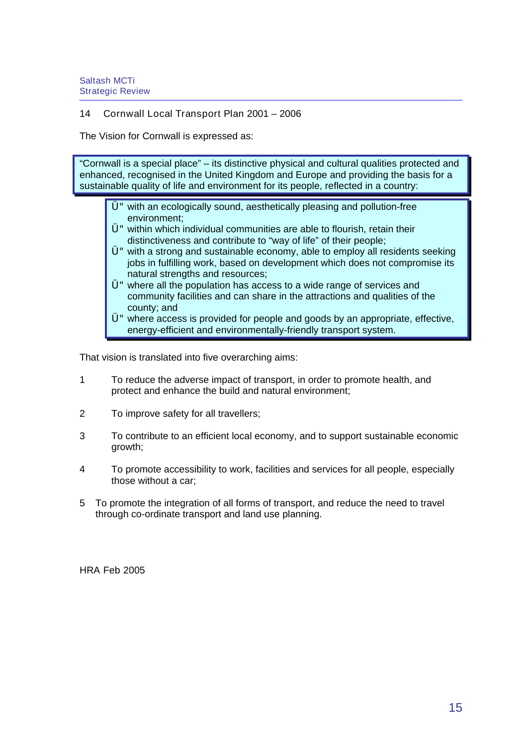## 14 Cornwall Local Transport Plan 2001 – 2006

The Vision for Cornwall is expressed as:

> "Cornwall is a special place" – its distinctive physical and cultural qualities protected and enhanced, recognised in the United Kingdom and Europe and providing the basis for a sustainable quality of life and environment for its people, reflected in a country:
>
> - with an ecologically sound, aesthetically pleasing and pollution-free environment;
> - within which individual communities are able to flourish, retain their distinctiveness and contribute to "way of life" of their people;
> - with a strong and sustainable economy, able to employ all residents seeking jobs in fulfilling work, based on development which does not compromise its natural strengths and resources;
> - where all the population has access to a wide range of services and community facilities and can share in the attractions and qualities of the county; and
> - where access is provided for people and goods by an appropriate, effective, energy-efficient and environmentally-friendly transport system.

That vision is translated into five overarching aims:

1. To reduce the adverse impact of transport, in order to promote health, and protect and enhance the build and natural environment;
2. To improve safety for all travellers;
3. To contribute to an efficient local economy, and to support sustainable economic growth;
4. To promote accessibility to work, facilities and services for all people, especially those without a car;
5. To promote the integration of all forms of transport, and reduce the need to travel through co-ordinate transport and land use planning.

HRA Feb 2005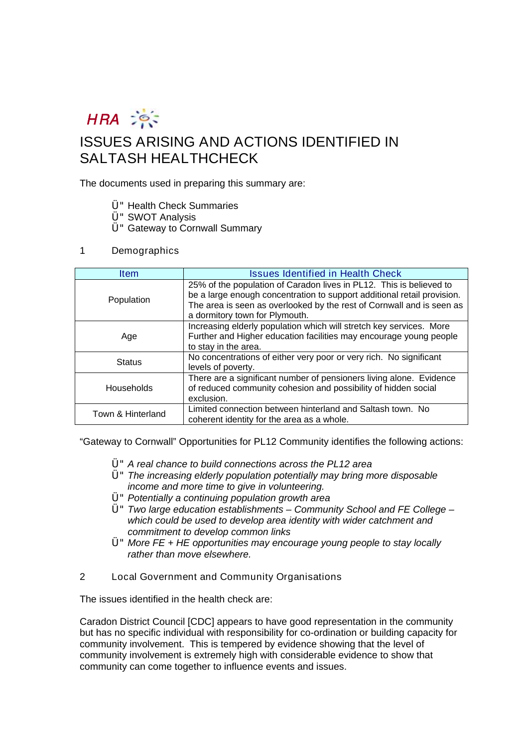HRA

# ISSUES ARISING AND ACTIONS IDENTIFIED IN SALTASH HEALTHCHECK

The documents used in preparing this summary are:

- Health Check Summaries
- SWOT Analysis
- Gateway to Cornwall Summary

## 1 Demographics

| Item | Issues Identified in Health Check |
|---|---|
| Population | 25% of the population of Caradon lives in PL12. This is believed to be a large enough concentration to support additional retail provision. The area is seen as overlooked by the rest of Cornwall and is seen as a dormitory town for Plymouth. |
| Age | Increasing elderly population which will stretch key services. More Further and Higher education facilities may encourage young people to stay in the area. |
| Status | No concentrations of either very poor or very rich. No significant levels of poverty. |
| Households | There are a significant number of pensioners living alone. Evidence of reduced community cohesion and possibility of hidden social exclusion. |
| Town & Hinterland | Limited connection between hinterland and Saltash town. No coherent identity for the area as a whole. |

"Gateway to Cornwall" Opportunities for PL12 Community identifies the following actions:

- *A real chance to build connections across the PL12 area*
- *The increasing elderly population potentially may bring more disposable income and more time to give in volunteering.*
- *Potentially a continuing population growth area*
- *Two large education establishments – Community School and FE College – which could be used to develop area identity with wider catchment and commitment to develop common links*
- *More FE + HE opportunities may encourage young people to stay locally rather than move elsewhere.*

## 2 Local Government and Community Organisations

The issues identified in the health check are:

Caradon District Council [CDC] appears to have good representation in the community but has no specific individual with responsibility for co-ordination or building capacity for community involvement. This is tempered by evidence showing that the level of community involvement is extremely high with considerable evidence to show that community can come together to influence events and issues.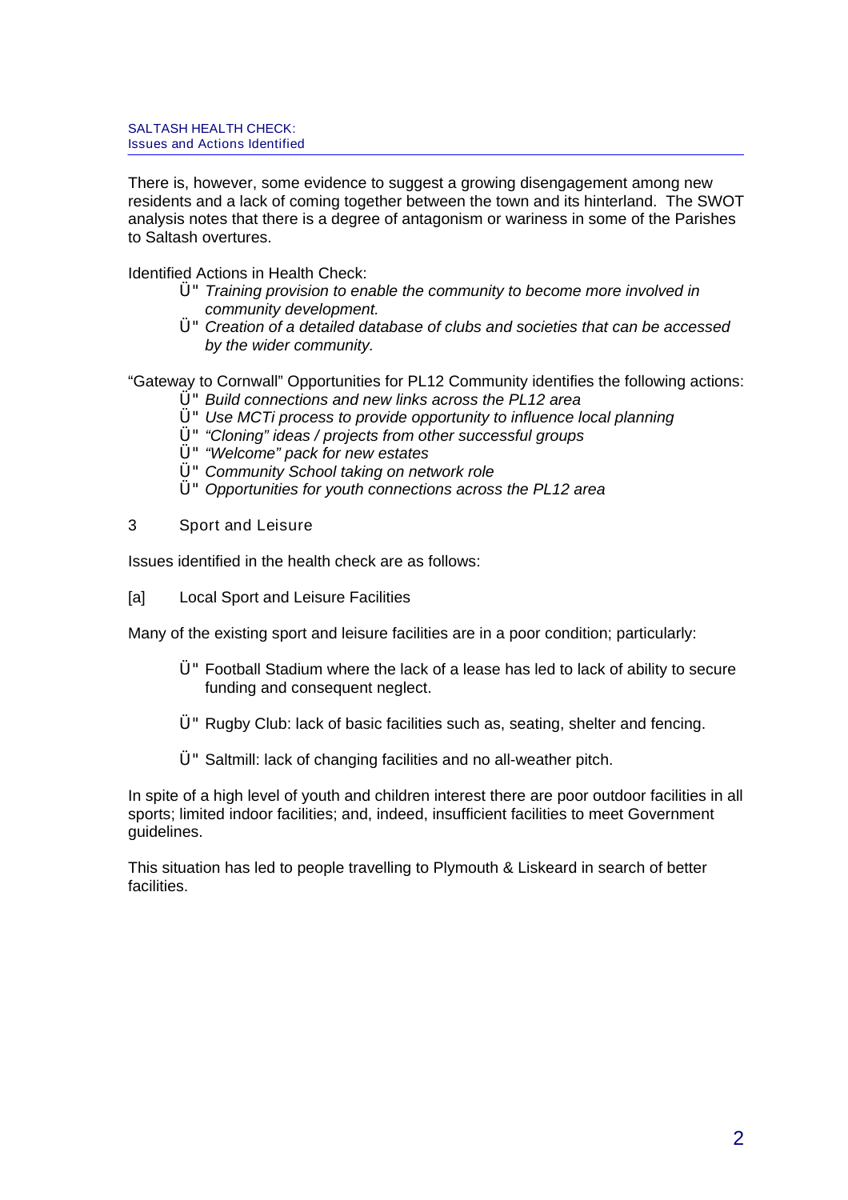There is, however, some evidence to suggest a growing disengagement among new residents and a lack of coming together between the town and its hinterland. The SWOT analysis notes that there is a degree of antagonism or wariness in some of the Parishes to Saltash overtures.

Identified Actions in Health Check:

- *Training provision to enable the community to become more involved in community development.*
- *Creation of a detailed database of clubs and societies that can be accessed by the wider community.*

"Gateway to Cornwall" Opportunities for PL12 Community identifies the following actions:

- *Build connections and new links across the PL12 area*
- *Use MCTi process to provide opportunity to influence local planning*
- *"Cloning" ideas / projects from other successful groups*
- *"Welcome" pack for new estates*
- *Community School taking on network role*
- *Opportunities for youth connections across the PL12 area*

## 3 Sport and Leisure

Issues identified in the health check are as follows:

### [a] Local Sport and Leisure Facilities

Many of the existing sport and leisure facilities are in a poor condition; particularly:

- Football Stadium where the lack of a lease has led to lack of ability to secure funding and consequent neglect.
- Rugby Club: lack of basic facilities such as, seating, shelter and fencing.
- Saltmill: lack of changing facilities and no all-weather pitch.

In spite of a high level of youth and children interest there are poor outdoor facilities in all sports; limited indoor facilities; and, indeed, insufficient facilities to meet Government guidelines.

This situation has led to people travelling to Plymouth & Liskeard in search of better facilities.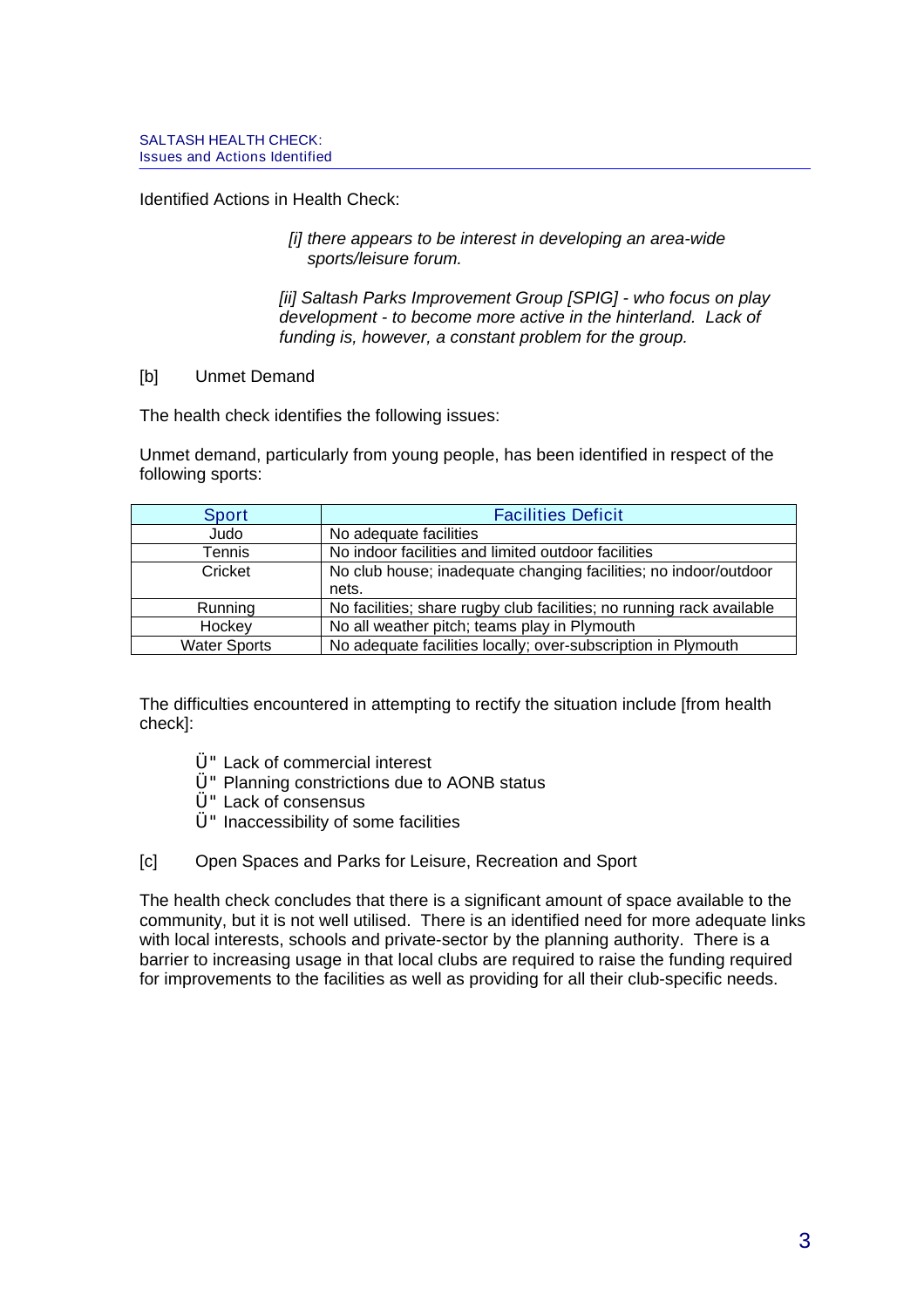Identified Actions in Health Check:

> *[i] there appears to be interest in developing an area-wide sports/leisure forum.*
>
> *[ii] Saltash Parks Improvement Group [SPIG] - who focus on play development - to become more active in the hinterland. Lack of funding is, however, a constant problem for the group.*

[b] Unmet Demand

The health check identifies the following issues:

Unmet demand, particularly from young people, has been identified in respect of the following sports:

| Sport | Facilities Deficit |
|---|---|
| Judo | No adequate facilities |
| Tennis | No indoor facilities and limited outdoor facilities |
| Cricket | No club house; inadequate changing facilities; no indoor/outdoor nets. |
| Running | No facilities; share rugby club facilities; no running rack available |
| Hockey | No all weather pitch; teams play in Plymouth |
| Water Sports | No adequate facilities locally; over-subscription in Plymouth |

The difficulties encountered in attempting to rectify the situation include [from health check]:

- Lack of commercial interest
- Planning constrictions due to AONB status
- Lack of consensus
- Inaccessibility of some facilities

[c] Open Spaces and Parks for Leisure, Recreation and Sport

The health check concludes that there is a significant amount of space available to the community, but it is not well utilised. There is an identified need for more adequate links with local interests, schools and private-sector by the planning authority. There is a barrier to increasing usage in that local clubs are required to raise the funding required for improvements to the facilities as well as providing for all their club-specific needs.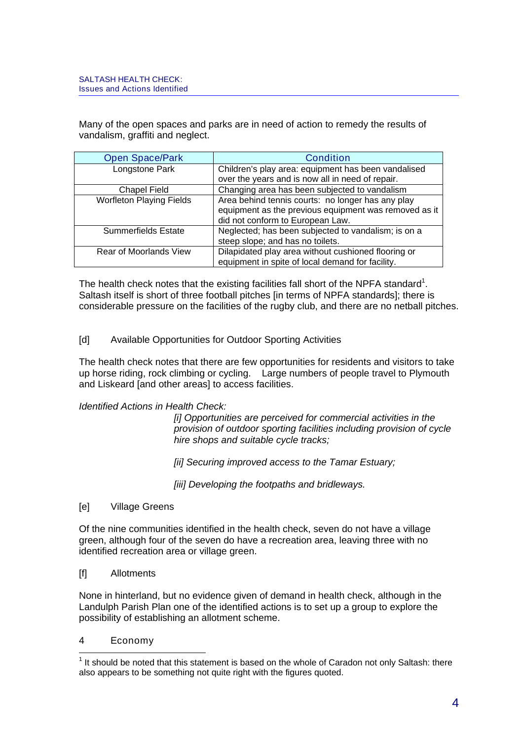Many of the open spaces and parks are in need of action to remedy the results of vandalism, graffiti and neglect.

| Open Space/Park | Condition |
|---|---|
| Longstone Park | Children's play area: equipment has been vandalised over the years and is now all in need of repair. |
| Chapel Field | Changing area has been subjected to vandalism |
| Worfleton Playing Fields | Area behind tennis courts: no longer has any play equipment as the previous equipment was removed as it did not conform to European Law. |
| Summerfields Estate | Neglected; has been subjected to vandalism; is on a steep slope; and has no toilets. |
| Rear of Moorlands View | Dilapidated play area without cushioned flooring or equipment in spite of local demand for facility. |

The health check notes that the existing facilities fall short of the NPFA standard[1]. Saltash itself is short of three football pitches [in terms of NPFA standards]; there is considerable pressure on the facilities of the rugby club, and there are no netball pitches.

[d] Available Opportunities for Outdoor Sporting Activities

The health check notes that there are few opportunities for residents and visitors to take up horse riding, rock climbing or cycling. Large numbers of people travel to Plymouth and Liskeard [and other areas] to access facilities.

*Identified Actions in Health Check:*

*[i] Opportunities are perceived for commercial activities in the provision of outdoor sporting facilities including provision of cycle hire shops and suitable cycle tracks;*

*[ii] Securing improved access to the Tamar Estuary;*

*[iii] Developing the footpaths and bridleways.*

[e] Village Greens

Of the nine communities identified in the health check, seven do not have a village green, although four of the seven do have a recreation area, leaving three with no identified recreation area or village green.

[f] Allotments

None in hinterland, but no evidence given of demand in health check, although in the Landulph Parish Plan one of the identified actions is to set up a group to explore the possibility of establishing an allotment scheme.

## 4 Economy

[1] It should be noted that this statement is based on the whole of Caradon not only Saltash: there also appears to be something not quite right with the figures quoted.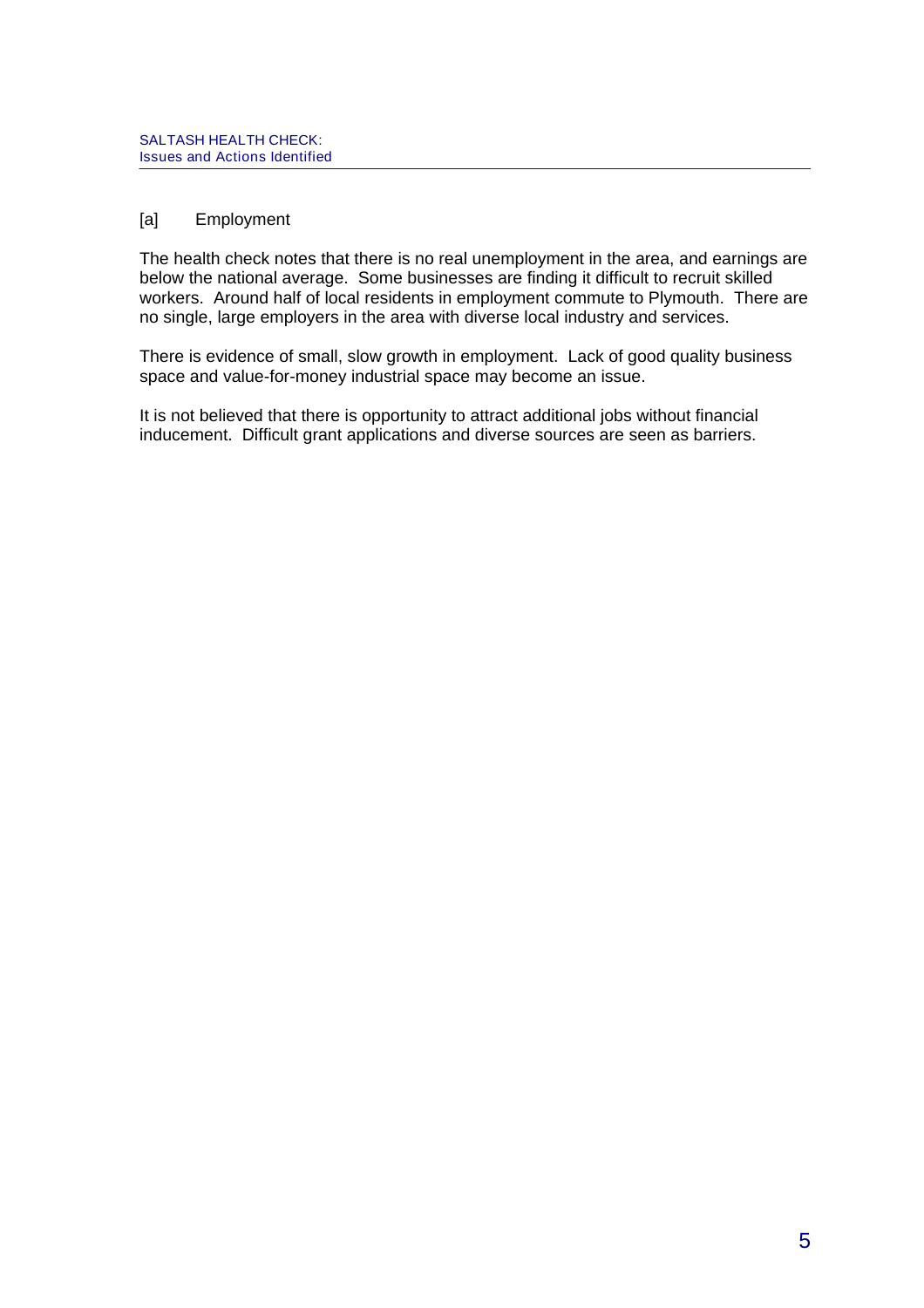## [a] Employment

The health check notes that there is no real unemployment in the area, and earnings are below the national average. Some businesses are finding it difficult to recruit skilled workers. Around half of local residents in employment commute to Plymouth. There are no single, large employers in the area with diverse local industry and services.

There is evidence of small, slow growth in employment. Lack of good quality business space and value-for-money industrial space may become an issue.

It is not believed that there is opportunity to attract additional jobs without financial inducement. Difficult grant applications and diverse sources are seen as barriers.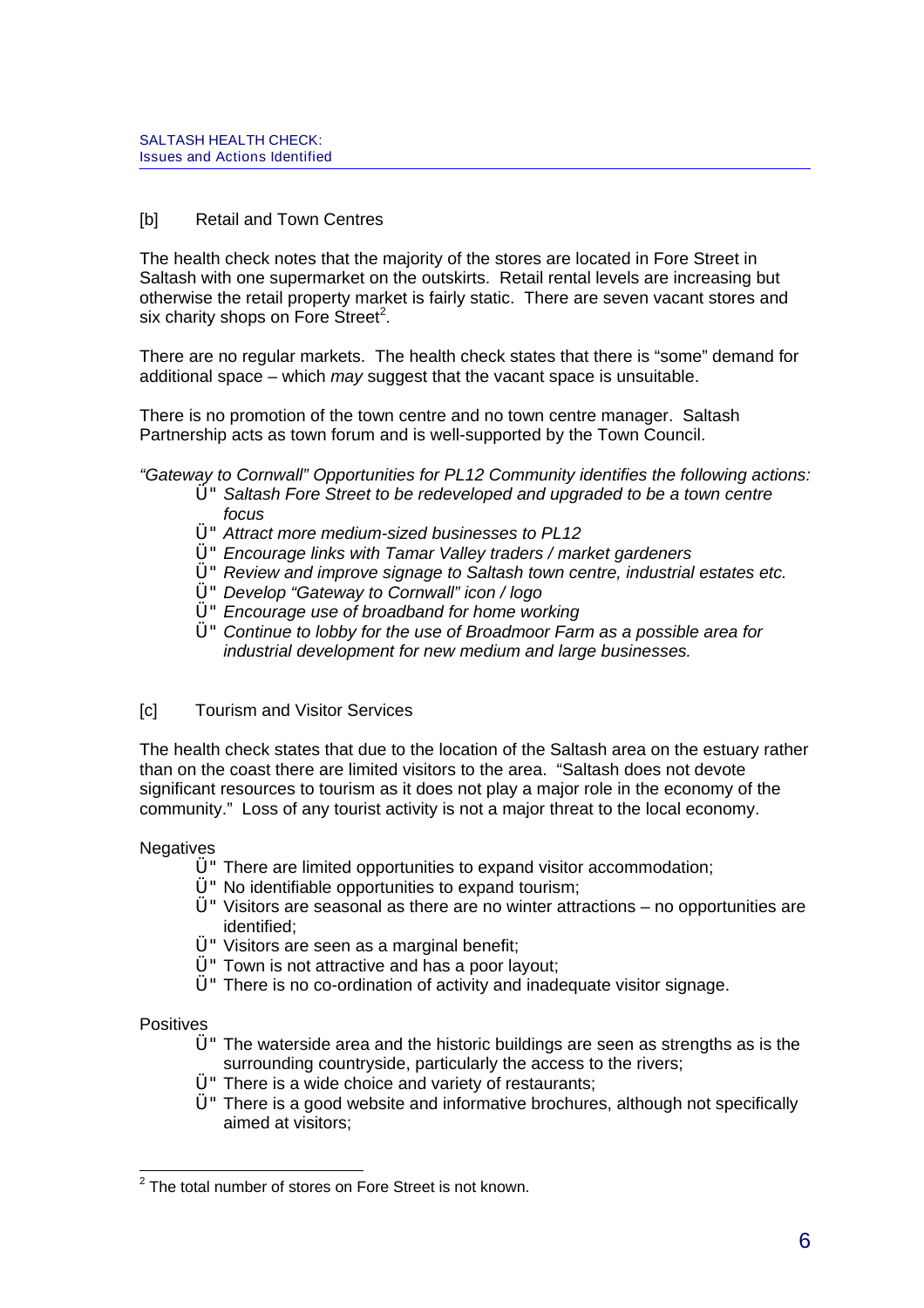## [b] Retail and Town Centres

The health check notes that the majority of the stores are located in Fore Street in Saltash with one supermarket on the outskirts. Retail rental levels are increasing but otherwise the retail property market is fairly static. There are seven vacant stores and six charity shops on Fore Street[2].

There are no regular markets. The health check states that there is "some" demand for additional space – which *may* suggest that the vacant space is unsuitable.

There is no promotion of the town centre and no town centre manager. Saltash Partnership acts as town forum and is well-supported by the Town Council.

*"Gateway to Cornwall" Opportunities for PL12 Community identifies the following actions:*

- *Saltash Fore Street to be redeveloped and upgraded to be a town centre focus*
- *Attract more medium-sized businesses to PL12*
- *Encourage links with Tamar Valley traders / market gardeners*
- *Review and improve signage to Saltash town centre, industrial estates etc.*
- *Develop "Gateway to Cornwall" icon / logo*
- *Encourage use of broadband for home working*
- *Continue to lobby for the use of Broadmoor Farm as a possible area for industrial development for new medium and large businesses.*

## [c] Tourism and Visitor Services

The health check states that due to the location of the Saltash area on the estuary rather than on the coast there are limited visitors to the area. "Saltash does not devote significant resources to tourism as it does not play a major role in the economy of the community." Loss of any tourist activity is not a major threat to the local economy.

Negatives

- There are limited opportunities to expand visitor accommodation;
- No identifiable opportunities to expand tourism;
- Visitors are seasonal as there are no winter attractions – no opportunities are identified;
- Visitors are seen as a marginal benefit;
- Town is not attractive and has a poor layout;
- There is no co-ordination of activity and inadequate visitor signage.

Positives

- The waterside area and the historic buildings are seen as strengths as is the surrounding countryside, particularly the access to the rivers;
- There is a wide choice and variety of restaurants;
- There is a good website and informative brochures, although not specifically aimed at visitors;

---

[2] The total number of stores on Fore Street is not known.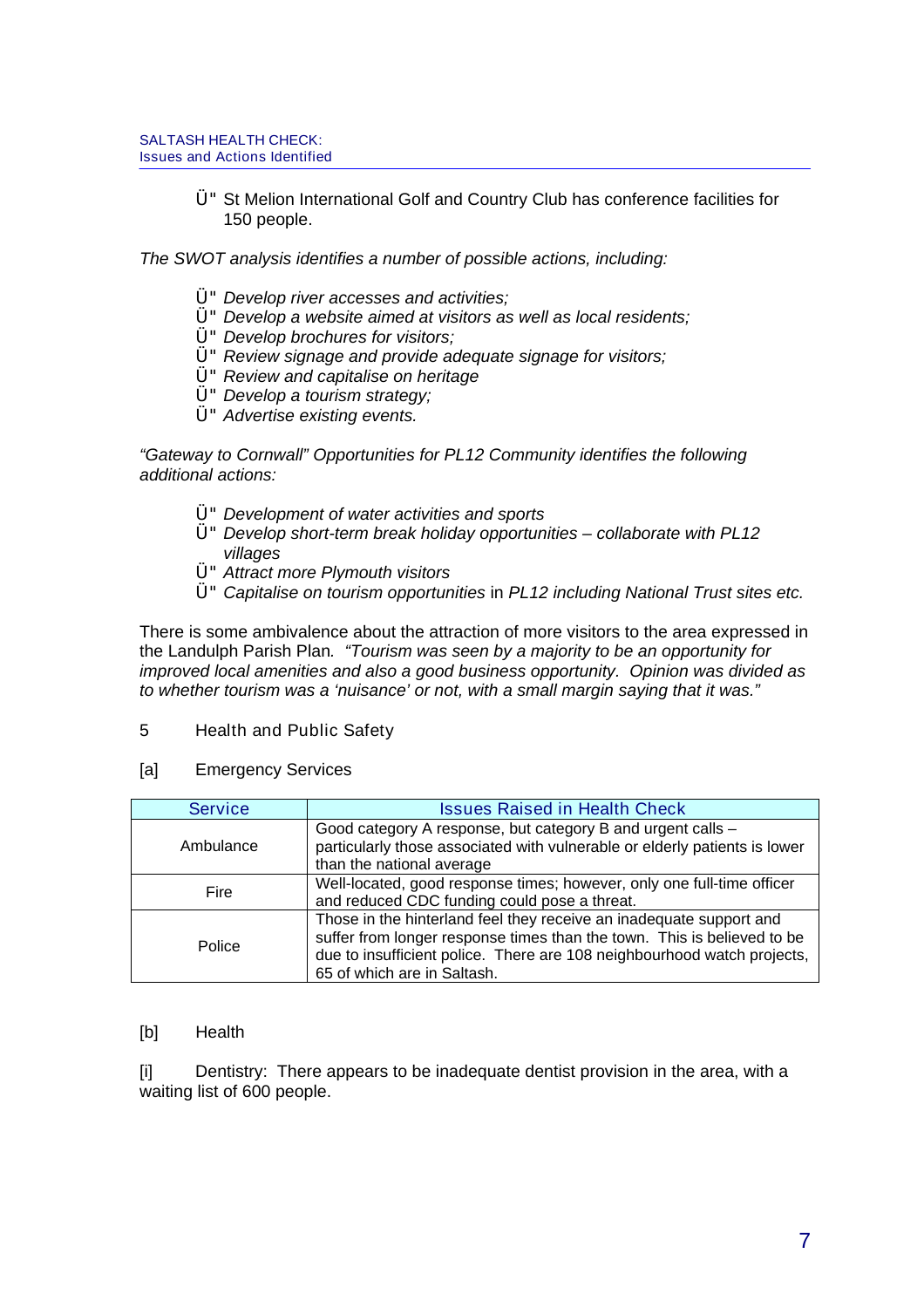- St Melion International Golf and Country Club has conference facilities for 150 people.

*The SWOT analysis identifies a number of possible actions, including:*

- *Develop river accesses and activities;*
- *Develop a website aimed at visitors as well as local residents;*
- *Develop brochures for visitors;*
- *Review signage and provide adequate signage for visitors;*
- *Review and capitalise on heritage*
- *Develop a tourism strategy;*
- *Advertise existing events.*

*"Gateway to Cornwall" Opportunities for PL12 Community identifies the following additional actions:*

- *Development of water activities and sports*
- *Develop short-term break holiday opportunities – collaborate with PL12 villages*
- *Attract more Plymouth visitors*
- *Capitalise on tourism opportunities* in *PL12 including National Trust sites etc.*

There is some ambivalence about the attraction of more visitors to the area expressed in the Landulph Parish Plan*. "Tourism was seen by a majority to be an opportunity for improved local amenities and also a good business opportunity. Opinion was divided as to whether tourism was a 'nuisance' or not, with a small margin saying that it was."*

## 5 Health and Public Safety

### [a] Emergency Services

| Service | Issues Raised in Health Check |
|---|---|
| Ambulance | Good category A response, but category B and urgent calls – particularly those associated with vulnerable or elderly patients is lower than the national average |
| Fire | Well-located, good response times; however, only one full-time officer and reduced CDC funding could pose a threat. |
| Police | Those in the hinterland feel they receive an inadequate support and suffer from longer response times than the town. This is believed to be due to insufficient police. There are 108 neighbourhood watch projects, 65 of which are in Saltash. |

### [b] Health

[i] Dentistry: There appears to be inadequate dentist provision in the area, with a waiting list of 600 people.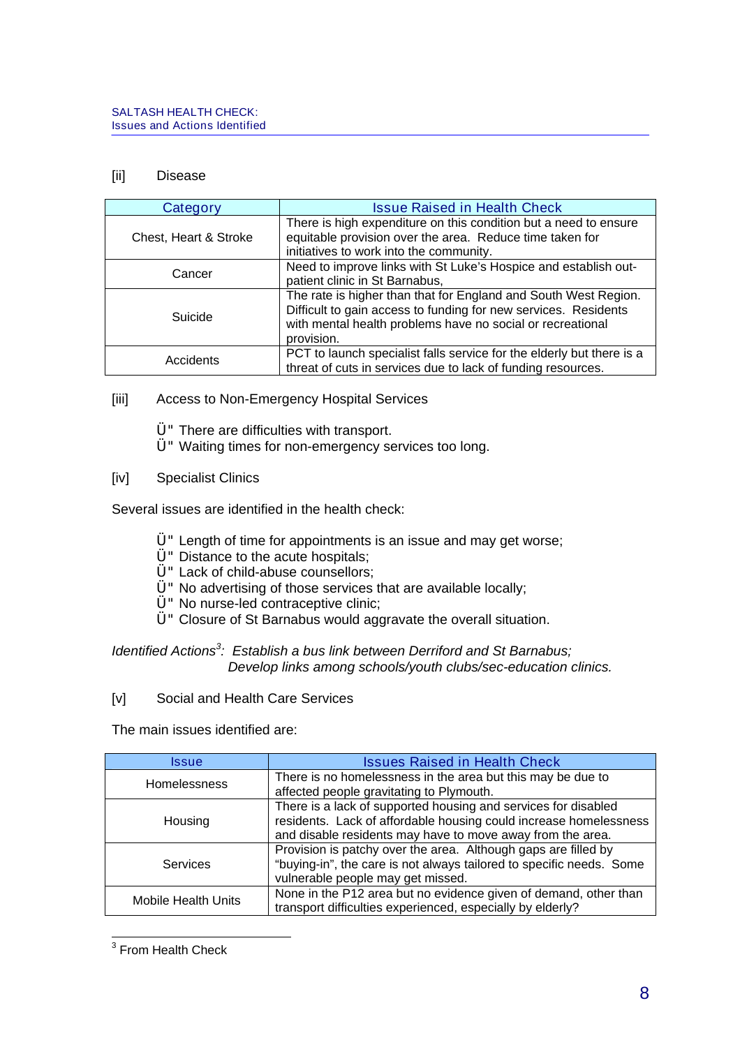[ii] Disease

| Category | Issue Raised in Health Check |
|---|---|
| Chest, Heart & Stroke | There is high expenditure on this condition but a need to ensure equitable provision over the area. Reduce time taken for initiatives to work into the community. |
| Cancer | Need to improve links with St Luke's Hospice and establish out-patient clinic in St Barnabus, |
| Suicide | The rate is higher than that for England and South West Region. Difficult to gain access to funding for new services. Residents with mental health problems have no social or recreational provision. |
| Accidents | PCT to launch specialist falls service for the elderly but there is a threat of cuts in services due to lack of funding resources. |

[iii] Access to Non-Emergency Hospital Services

- There are difficulties with transport.
- Waiting times for non-emergency services too long.

[iv] Specialist Clinics

Several issues are identified in the health check:

- Length of time for appointments is an issue and may get worse;
- Distance to the acute hospitals;
- Lack of child-abuse counsellors;
- No advertising of those services that are available locally;
- No nurse-led contraceptive clinic;
- Closure of St Barnabus would aggravate the overall situation.

*Identified Actions[3]: Establish a bus link between Derriford and St Barnabus;*
*Develop links among schools/youth clubs/sec-education clinics.*

[v] Social and Health Care Services

The main issues identified are:

| Issue | Issues Raised in Health Check |
|---|---|
| Homelessness | There is no homelessness in the area but this may be due to affected people gravitating to Plymouth. |
| Housing | There is a lack of supported housing and services for disabled residents. Lack of affordable housing could increase homelessness and disable residents may have to move away from the area. |
| Services | Provision is patchy over the area. Although gaps are filled by "buying-in", the care is not always tailored to specific needs. Some vulnerable people may get missed. |
| Mobile Health Units | None in the P12 area but no evidence given of demand, other than transport difficulties experienced, especially by elderly? |

[3] From Health Check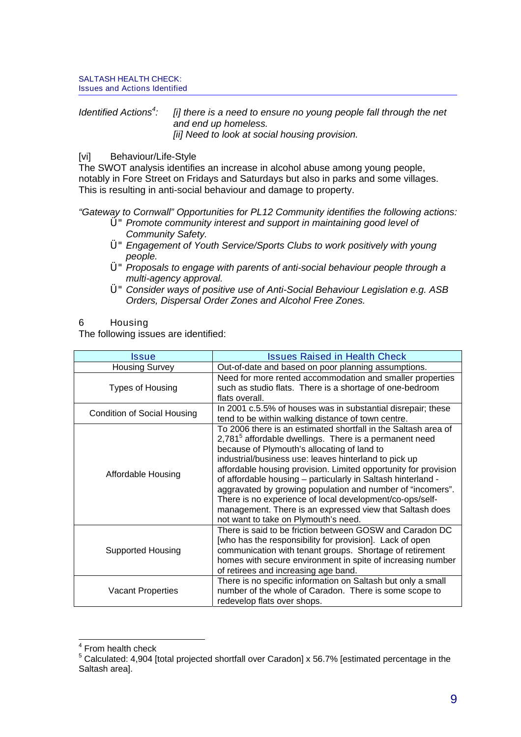*Identified Actions[4]:* *[i] there is a need to ensure no young people fall through the net and end up homeless.*
*[ii] Need to look at social housing provision.*

[vi] Behaviour/Life-Style

The SWOT analysis identifies an increase in alcohol abuse among young people, notably in Fore Street on Fridays and Saturdays but also in parks and some villages. This is resulting in anti-social behaviour and damage to property.

*"Gateway to Cornwall" Opportunities for PL12 Community identifies the following actions:*

- *Promote community interest and support in maintaining good level of Community Safety.*
- *Engagement of Youth Service/Sports Clubs to work positively with young people.*
- *Proposals to engage with parents of anti-social behaviour people through a multi-agency approval.*
- *Consider ways of positive use of Anti-Social Behaviour Legislation e.g. ASB Orders, Dispersal Order Zones and Alcohol Free Zones.*

## 6 Housing

The following issues are identified:

| Issue | Issues Raised in Health Check |
|---|---|
| Housing Survey | Out-of-date and based on poor planning assumptions. |
| Types of Housing | Need for more rented accommodation and smaller properties such as studio flats. There is a shortage of one-bedroom flats overall. |
| Condition of Social Housing | In 2001 c.5.5% of houses was in substantial disrepair; these tend to be within walking distance of town centre. |
| Affordable Housing | To 2006 there is an estimated shortfall in the Saltash area of 2,781[5] affordable dwellings. There is a permanent need because of Plymouth's allocating of land to industrial/business use: leaves hinterland to pick up affordable housing provision. Limited opportunity for provision of affordable housing – particularly in Saltash hinterland - aggravated by growing population and number of "incomers". There is no experience of local development/co-ops/self-management. There is an expressed view that Saltash does not want to take on Plymouth's need. |
| Supported Housing | There is said to be friction between GOSW and Caradon DC [who has the responsibility for provision]. Lack of open communication with tenant groups. Shortage of retirement homes with secure environment in spite of increasing number of retirees and increasing age band. |
| Vacant Properties | There is no specific information on Saltash but only a small number of the whole of Caradon. There is some scope to redevelop flats over shops. |

---

[4] From health check

[5] Calculated: 4,904 [total projected shortfall over Caradon] x 56.7% [estimated percentage in the Saltash area].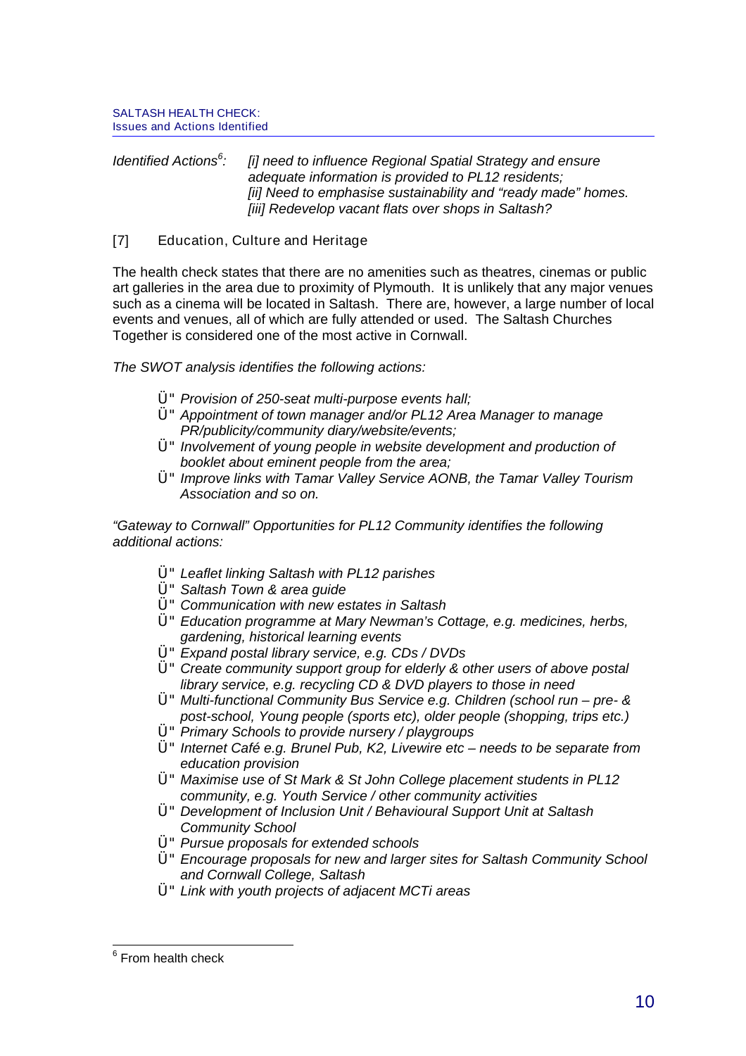*Identified Actions[6]: [i] need to influence Regional Spatial Strategy and ensure adequate information is provided to PL12 residents; [ii] Need to emphasise sustainability and "ready made" homes. [iii] Redevelop vacant flats over shops in Saltash?*

## [7] Education, Culture and Heritage

The health check states that there are no amenities such as theatres, cinemas or public art galleries in the area due to proximity of Plymouth. It is unlikely that any major venues such as a cinema will be located in Saltash. There are, however, a large number of local events and venues, all of which are fully attended or used. The Saltash Churches Together is considered one of the most active in Cornwall.

*The SWOT analysis identifies the following actions:*

- *Provision of 250-seat multi-purpose events hall;*
- *Appointment of town manager and/or PL12 Area Manager to manage PR/publicity/community diary/website/events;*
- *Involvement of young people in website development and production of booklet about eminent people from the area;*
- *Improve links with Tamar Valley Service AONB, the Tamar Valley Tourism Association and so on.*

*"Gateway to Cornwall" Opportunities for PL12 Community identifies the following additional actions:*

- *Leaflet linking Saltash with PL12 parishes*
- *Saltash Town & area guide*
- *Communication with new estates in Saltash*
- *Education programme at Mary Newman's Cottage, e.g. medicines, herbs, gardening, historical learning events*
- *Expand postal library service, e.g. CDs / DVDs*
- *Create community support group for elderly & other users of above postal library service, e.g. recycling CD & DVD players to those in need*
- *Multi-functional Community Bus Service e.g. Children (school run – pre- & post-school, Young people (sports etc), older people (shopping, trips etc.)*
- *Primary Schools to provide nursery / playgroups*
- *Internet Café e.g. Brunel Pub, K2, Livewire etc – needs to be separate from education provision*
- *Maximise use of St Mark & St John College placement students in PL12 community, e.g. Youth Service / other community activities*
- *Development of Inclusion Unit / Behavioural Support Unit at Saltash Community School*
- *Pursue proposals for extended schools*
- *Encourage proposals for new and larger sites for Saltash Community School and Cornwall College, Saltash*
- *Link with youth projects of adjacent MCTi areas*

---

[6] From health check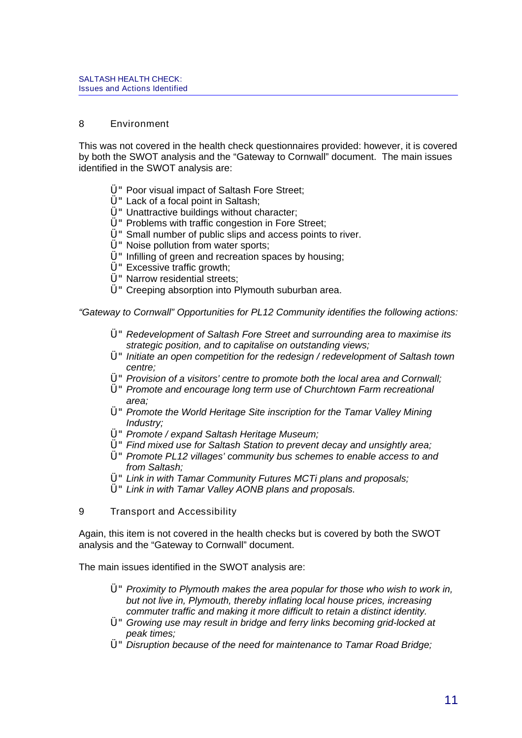## 8 Environment

This was not covered in the health check questionnaires provided: however, it is covered by both the SWOT analysis and the "Gateway to Cornwall" document. The main issues identified in the SWOT analysis are:

- Poor visual impact of Saltash Fore Street;
- Lack of a focal point in Saltash;
- Unattractive buildings without character;
- Problems with traffic congestion in Fore Street;
- Small number of public slips and access points to river.
- Noise pollution from water sports;
- Infilling of green and recreation spaces by housing;
- Excessive traffic growth;
- Narrow residential streets;
- Creeping absorption into Plymouth suburban area.

*"Gateway to Cornwall" Opportunities for PL12 Community identifies the following actions:*

- *Redevelopment of Saltash Fore Street and surrounding area to maximise its strategic position, and to capitalise on outstanding views;*
- *Initiate an open competition for the redesign / redevelopment of Saltash town centre;*
- *Provision of a visitors' centre to promote both the local area and Cornwall;*
- *Promote and encourage long term use of Churchtown Farm recreational area;*
- *Promote the World Heritage Site inscription for the Tamar Valley Mining Industry;*
- *Promote / expand Saltash Heritage Museum;*
- *Find mixed use for Saltash Station to prevent decay and unsightly area;*
- *Promote PL12 villages' community bus schemes to enable access to and from Saltash;*
- *Link in with Tamar Community Futures MCTi plans and proposals;*
- *Link in with Tamar Valley AONB plans and proposals.*

## 9 Transport and Accessibility

Again, this item is not covered in the health checks but is covered by both the SWOT analysis and the "Gateway to Cornwall" document.

The main issues identified in the SWOT analysis are:

- *Proximity to Plymouth makes the area popular for those who wish to work in, but not live in, Plymouth, thereby inflating local house prices, increasing commuter traffic and making it more difficult to retain a distinct identity.*
- *Growing use may result in bridge and ferry links becoming grid-locked at peak times;*
- *Disruption because of the need for maintenance to Tamar Road Bridge;*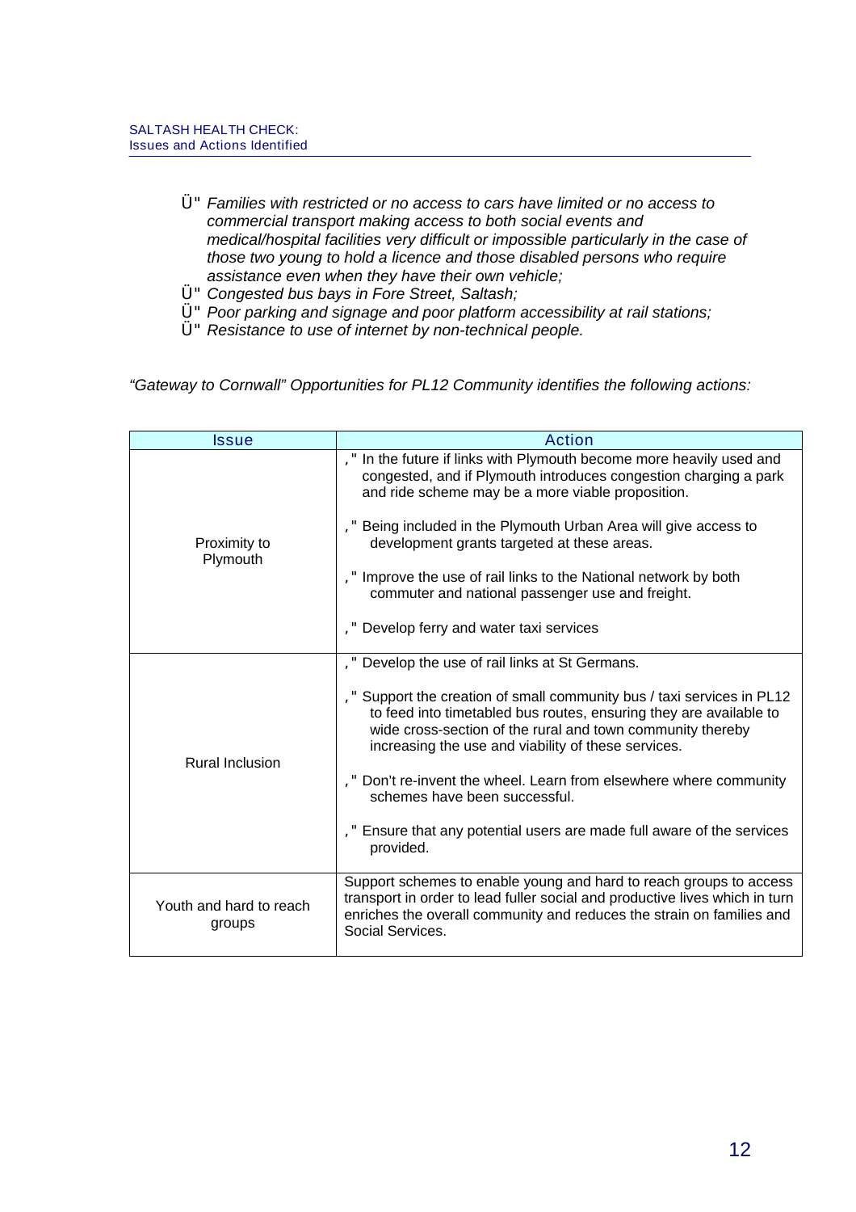- *Families with restricted or no access to cars have limited or no access to commercial transport making access to both social events and medical/hospital facilities very difficult or impossible particularly in the case of those two young to hold a licence and those disabled persons who require assistance even when they have their own vehicle;*
- *Congested bus bays in Fore Street, Saltash;*
- *Poor parking and signage and poor platform accessibility at rail stations;*
- *Resistance to use of internet by non-technical people.*

*"Gateway to Cornwall" Opportunities for PL12 Community identifies the following actions:*

| Issue | Action |
|---|---|
| Proximity to Plymouth | - In the future if links with Plymouth become more heavily used and congested, and if Plymouth introduces congestion charging a park and ride scheme may be a more viable proposition.<br><br>- Being included in the Plymouth Urban Area will give access to development grants targeted at these areas.<br><br>- Improve the use of rail links to the National network by both commuter and national passenger use and freight.<br><br>- Develop ferry and water taxi services |
| Rural Inclusion | - Develop the use of rail links at St Germans.<br><br>- Support the creation of small community bus / taxi services in PL12 to feed into timetabled bus routes, ensuring they are available to wide cross-section of the rural and town community thereby increasing the use and viability of these services.<br><br>- Don't re-invent the wheel. Learn from elsewhere where community schemes have been successful.<br><br>- Ensure that any potential users are made full aware of the services provided. |
| Youth and hard to reach groups | Support schemes to enable young and hard to reach groups to access transport in order to lead fuller social and productive lives which in turn enriches the overall community and reduces the strain on families and Social Services. |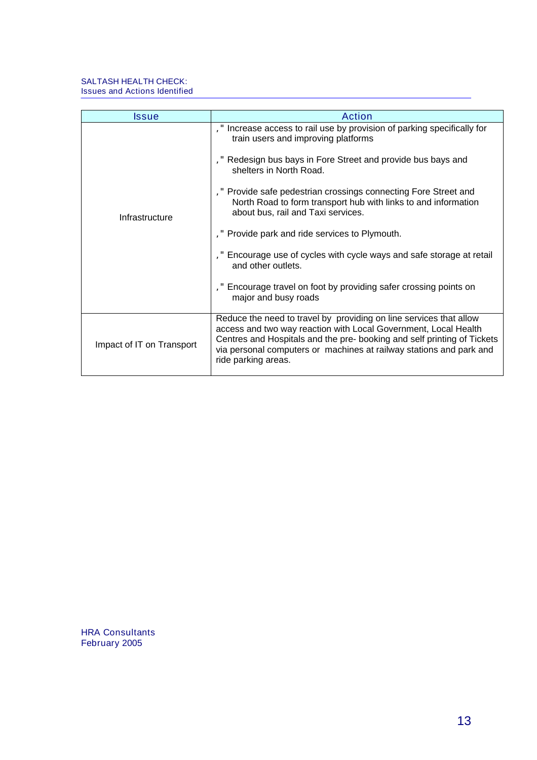| Issue | Action |
|---|---|
| Infrastructure | ," Increase access to rail use by provision of parking specifically for train users and improving platforms<br><br>," Redesign bus bays in Fore Street and provide bus bays and shelters in North Road.<br><br>," Provide safe pedestrian crossings connecting Fore Street and North Road to form transport hub with links to and information about bus, rail and Taxi services.<br><br>," Provide park and ride services to Plymouth.<br><br>," Encourage use of cycles with cycle ways and safe storage at retail and other outlets.<br><br>," Encourage travel on foot by providing safer crossing points on major and busy roads |
| Impact of IT on Transport | Reduce the need to travel by providing on line services that allow access and two way reaction with Local Government, Local Health Centres and Hospitals and the pre- booking and self printing of Tickets via personal computers or machines at railway stations and park and ride parking areas. |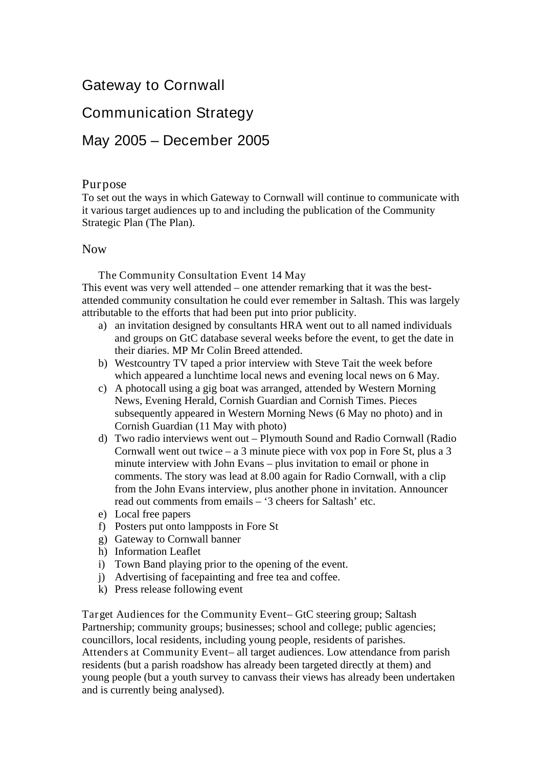# Gateway to Cornwall

# Communication Strategy

# May 2005 – December 2005

## Purpose

To set out the ways in which Gateway to Cornwall will continue to communicate with it various target audiences up to and including the publication of the Community Strategic Plan (The Plan).

## Now

### The Community Consultation Event 14 May

This event was very well attended – one attender remarking that it was the best-attended community consultation he could ever remember in Saltash. This was largely attributable to the efforts that had been put into prior publicity.

a) an invitation designed by consultants HRA went out to all named individuals and groups on GtC database several weeks before the event, to get the date in their diaries. MP Mr Colin Breed attended.
b) Westcountry TV taped a prior interview with Steve Tait the week before which appeared a lunchtime local news and evening local news on 6 May.
c) A photocall using a gig boat was arranged, attended by Western Morning News, Evening Herald, Cornish Guardian and Cornish Times. Pieces subsequently appeared in Western Morning News (6 May no photo) and in Cornish Guardian (11 May with photo)
d) Two radio interviews went out – Plymouth Sound and Radio Cornwall (Radio Cornwall went out twice – a 3 minute piece with vox pop in Fore St, plus a 3 minute interview with John Evans – plus invitation to email or phone in comments. The story was lead at 8.00 again for Radio Cornwall, with a clip from the John Evans interview, plus another phone in invitation. Announcer read out comments from emails – '3 cheers for Saltash' etc.
e) Local free papers
f) Posters put onto lampposts in Fore St
g) Gateway to Cornwall banner
h) Information Leaflet
i) Town Band playing prior to the opening of the event.
j) Advertising of facepainting and free tea and coffee.
k) Press release following event

Target Audiences for the Community Event– GtC steering group; Saltash Partnership; community groups; businesses; school and college; public agencies; councillors, local residents, including young people, residents of parishes.

Attenders at Community Event– all target audiences. Low attendance from parish residents (but a parish roadshow has already been targeted directly at them) and young people (but a youth survey to canvass their views has already been undertaken and is currently being analysed).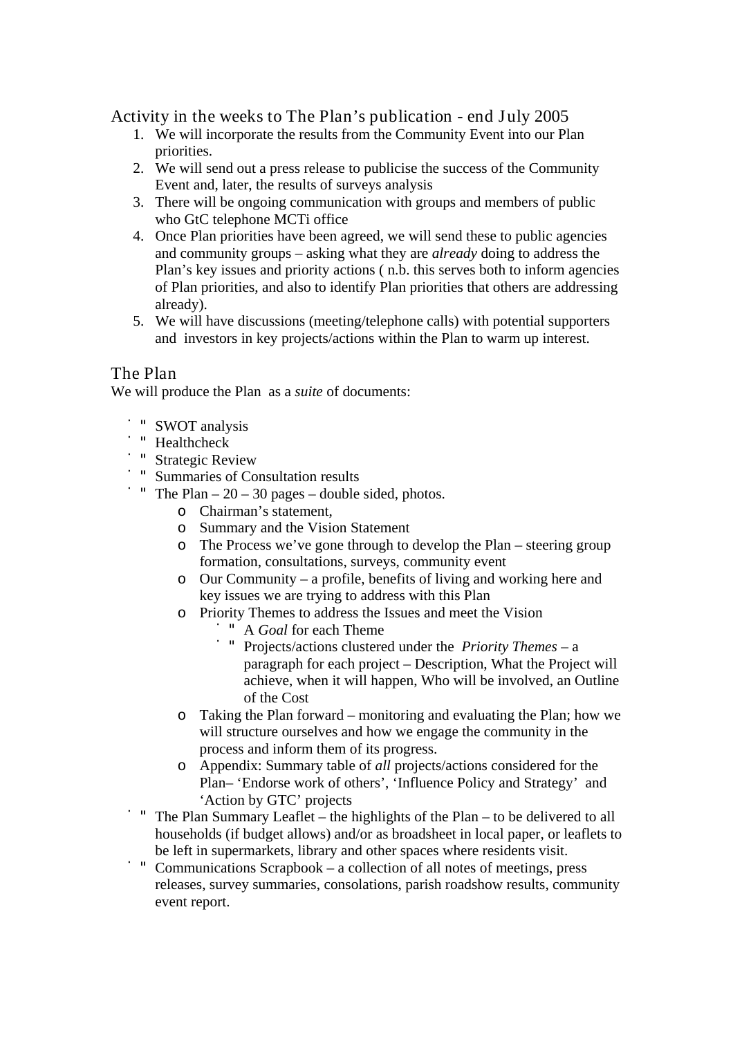## Activity in the weeks to The Plan's publication - end July 2005

1. We will incorporate the results from the Community Event into our Plan priorities.
2. We will send out a press release to publicise the success of the Community Event and, later, the results of surveys analysis
3. There will be ongoing communication with groups and members of public who GtC telephone MCTi office
4. Once Plan priorities have been agreed, we will send these to public agencies and community groups – asking what they are *already* doing to address the Plan's key issues and priority actions ( n.b. this serves both to inform agencies of Plan priorities, and also to identify Plan priorities that others are addressing already).
5. We will have discussions (meeting/telephone calls) with potential supporters and investors in key projects/actions within the Plan to warm up interest.

## The Plan

We will produce the Plan as a *suite* of documents:

- SWOT analysis
- Healthcheck
- Strategic Review
- Summaries of Consultation results
- The Plan – 20 – 30 pages – double sided, photos.
  - Chairman's statement,
  - Summary and the Vision Statement
  - The Process we've gone through to develop the Plan – steering group formation, consultations, surveys, community event
  - Our Community – a profile, benefits of living and working here and key issues we are trying to address with this Plan
  - Priority Themes to address the Issues and meet the Vision
    - A *Goal* for each Theme
    - Projects/actions clustered under the *Priority Themes* – a paragraph for each project – Description, What the Project will achieve, when it will happen, Who will be involved, an Outline of the Cost
  - Taking the Plan forward – monitoring and evaluating the Plan; how we will structure ourselves and how we engage the community in the process and inform them of its progress.
  - Appendix: Summary table of *all* projects/actions considered for the Plan– 'Endorse work of others', 'Influence Policy and Strategy' and 'Action by GTC' projects
- The Plan Summary Leaflet – the highlights of the Plan – to be delivered to all households (if budget allows) and/or as broadsheet in local paper, or leaflets to be left in supermarkets, library and other spaces where residents visit.
- Communications Scrapbook – a collection of all notes of meetings, press releases, survey summaries, consolations, parish roadshow results, community event report.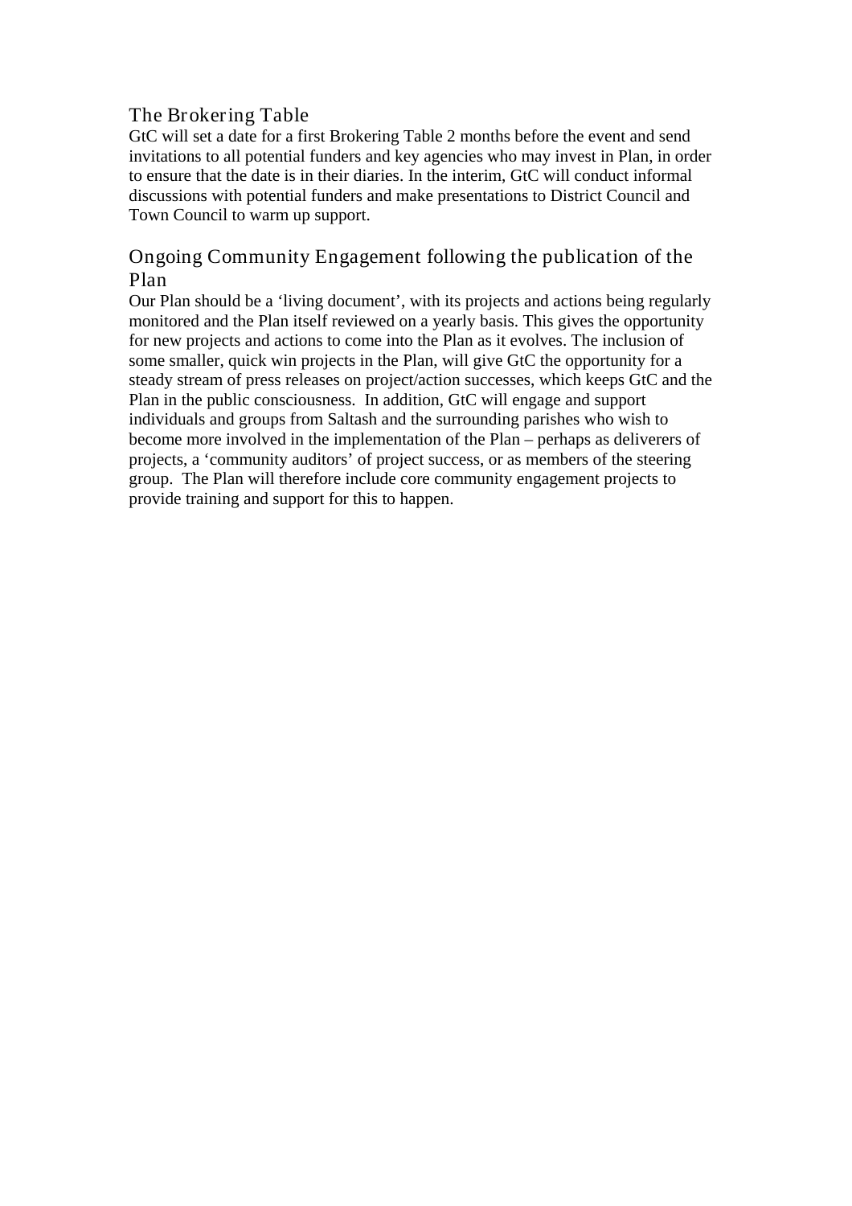## The Brokering Table

GtC will set a date for a first Brokering Table 2 months before the event and send invitations to all potential funders and key agencies who may invest in Plan, in order to ensure that the date is in their diaries. In the interim, GtC will conduct informal discussions with potential funders and make presentations to District Council and Town Council to warm up support.

## Ongoing Community Engagement following the publication of the Plan

Our Plan should be a 'living document', with its projects and actions being regularly monitored and the Plan itself reviewed on a yearly basis. This gives the opportunity for new projects and actions to come into the Plan as it evolves. The inclusion of some smaller, quick win projects in the Plan, will give GtC the opportunity for a steady stream of press releases on project/action successes, which keeps GtC and the Plan in the public consciousness. In addition, GtC will engage and support individuals and groups from Saltash and the surrounding parishes who wish to become more involved in the implementation of the Plan – perhaps as deliverers of projects, a 'community auditors' of project success, or as members of the steering group. The Plan will therefore include core community engagement projects to provide training and support for this to happen.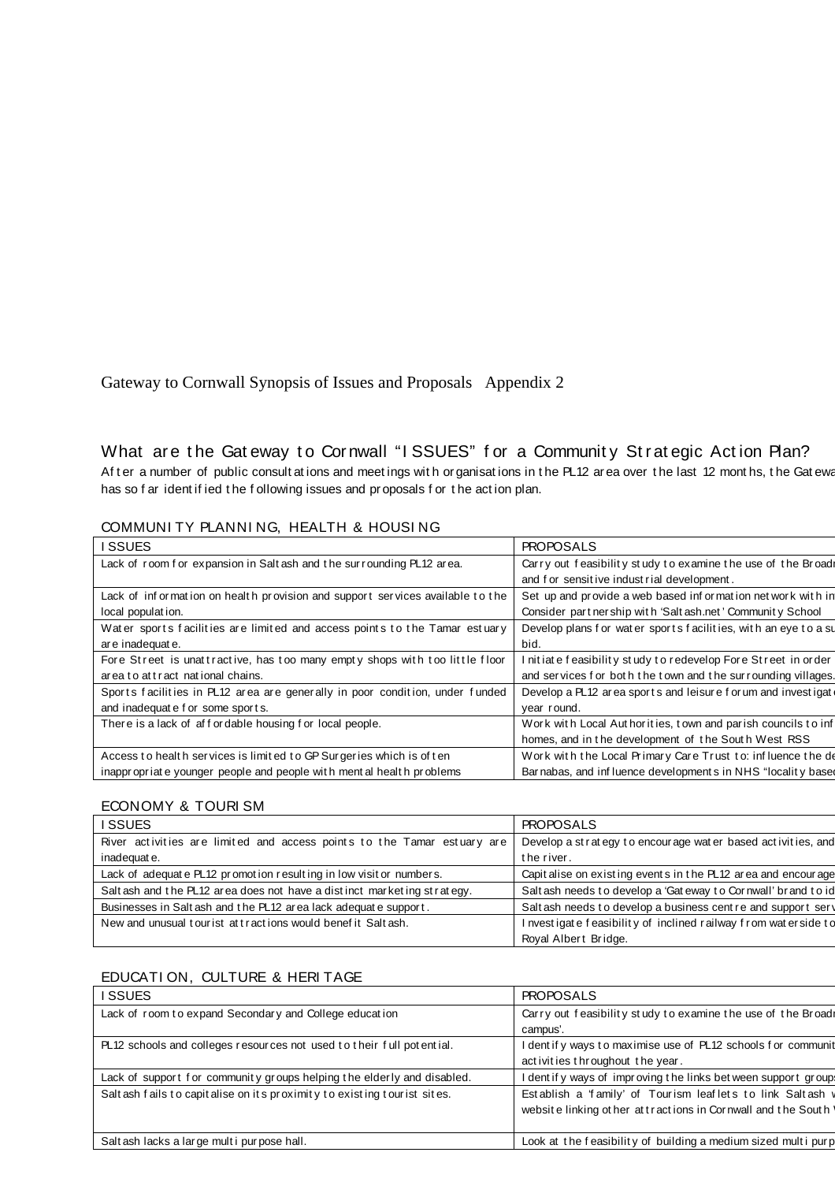Gateway to Cornwall Synopsis of Issues and Proposals Appendix 2

## What are the Gateway to Cornwall "ISSUES" for a Community Strategic Action Plan?

After a number of public consultations and meetings with organisations in the PL12 area over the last 12 months, the Gatewa has so far identified the following issues and proposals for the action plan.

### COMMUNITY PLANNING, HEALTH & HOUSING

| ISSUES | PROPOSALS |
|---|---|
| Lack of room for expansion in Saltash and the surrounding PL12 area. | Carry out feasibility study to examine the use of the Broadm and for sensitive industrial development. |
| Lack of information on health provision and support services available to the local population. | Set up and provide a web based information network with in Consider partnership with 'Saltash.net' Community School |
| Water sports facilities are limited and access points to the Tamar estuary are inadequate. | Develop plans for water sports facilities, with an eye to a su bid. |
| Fore Street is unattractive, has too many empty shops with too little floor area to attract national chains. | Initiate feasibility study to redevelop Fore Street in order and services for both the town and the surrounding villages. |
| Sports facilities in PL12 area are generally in poor condition, under funded and inadequate for some sports. | Develop a PL12 area sports and leisure forum and investigat year round. |
| There is a lack of affordable housing for local people. | Work with Local Authorities, town and parish councils to inf homes, and in the development of the South West RSS |
| Access to health services is limited to GP Surgeries which is often inappropriate younger people and people with mental health problems | Work with the Local Primary Care Trust to: influence the de Barnabas, and influence developments in NHS "locality base |

### ECONOMY & TOURISM

| ISSUES | PROPOSALS |
|---|---|
| River activities are limited and access points to the Tamar estuary are inadequate. | Develop a strategy to encourage water based activities, and the river. |
| Lack of adequate PL12 promotion resulting in low visitor numbers. | Capitalise on existing events in the PL12 area and encourage |
| Saltash and the PL12 area does not have a distinct marketing strategy. | Saltash needs to develop a 'Gateway to Cornwall' brand to id |
| Businesses in Saltash and the PL12 area lack adequate support. | Saltash needs to develop a business centre and support serv |
| New and unusual tourist attractions would benefit Saltash. | Investigate feasibility of inclined railway from waterside to Royal Albert Bridge. |

### EDUCATION, CULTURE & HERITAGE

| ISSUES | PROPOSALS |
|---|---|
| Lack of room to expand Secondary and College education | Carry out feasibility study to examine the use of the Broadm campus'. |
| PL12 schools and colleges resources not used to their full potential. | Identify ways to maximise use of PL12 schools for communit activities throughout the year. |
| Lack of support for community groups helping the elderly and disabled. | Identify ways of improving the links between support groups |
| Saltash fails to capitalise on its proximity to existing tourist sites. | Establish a 'family' of Tourism leaflets to link Saltash w website linking other attractions in Cornwall and the South |
| Saltash lacks a large multi purpose hall. | Look at the feasibility of building a medium sized multi purp |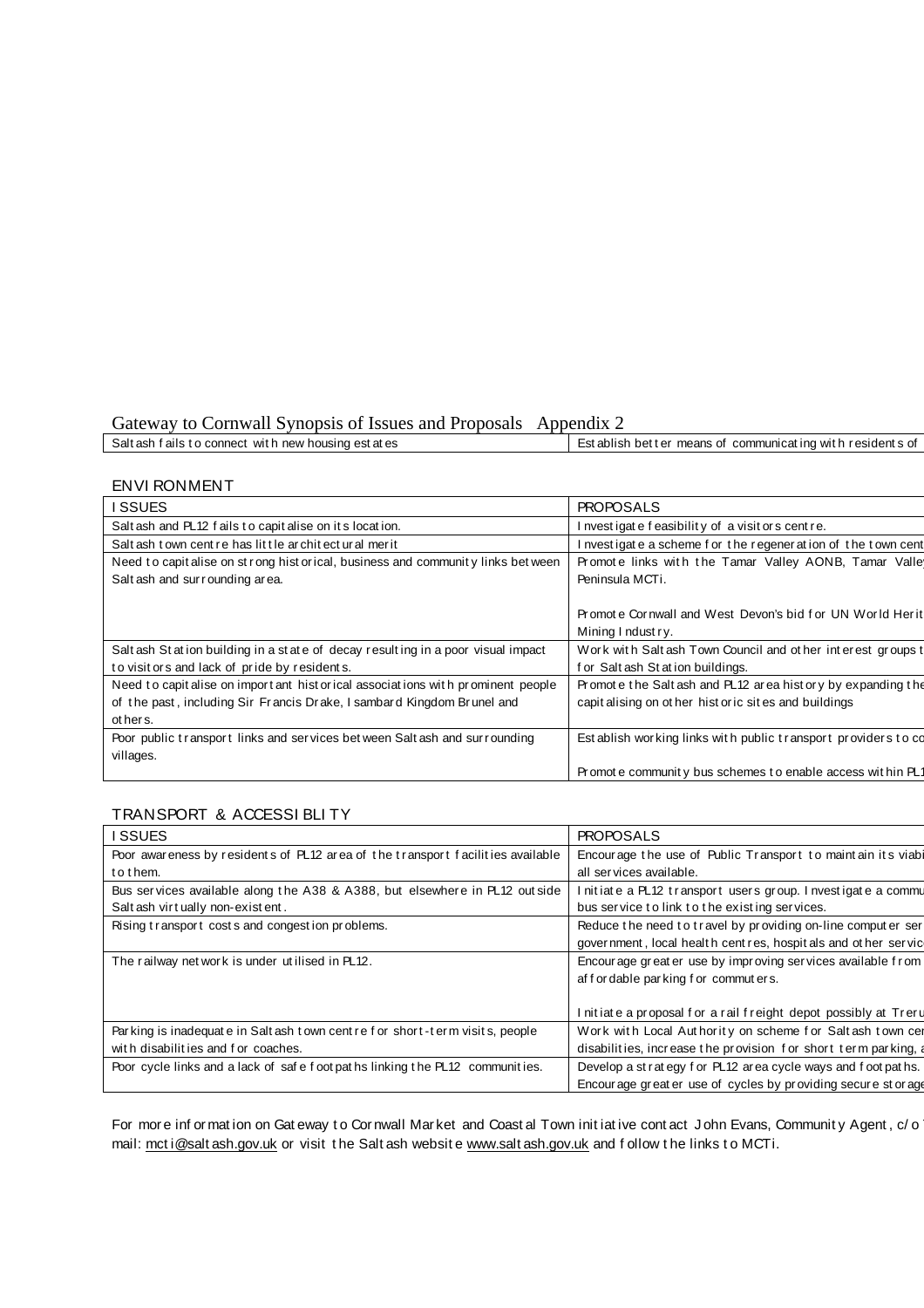Gateway to Cornwall Synopsis of Issues and Proposals Appendix 2

| | |
|---|---|
| Saltash fails to connect with new housing estates | Establish better means of communicating with residents of |

ENVIRONMENT

| ISSUES | PROPOSALS |
|---|---|
| Saltash and PL12 fails to capitalise on its location. | Investigate feasibility of a visitors centre. |
| Saltash town centre has little architectural merit | Investigate a scheme for the regeneration of the town cent |
| Need to capitalise on strong historical, business and community links between Saltash and surrounding area. | Promote links with the Tamar Valley AONB, Tamar Valle Peninsula MCTi.<br><br>Promote Cornwall and West Devon's bid for UN World Herit Mining Industry. |
| Saltash Station building in a state of decay resulting in a poor visual impact to visitors and lack of pride by residents. | Work with Saltash Town Council and other interest groups t for Saltash Station buildings. |
| Need to capitalise on important historical associations with prominent people of the past, including Sir Francis Drake, Isambard Kingdom Brunel and others. | Promote the Saltash and PL12 area history by expanding the capitalising on other historic sites and buildings |
| Poor public transport links and services between Saltash and surrounding villages. | Establish working links with public transport providers to co<br><br>Promote community bus schemes to enable access within PL1 |

TRANSPORT & ACCESSIBLITY

| ISSUES | PROPOSALS |
|---|---|
| Poor awareness by residents of PL12 area of the transport facilities available to them. | Encourage the use of Public Transport to maintain its viabi all services available. |
| Bus services available along the A38 & A388, but elsewhere in PL12 outside Saltash virtually non-existent. | Initiate a PL12 transport users group. Investigate a commu bus service to link to the existing services. |
| Rising transport costs and congestion problems. | Reduce the need to travel by providing on-line computer ser government, local health centres, hospitals and other servic |
| The railway network is under utilised in PL12. | Encourage greater use by improving services available from affordable parking for commuters.<br><br>Initiate a proposal for a rail freight depot possibly at Treru |
| Parking is inadequate in Saltash town centre for short-term visits, people with disabilities and for coaches. | Work with Local Authority on scheme for Saltash town cer disabilities, increase the provision for short term parking, a |
| Poor cycle links and a lack of safe footpaths linking the PL12 communities. | Develop a strategy for PL12 area cycle ways and footpaths. Encourage greater use of cycles by providing secure storage |

For more information on Gateway to Cornwall Market and Coastal Town initiative contact John Evans, Community Agent, c/o mail: mcti@saltash.gov.uk or visit the Saltash website www.saltash.gov.uk and follow the links to MCTi.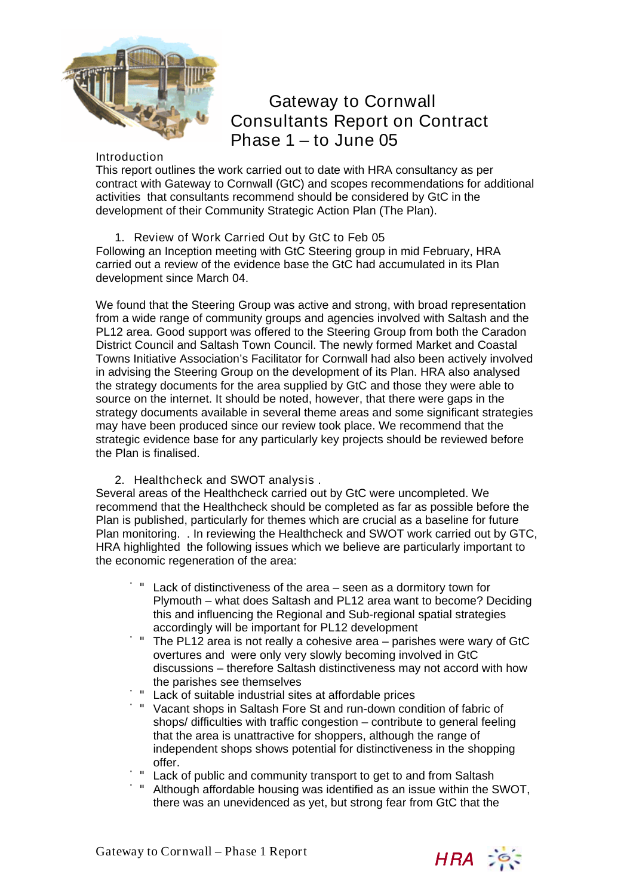# Gateway to Cornwall Consultants Report on Contract Phase 1 – to June 05

## Introduction

This report outlines the work carried out to date with HRA consultancy as per contract with Gateway to Cornwall (GtC) and scopes recommendations for additional activities that consultants recommend should be considered by GtC in the development of their Community Strategic Action Plan (The Plan).

## 1. Review of Work Carried Out by GtC to Feb 05

Following an Inception meeting with GtC Steering group in mid February, HRA carried out a review of the evidence base the GtC had accumulated in its Plan development since March 04.

We found that the Steering Group was active and strong, with broad representation from a wide range of community groups and agencies involved with Saltash and the PL12 area. Good support was offered to the Steering Group from both the Caradon District Council and Saltash Town Council. The newly formed Market and Coastal Towns Initiative Association's Facilitator for Cornwall had also been actively involved in advising the Steering Group on the development of its Plan. HRA also analysed the strategy documents for the area supplied by GtC and those they were able to source on the internet. It should be noted, however, that there were gaps in the strategy documents available in several theme areas and some significant strategies may have been produced since our review took place. We recommend that the strategic evidence base for any particularly key projects should be reviewed before the Plan is finalised.

## 2. Healthcheck and SWOT analysis .

Several areas of the Healthcheck carried out by GtC were uncompleted. We recommend that the Healthcheck should be completed as far as possible before the Plan is published, particularly for themes which are crucial as a baseline for future Plan monitoring. . In reviewing the Healthcheck and SWOT work carried out by GTC, HRA highlighted the following issues which we believe are particularly important to the economic regeneration of the area:

- Lack of distinctiveness of the area – seen as a dormitory town for Plymouth – what does Saltash and PL12 area want to become? Deciding this and influencing the Regional and Sub-regional spatial strategies accordingly will be important for PL12 development
- The PL12 area is not really a cohesive area – parishes were wary of GtC overtures and were only very slowly becoming involved in GtC discussions – therefore Saltash distinctiveness may not accord with how the parishes see themselves
- Lack of suitable industrial sites at affordable prices
- Vacant shops in Saltash Fore St and run-down condition of fabric of shops/ difficulties with traffic congestion – contribute to general feeling that the area is unattractive for shoppers, although the range of independent shops shows potential for distinctiveness in the shopping offer.
- Lack of public and community transport to get to and from Saltash
- Although affordable housing was identified as an issue within the SWOT, there was an unevidenced as yet, but strong fear from GtC that the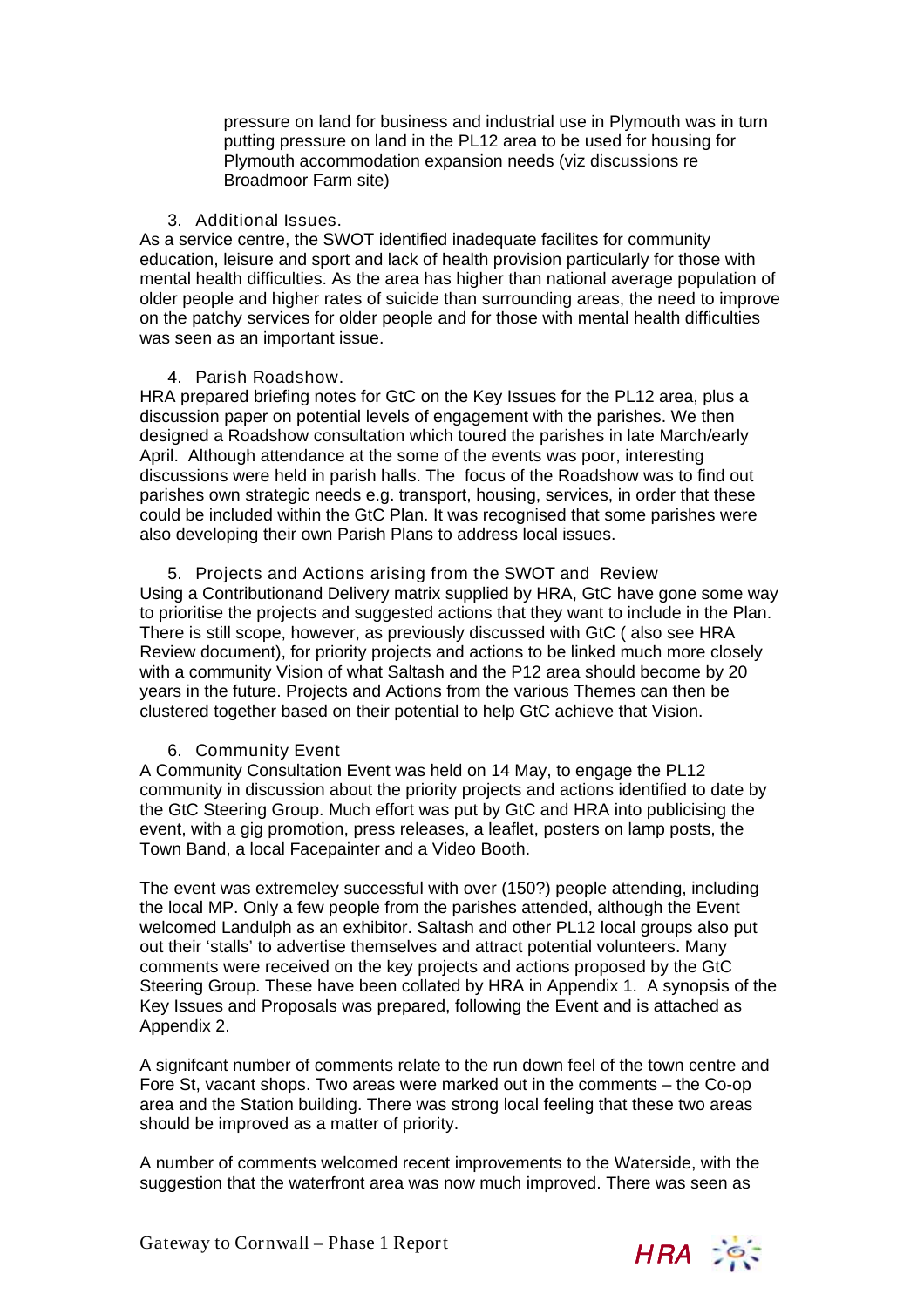pressure on land for business and industrial use in Plymouth was in turn putting pressure on land in the PL12 area to be used for housing for Plymouth accommodation expansion needs (viz discussions re Broadmoor Farm site)

3. Additional Issues.

As a service centre, the SWOT identified inadequate facilites for community education, leisure and sport and lack of health provision particularly for those with mental health difficulties. As the area has higher than national average population of older people and higher rates of suicide than surrounding areas, the need to improve on the patchy services for older people and for those with mental health difficulties was seen as an important issue.

4. Parish Roadshow.

HRA prepared briefing notes for GtC on the Key Issues for the PL12 area, plus a discussion paper on potential levels of engagement with the parishes. We then designed a Roadshow consultation which toured the parishes in late March/early April. Although attendance at the some of the events was poor, interesting discussions were held in parish halls. The focus of the Roadshow was to find out parishes own strategic needs e.g. transport, housing, services, in order that these could be included within the GtC Plan. It was recognised that some parishes were also developing their own Parish Plans to address local issues.

5. Projects and Actions arising from the SWOT and Review

Using a Contributionand Delivery matrix supplied by HRA, GtC have gone some way to prioritise the projects and suggested actions that they want to include in the Plan. There is still scope, however, as previously discussed with GtC ( also see HRA Review document), for priority projects and actions to be linked much more closely with a community Vision of what Saltash and the P12 area should become by 20 years in the future. Projects and Actions from the various Themes can then be clustered together based on their potential to help GtC achieve that Vision.

6. Community Event

A Community Consultation Event was held on 14 May, to engage the PL12 community in discussion about the priority projects and actions identified to date by the GtC Steering Group. Much effort was put by GtC and HRA into publicising the event, with a gig promotion, press releases, a leaflet, posters on lamp posts, the Town Band, a local Facepainter and a Video Booth.

The event was extremeley successful with over (150?) people attending, including the local MP. Only a few people from the parishes attended, although the Event welcomed Landulph as an exhibitor. Saltash and other PL12 local groups also put out their 'stalls' to advertise themselves and attract potential volunteers. Many comments were received on the key projects and actions proposed by the GtC Steering Group. These have been collated by HRA in Appendix 1. A synopsis of the Key Issues and Proposals was prepared, following the Event and is attached as Appendix 2.

A signifcant number of comments relate to the run down feel of the town centre and Fore St, vacant shops. Two areas were marked out in the comments – the Co-op area and the Station building. There was strong local feeling that these two areas should be improved as a matter of priority.

A number of comments welcomed recent improvements to the Waterside, with the suggestion that the waterfront area was now much improved. There was seen as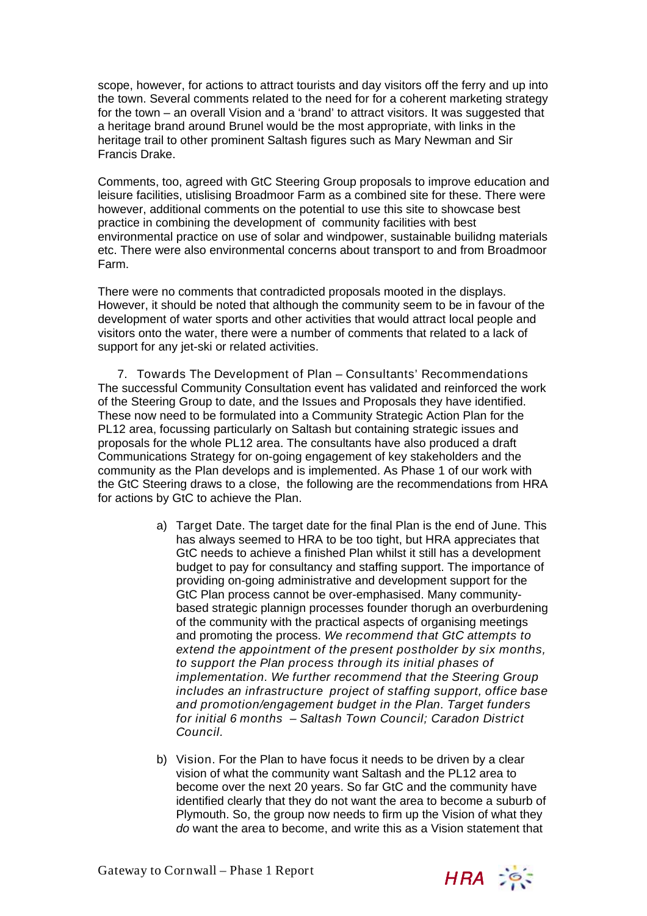scope, however, for actions to attract tourists and day visitors off the ferry and up into the town. Several comments related to the need for for a coherent marketing strategy for the town – an overall Vision and a 'brand' to attract visitors. It was suggested that a heritage brand around Brunel would be the most appropriate, with links in the heritage trail to other prominent Saltash figures such as Mary Newman and Sir Francis Drake.

Comments, too, agreed with GtC Steering Group proposals to improve education and leisure facilities, utislising Broadmoor Farm as a combined site for these. There were however, additional comments on the potential to use this site to showcase best practice in combining the development of community facilities with best environmental practice on use of solar and windpower, sustainable builidng materials etc. There were also environmental concerns about transport to and from Broadmoor Farm.

There were no comments that contradicted proposals mooted in the displays. However, it should be noted that although the community seem to be in favour of the development of water sports and other activities that would attract local people and visitors onto the water, there were a number of comments that related to a lack of support for any jet-ski or related activities.

## 7. Towards The Development of Plan – Consultants' Recommendations

The successful Community Consultation event has validated and reinforced the work of the Steering Group to date, and the Issues and Proposals they have identified. These now need to be formulated into a Community Strategic Action Plan for the PL12 area, focussing particularly on Saltash but containing strategic issues and proposals for the whole PL12 area. The consultants have also produced a draft Communications Strategy for on-going engagement of key stakeholders and the community as the Plan develops and is implemented. As Phase 1 of our work with the GtC Steering draws to a close, the following are the recommendations from HRA for actions by GtC to achieve the Plan.

a) Target Date. The target date for the final Plan is the end of June. This has always seemed to HRA to be too tight, but HRA appreciates that GtC needs to achieve a finished Plan whilst it still has a development budget to pay for consultancy and staffing support. The importance of providing on-going administrative and development support for the GtC Plan process cannot be over-emphasised. Many community-based strategic plannign processes founder thorugh an overburdening of the community with the practical aspects of organising meetings and promoting the process. *We recommend that GtC attempts to extend the appointment of the present postholder by six months, to support the Plan process through its initial phases of implementation. We further recommend that the Steering Group includes an infrastructure project of staffing support, office base and promotion/engagement budget in the Plan. Target funders for initial 6 months – Saltash Town Council; Caradon District Council.*

b) Vision. For the Plan to have focus it needs to be driven by a clear vision of what the community want Saltash and the PL12 area to become over the next 20 years. So far GtC and the community have identified clearly that they do not want the area to become a suburb of Plymouth. So, the group now needs to firm up the Vision of what they *do* want the area to become, and write this as a Vision statement that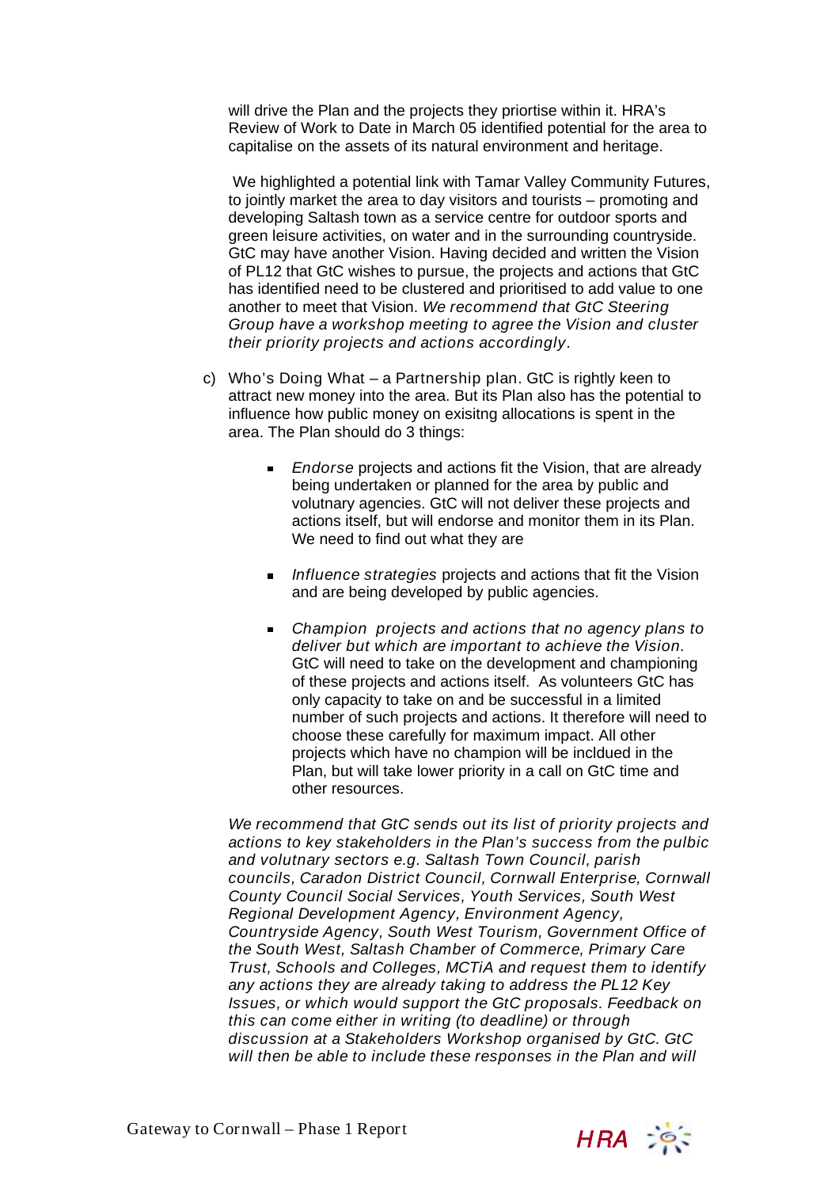will drive the Plan and the projects they priortise within it. HRA's Review of Work to Date in March 05 identified potential for the area to capitalise on the assets of its natural environment and heritage.

We highlighted a potential link with Tamar Valley Community Futures, to jointly market the area to day visitors and tourists – promoting and developing Saltash town as a service centre for outdoor sports and green leisure activities, on water and in the surrounding countryside. GtC may have another Vision. Having decided and written the Vision of PL12 that GtC wishes to pursue, the projects and actions that GtC has identified need to be clustered and prioritised to add value to one another to meet that Vision. *We recommend that GtC Steering Group have a workshop meeting to agree the Vision and cluster their priority projects and actions accordingly*.

c) Who's Doing What – a Partnership plan. GtC is rightly keen to attract new money into the area. But its Plan also has the potential to influence how public money on exisitng allocations is spent in the area. The Plan should do 3 things:

   - *Endorse* projects and actions fit the Vision, that are already being undertaken or planned for the area by public and volutnary agencies. GtC will not deliver these projects and actions itself, but will endorse and monitor them in its Plan. We need to find out what they are

   - *Influence strategies* projects and actions that fit the Vision and are being developed by public agencies.

   - *Champion projects and actions that no agency plans to deliver but which are important to achieve the Vision.* GtC will need to take on the development and championing of these projects and actions itself. As volunteers GtC has only capacity to take on and be successful in a limited number of such projects and actions. It therefore will need to choose these carefully for maximum impact. All other projects which have no champion will be incldued in the Plan, but will take lower priority in a call on GtC time and other resources.

*We recommend that GtC sends out its list of priority projects and actions to key stakeholders in the Plan's success from the pulbic and volutnary sectors e.g. Saltash Town Council, parish councils, Caradon District Council, Cornwall Enterprise, Cornwall County Council Social Services, Youth Services, South West Regional Development Agency, Environment Agency, Countryside Agency, South West Tourism, Government Office of the South West, Saltash Chamber of Commerce, Primary Care Trust, Schools and Colleges, MCTiA and request them to identify any actions they are already taking to address the PL12 Key Issues, or which would support the GtC proposals. Feedback on this can come either in writing (to deadline) or through discussion at a Stakeholders Workshop organised by GtC. GtC will then be able to include these responses in the Plan and will*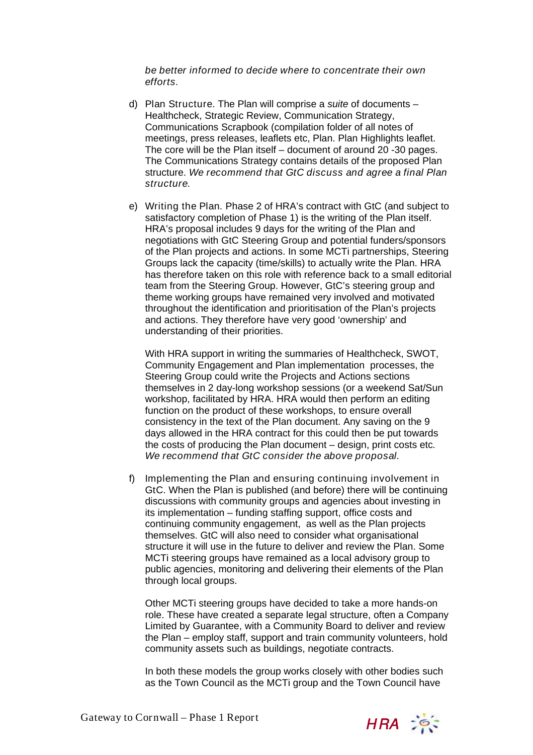*be better informed to decide where to concentrate their own efforts.*

d) Plan Structure. The Plan will comprise a *suite* of documents – Healthcheck, Strategic Review, Communication Strategy, Communications Scrapbook (compilation folder of all notes of meetings, press releases, leaflets etc, Plan. Plan Highlights leaflet. The core will be the Plan itself – document of around 20 -30 pages. The Communications Strategy contains details of the proposed Plan structure. *We recommend that GtC discuss and agree a final Plan structure.*

e) Writing the Plan. Phase 2 of HRA's contract with GtC (and subject to satisfactory completion of Phase 1) is the writing of the Plan itself. HRA's proposal includes 9 days for the writing of the Plan and negotiations with GtC Steering Group and potential funders/sponsors of the Plan projects and actions. In some MCTi partnerships, Steering Groups lack the capacity (time/skills) to actually write the Plan. HRA has therefore taken on this role with reference back to a small editorial team from the Steering Group. However, GtC's steering group and theme working groups have remained very involved and motivated throughout the identification and prioritisation of the Plan's projects and actions. They therefore have very good 'ownership' and understanding of their priorities.

   With HRA support in writing the summaries of Healthcheck, SWOT, Community Engagement and Plan implementation processes, the Steering Group could write the Projects and Actions sections themselves in 2 day-long workshop sessions (or a weekend Sat/Sun workshop, facilitated by HRA. HRA would then perform an editing function on the product of these workshops, to ensure overall consistency in the text of the Plan document. Any saving on the 9 days allowed in the HRA contract for this could then be put towards the costs of producing the Plan document – design, print costs etc. *We recommend that GtC consider the above proposal*.

f) Implementing the Plan and ensuring continuing involvement in GtC. When the Plan is published (and before) there will be continuing discussions with community groups and agencies about investing in its implementation – funding staffing support, office costs and continuing community engagement, as well as the Plan projects themselves. GtC will also need to consider what organisational structure it will use in the future to deliver and review the Plan. Some MCTi steering groups have remained as a local advisory group to public agencies, monitoring and delivering their elements of the Plan through local groups.

   Other MCTi steering groups have decided to take a more hands-on role. These have created a separate legal structure, often a Company Limited by Guarantee, with a Community Board to deliver and review the Plan – employ staff, support and train community volunteers, hold community assets such as buildings, negotiate contracts.

   In both these models the group works closely with other bodies such as the Town Council as the MCTi group and the Town Council have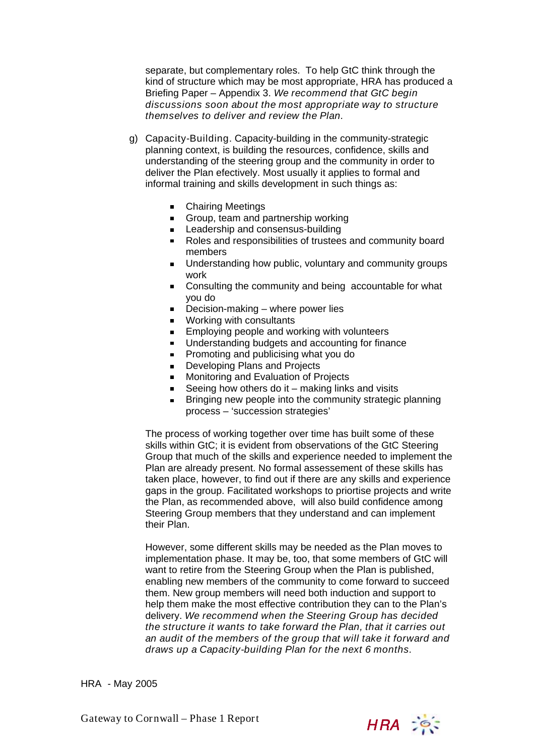separate, but complementary roles. To help GtC think through the kind of structure which may be most appropriate, HRA has produced a Briefing Paper – Appendix 3. *We recommend that GtC begin discussions soon about the most appropriate way to structure themselves to deliver and review the Plan.*

g) Capacity-Building. Capacity-building in the community-strategic planning context, is building the resources, confidence, skills and understanding of the steering group and the community in order to deliver the Plan efectively. Most usually it applies to formal and informal training and skills development in such things as:

- Chairing Meetings
- Group, team and partnership working
- Leadership and consensus-building
- Roles and responsibilities of trustees and community board members
- Understanding how public, voluntary and community groups work
- Consulting the community and being accountable for what you do
- Decision-making – where power lies
- Working with consultants
- Employing people and working with volunteers
- Understanding budgets and accounting for finance
- Promoting and publicising what you do
- Developing Plans and Projects
- Monitoring and Evaluation of Projects
- Seeing how others do it – making links and visits
- Bringing new people into the community strategic planning process – 'succession strategies'

The process of working together over time has built some of these skills within GtC; it is evident from observations of the GtC Steering Group that much of the skills and experience needed to implement the Plan are already present. No formal assessement of these skills has taken place, however, to find out if there are any skills and experience gaps in the group. Facilitated workshops to priortise projects and write the Plan, as recommended above, will also build confidence among Steering Group members that they understand and can implement their Plan.

However, some different skills may be needed as the Plan moves to implementation phase. It may be, too, that some members of GtC will want to retire from the Steering Group when the Plan is published, enabling new members of the community to come forward to succeed them. New group members will need both induction and support to help them make the most effective contribution they can to the Plan's delivery. *We recommend when the Steering Group has decided the structure it wants to take forward the Plan, that it carries out an audit of the members of the group that will take it forward and draws up a Capacity-building Plan for the next 6 months.*

HRA - May 2005